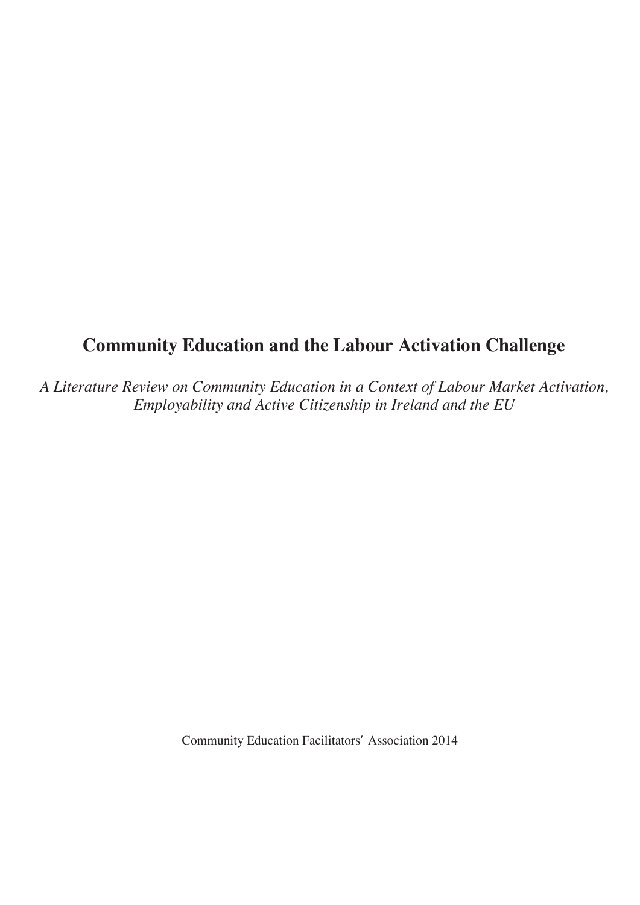# Community Education and the Labour Activation Challenge

*A Literature Review on Community Education in a Context of Labour Market Activation, Employability and Active Citizenship in Ireland and the EU*

Community Education Facilitators' Association 2014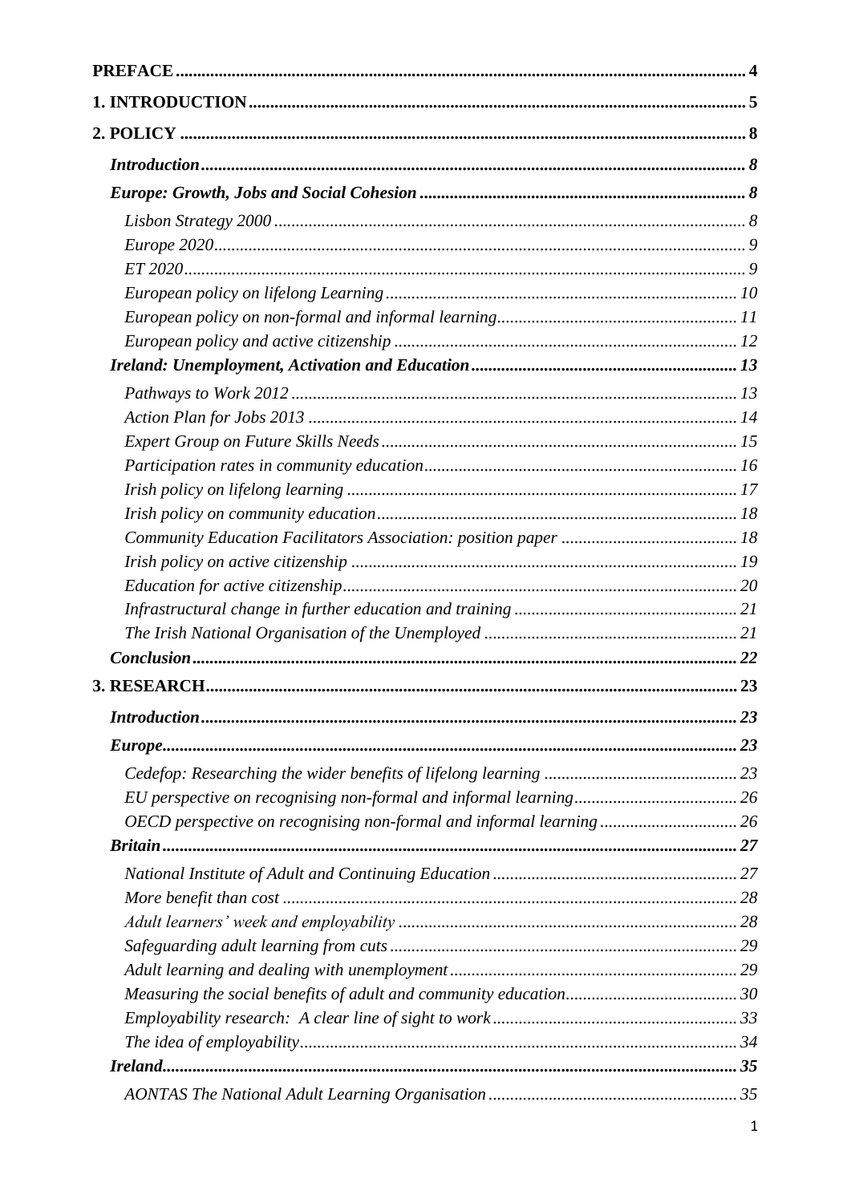**PREFACE** .......... **4**

**1. INTRODUCTION** .......... **5**

**2. POLICY** .......... **8**

***Introduction*** .......... ***8***

***Europe: Growth, Jobs and Social Cohesion*** .......... ***8***

*Lisbon Strategy 2000* .......... *8*

*Europe 2020* .......... *9*

*ET 2020* .......... *9*

*European policy on lifelong Learning* .......... *10*

*European policy on non-formal and informal learning* .......... *11*

*European policy and active citizenship* .......... *12*

***Ireland: Unemployment, Activation and Education*** .......... ***13***

*Pathways to Work 2012* .......... *13*

*Action Plan for Jobs 2013* .......... *14*

*Expert Group on Future Skills Needs* .......... *15*

*Participation rates in community education* .......... *16*

*Irish policy on lifelong learning* .......... *17*

*Irish policy on community education* .......... *18*

*Community Education Facilitators Association: position paper* .......... *18*

*Irish policy on active citizenship* .......... *19*

*Education for active citizenship* .......... *20*

*Infrastructural change in further education and training* .......... *21*

*The Irish National Organisation of the Unemployed* .......... *21*

***Conclusion*** .......... ***22***

**3. RESEARCH** .......... **23**

***Introduction*** .......... ***23***

***Europe*** .......... ***23***

*Cedefop: Researching the wider benefits of lifelong learning* .......... *23*

*EU perspective on recognising non-formal and informal learning* .......... *26*

*OECD perspective on recognising non-formal and informal learning* .......... *26*

***Britain*** .......... ***27***

*National Institute of Adult and Continuing Education* .......... *27*

*More benefit than cost* .......... *28*

*Adult learners' week and employability* .......... *28*

*Safeguarding adult learning from cuts* .......... *29*

*Adult learning and dealing with unemployment* .......... *29*

*Measuring the social benefits of adult and community education* .......... *30*

*Employability research: A clear line of sight to work* .......... *33*

*The idea of employability* .......... *34*

***Ireland*** .......... ***35***

*AONTAS The National Adult Learning Organisation* .......... *35*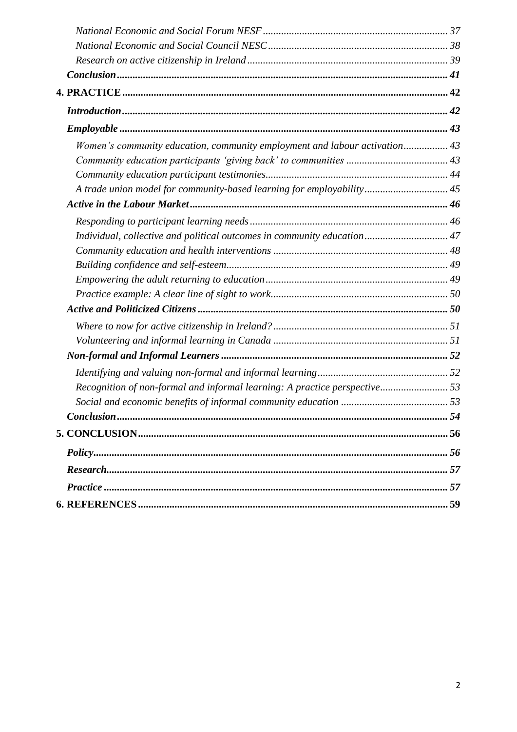*National Economic and Social Forum NESF* ...................................................................... 37
*National Economic and Social Council NESC* .................................................................... 38
*Research on active citizenship in Ireland* ........................................................................... 39
***Conclusion*** ............................................................................................................................ 41

**4. PRACTICE** ........................................................................................................................... 42

***Introduction*** ........................................................................................................................... 42
***Employable*** ............................................................................................................................ 43

*Women's community education, community employment and labour activation* ................ 43
*Community education participants 'giving back' to communities* ....................................... 43
*Community education participant testimonies* ..................................................................... 44
*A trade union model for community-based learning for employability* ................................ 45

***Active in the Labour Market*** ................................................................................................. 46

*Responding to participant learning needs* ........................................................................... 46
*Individual, collective and political outcomes in community education* ................................ 47
*Community education and health interventions* .................................................................. 48
*Building confidence and self-esteem* .................................................................................... 49
*Empowering the adult returning to education* ..................................................................... 49
*Practice example: A clear line of sight to work* ................................................................... 50

***Active and Politicized Citizens*** .............................................................................................. 50

*Where to now for active citizenship in Ireland?* .................................................................. 51
*Volunteering and informal learning in Canada* .................................................................. 51

***Non-formal and Informal Learners*** ...................................................................................... 52

*Identifying and valuing non-formal and informal learning* .................................................. 52
*Recognition of non-formal and informal learning: A practice perspective* .......................... 53
*Social and economic benefits of informal community education* ......................................... 53

***Conclusion*** ............................................................................................................................ 54

**5. CONCLUSION** ..................................................................................................................... 56

***Policy*** ..................................................................................................................................... 56
***Research*** ................................................................................................................................ 57
***Practice*** ................................................................................................................................. 57

**6. REFERENCES** ..................................................................................................................... 59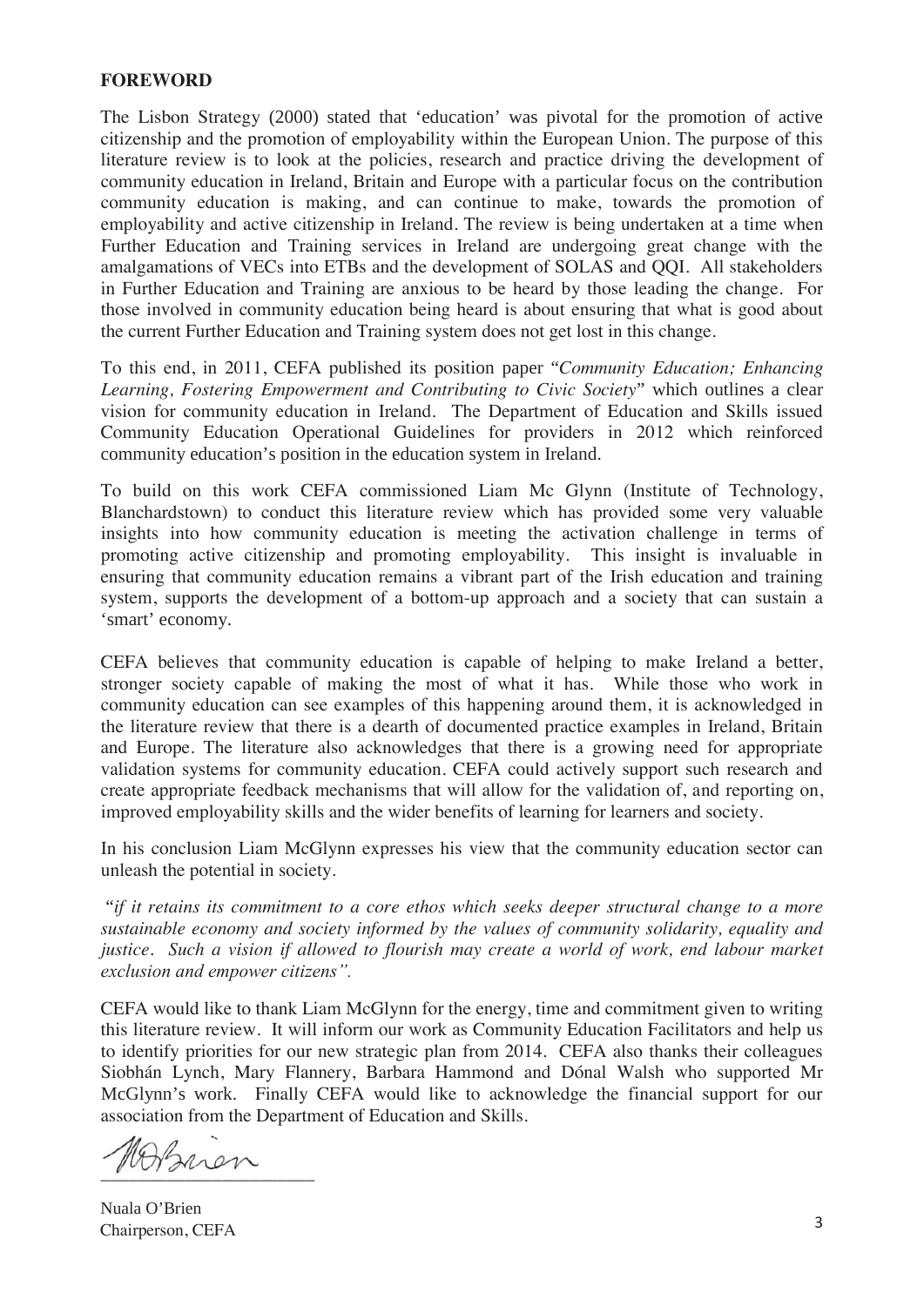**FOREWORD**

The Lisbon Strategy (2000) stated that 'education' was pivotal for the promotion of active citizenship and the promotion of employability within the European Union. The purpose of this literature review is to look at the policies, research and practice driving the development of community education in Ireland, Britain and Europe with a particular focus on the contribution community education is making, and can continue to make, towards the promotion of employability and active citizenship in Ireland. The review is being undertaken at a time when Further Education and Training services in Ireland are undergoing great change with the amalgamations of VECs into ETBs and the development of SOLAS and QQI. All stakeholders in Further Education and Training are anxious to be heard by those leading the change. For those involved in community education being heard is about ensuring that what is good about the current Further Education and Training system does not get lost in this change.

To this end, in 2011, CEFA published its position paper "*Community Education; Enhancing Learning, Fostering Empowerment and Contributing to Civic Society*" which outlines a clear vision for community education in Ireland. The Department of Education and Skills issued Community Education Operational Guidelines for providers in 2012 which reinforced community education's position in the education system in Ireland.

To build on this work CEFA commissioned Liam Mc Glynn (Institute of Technology, Blanchardstown) to conduct this literature review which has provided some very valuable insights into how community education is meeting the activation challenge in terms of promoting active citizenship and promoting employability. This insight is invaluable in ensuring that community education remains a vibrant part of the Irish education and training system, supports the development of a bottom-up approach and a society that can sustain a 'smart' economy.

CEFA believes that community education is capable of helping to make Ireland a better, stronger society capable of making the most of what it has. While those who work in community education can see examples of this happening around them, it is acknowledged in the literature review that there is a dearth of documented practice examples in Ireland, Britain and Europe. The literature also acknowledges that there is a growing need for appropriate validation systems for community education. CEFA could actively support such research and create appropriate feedback mechanisms that will allow for the validation of, and reporting on, improved employability skills and the wider benefits of learning for learners and society.

In his conclusion Liam McGlynn expresses his view that the community education sector can unleash the potential in society.

"*if it retains its commitment to a core ethos which seeks deeper structural change to a more sustainable economy and society informed by the values of community solidarity, equality and justice. Such a vision if allowed to flourish may create a world of work, end labour market exclusion and empower citizens".*

CEFA would like to thank Liam McGlynn for the energy, time and commitment given to writing this literature review. It will inform our work as Community Education Facilitators and help us to identify priorities for our new strategic plan from 2014. CEFA also thanks their colleagues Siobhán Lynch, Mary Flannery, Barbara Hammond and Dónal Walsh who supported Mr McGlynn's work. Finally CEFA would like to acknowledge the financial support for our association from the Department of Education and Skills.

Nuala O'Brien
Chairperson, CEFA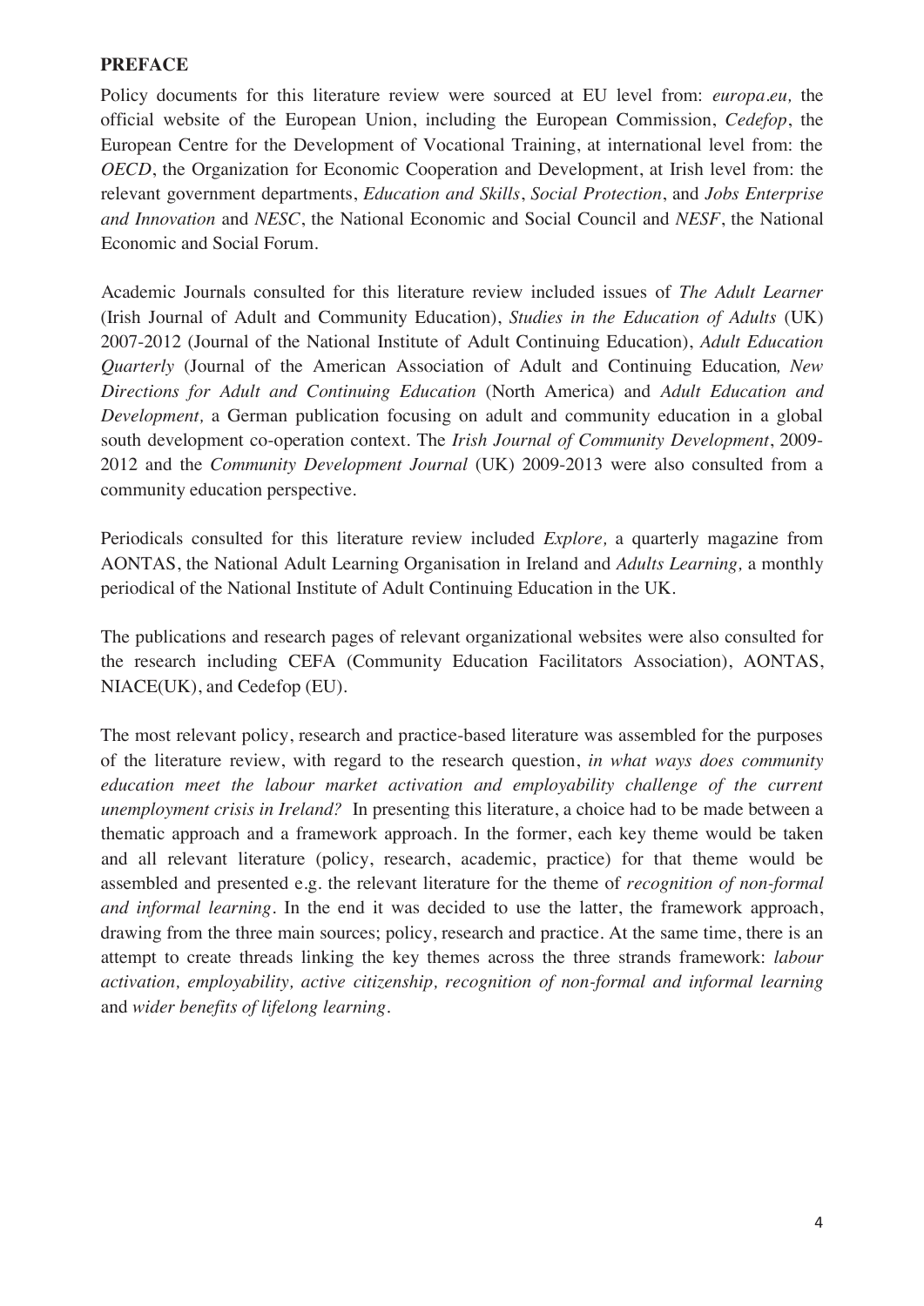## PREFACE

Policy documents for this literature review were sourced at EU level from: *europa.eu,* the official website of the European Union, including the European Commission, *Cedefop*, the European Centre for the Development of Vocational Training, at international level from: the *OECD*, the Organization for Economic Cooperation and Development, at Irish level from: the relevant government departments, *Education and Skills*, *Social Protection*, and *Jobs Enterprise and Innovation* and *NESC*, the National Economic and Social Council and *NESF*, the National Economic and Social Forum.

Academic Journals consulted for this literature review included issues of *The Adult Learner* (Irish Journal of Adult and Community Education), *Studies in the Education of Adults* (UK) 2007-2012 (Journal of the National Institute of Adult Continuing Education), *Adult Education Quarterly* (Journal of the American Association of Adult and Continuing Education*, New Directions for Adult and Continuing Education* (North America) and *Adult Education and Development,* a German publication focusing on adult and community education in a global south development co-operation context. The *Irish Journal of Community Development*, 2009-2012 and the *Community Development Journal* (UK) 2009-2013 were also consulted from a community education perspective.

Periodicals consulted for this literature review included *Explore,* a quarterly magazine from AONTAS, the National Adult Learning Organisation in Ireland and *Adults Learning,* a monthly periodical of the National Institute of Adult Continuing Education in the UK.

The publications and research pages of relevant organizational websites were also consulted for the research including CEFA (Community Education Facilitators Association), AONTAS, NIACE(UK), and Cedefop (EU).

The most relevant policy, research and practice-based literature was assembled for the purposes of the literature review, with regard to the research question, *in what ways does community education meet the labour market activation and employability challenge of the current unemployment crisis in Ireland?* In presenting this literature, a choice had to be made between a thematic approach and a framework approach. In the former, each key theme would be taken and all relevant literature (policy, research, academic, practice) for that theme would be assembled and presented e.g. the relevant literature for the theme of *recognition of non-formal and informal learning*. In the end it was decided to use the latter, the framework approach, drawing from the three main sources; policy, research and practice. At the same time, there is an attempt to create threads linking the key themes across the three strands framework: *labour activation, employability, active citizenship, recognition of non-formal and informal learning* and *wider benefits of lifelong learning*.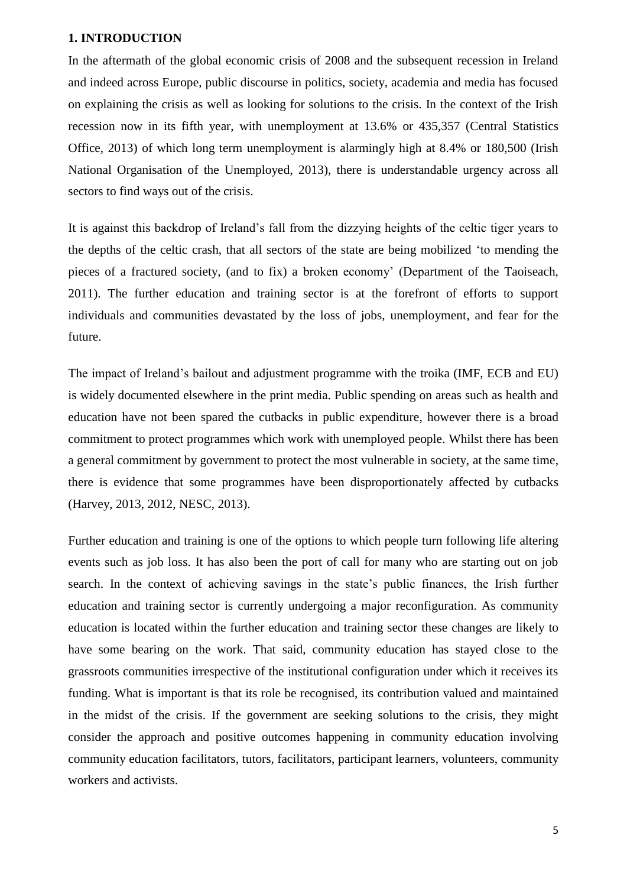## 1. INTRODUCTION

In the aftermath of the global economic crisis of 2008 and the subsequent recession in Ireland and indeed across Europe, public discourse in politics, society, academia and media has focused on explaining the crisis as well as looking for solutions to the crisis. In the context of the Irish recession now in its fifth year, with unemployment at 13.6% or 435,357 (Central Statistics Office, 2013) of which long term unemployment is alarmingly high at 8.4% or 180,500 (Irish National Organisation of the Unemployed, 2013), there is understandable urgency across all sectors to find ways out of the crisis.

It is against this backdrop of Ireland's fall from the dizzying heights of the celtic tiger years to the depths of the celtic crash, that all sectors of the state are being mobilized 'to mending the pieces of a fractured society, (and to fix) a broken economy' (Department of the Taoiseach, 2011). The further education and training sector is at the forefront of efforts to support individuals and communities devastated by the loss of jobs, unemployment, and fear for the future.

The impact of Ireland's bailout and adjustment programme with the troika (IMF, ECB and EU) is widely documented elsewhere in the print media. Public spending on areas such as health and education have not been spared the cutbacks in public expenditure, however there is a broad commitment to protect programmes which work with unemployed people. Whilst there has been a general commitment by government to protect the most vulnerable in society, at the same time, there is evidence that some programmes have been disproportionately affected by cutbacks (Harvey, 2013, 2012, NESC, 2013).

Further education and training is one of the options to which people turn following life altering events such as job loss. It has also been the port of call for many who are starting out on job search. In the context of achieving savings in the state's public finances, the Irish further education and training sector is currently undergoing a major reconfiguration. As community education is located within the further education and training sector these changes are likely to have some bearing on the work. That said, community education has stayed close to the grassroots communities irrespective of the institutional configuration under which it receives its funding. What is important is that its role be recognised, its contribution valued and maintained in the midst of the crisis. If the government are seeking solutions to the crisis, they might consider the approach and positive outcomes happening in community education involving community education facilitators, tutors, facilitators, participant learners, volunteers, community workers and activists.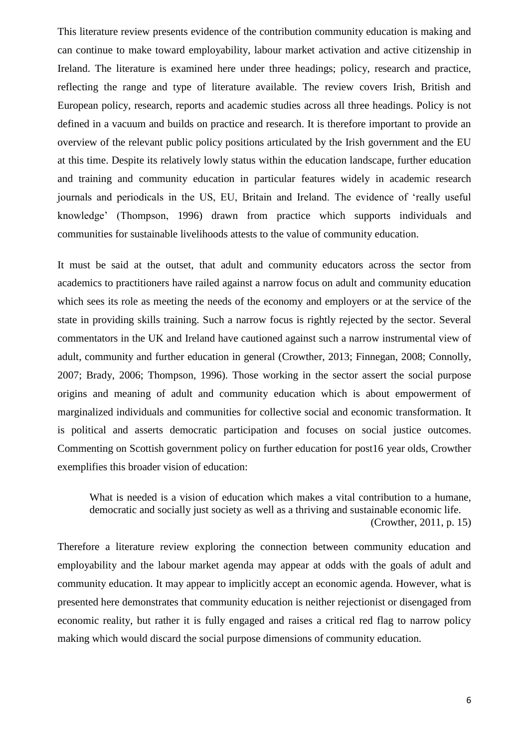This literature review presents evidence of the contribution community education is making and can continue to make toward employability, labour market activation and active citizenship in Ireland. The literature is examined here under three headings; policy, research and practice, reflecting the range and type of literature available. The review covers Irish, British and European policy, research, reports and academic studies across all three headings. Policy is not defined in a vacuum and builds on practice and research. It is therefore important to provide an overview of the relevant public policy positions articulated by the Irish government and the EU at this time. Despite its relatively lowly status within the education landscape, further education and training and community education in particular features widely in academic research journals and periodicals in the US, EU, Britain and Ireland. The evidence of 'really useful knowledge' (Thompson, 1996) drawn from practice which supports individuals and communities for sustainable livelihoods attests to the value of community education.

It must be said at the outset, that adult and community educators across the sector from academics to practitioners have railed against a narrow focus on adult and community education which sees its role as meeting the needs of the economy and employers or at the service of the state in providing skills training. Such a narrow focus is rightly rejected by the sector. Several commentators in the UK and Ireland have cautioned against such a narrow instrumental view of adult, community and further education in general (Crowther, 2013; Finnegan, 2008; Connolly, 2007; Brady, 2006; Thompson, 1996). Those working in the sector assert the social purpose origins and meaning of adult and community education which is about empowerment of marginalized individuals and communities for collective social and economic transformation. It is political and asserts democratic participation and focuses on social justice outcomes. Commenting on Scottish government policy on further education for post16 year olds, Crowther exemplifies this broader vision of education:

> What is needed is a vision of education which makes a vital contribution to a humane, democratic and socially just society as well as a thriving and sustainable economic life.
> (Crowther, 2011, p. 15)

Therefore a literature review exploring the connection between community education and employability and the labour market agenda may appear at odds with the goals of adult and community education. It may appear to implicitly accept an economic agenda. However, what is presented here demonstrates that community education is neither rejectionist or disengaged from economic reality, but rather it is fully engaged and raises a critical red flag to narrow policy making which would discard the social purpose dimensions of community education.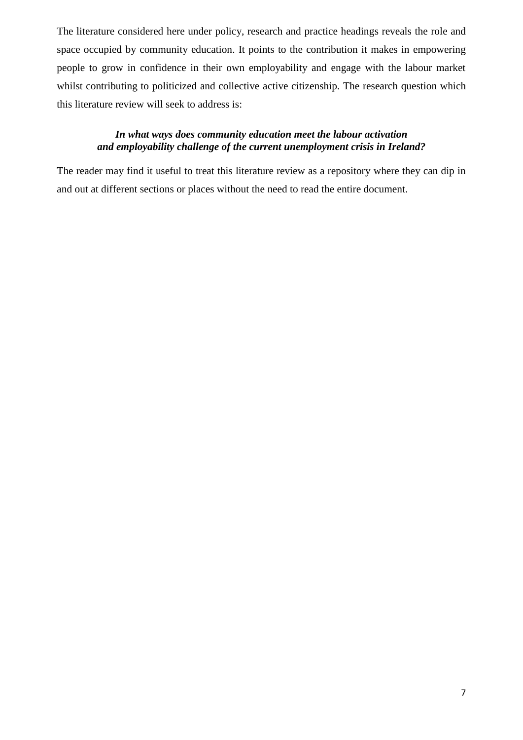The literature considered here under policy, research and practice headings reveals the role and space occupied by community education. It points to the contribution it makes in empowering people to grow in confidence in their own employability and engage with the labour market whilst contributing to politicized and collective active citizenship. The research question which this literature review will seek to address is:

***In what ways does community education meet the labour activation and employability challenge of the current unemployment crisis in Ireland?***

The reader may find it useful to treat this literature review as a repository where they can dip in and out at different sections or places without the need to read the entire document.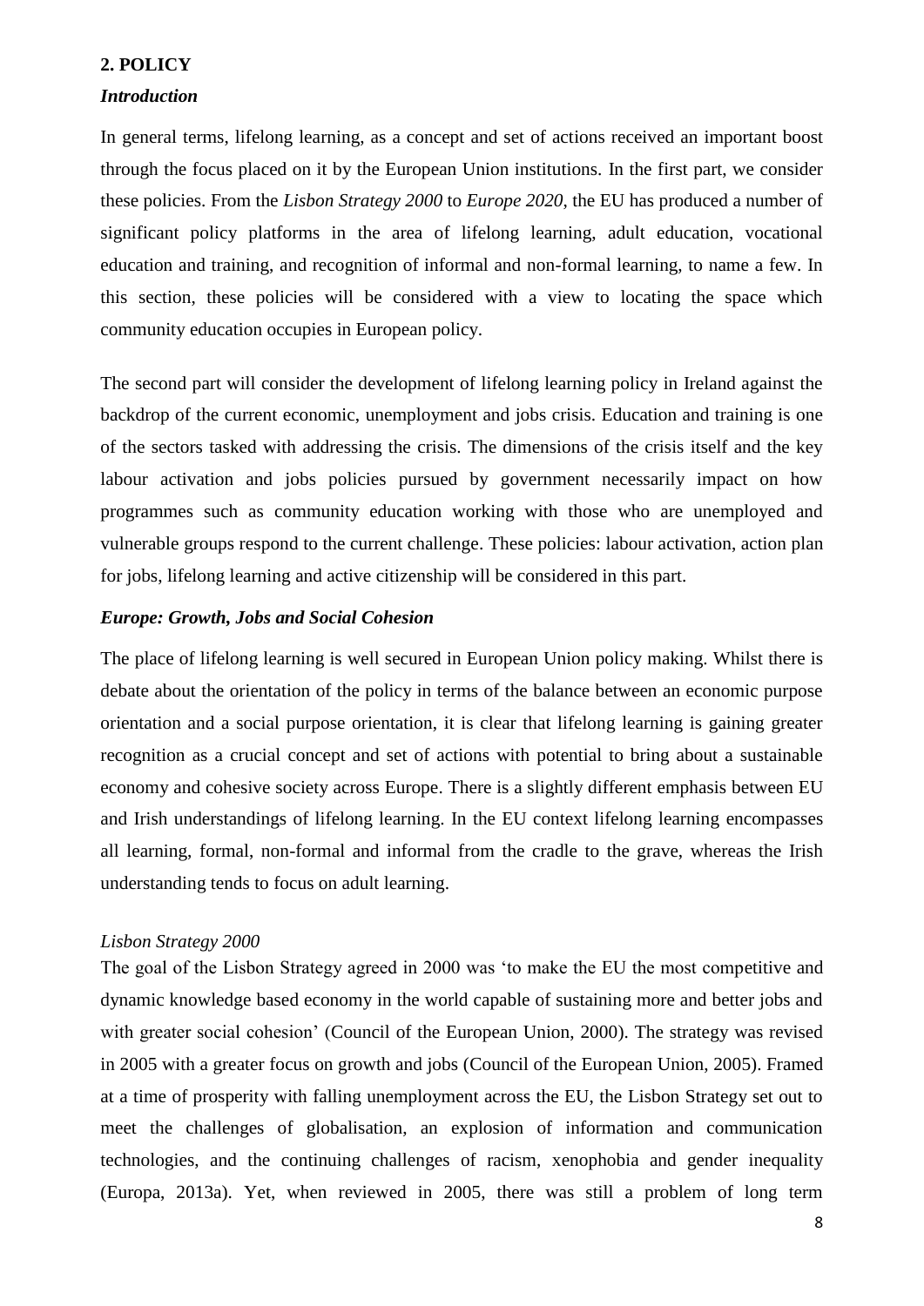## 2. POLICY

### *Introduction*

In general terms, lifelong learning, as a concept and set of actions received an important boost through the focus placed on it by the European Union institutions. In the first part, we consider these policies. From the *Lisbon Strategy 2000* to *Europe 2020*, the EU has produced a number of significant policy platforms in the area of lifelong learning, adult education, vocational education and training, and recognition of informal and non-formal learning, to name a few. In this section, these policies will be considered with a view to locating the space which community education occupies in European policy.

The second part will consider the development of lifelong learning policy in Ireland against the backdrop of the current economic, unemployment and jobs crisis. Education and training is one of the sectors tasked with addressing the crisis. The dimensions of the crisis itself and the key labour activation and jobs policies pursued by government necessarily impact on how programmes such as community education working with those who are unemployed and vulnerable groups respond to the current challenge. These policies: labour activation, action plan for jobs, lifelong learning and active citizenship will be considered in this part.

### *Europe: Growth, Jobs and Social Cohesion*

The place of lifelong learning is well secured in European Union policy making. Whilst there is debate about the orientation of the policy in terms of the balance between an economic purpose orientation and a social purpose orientation, it is clear that lifelong learning is gaining greater recognition as a crucial concept and set of actions with potential to bring about a sustainable economy and cohesive society across Europe. There is a slightly different emphasis between EU and Irish understandings of lifelong learning. In the EU context lifelong learning encompasses all learning, formal, non-formal and informal from the cradle to the grave, whereas the Irish understanding tends to focus on adult learning.

#### *Lisbon Strategy 2000*

The goal of the Lisbon Strategy agreed in 2000 was 'to make the EU the most competitive and dynamic knowledge based economy in the world capable of sustaining more and better jobs and with greater social cohesion' (Council of the European Union, 2000). The strategy was revised in 2005 with a greater focus on growth and jobs (Council of the European Union, 2005). Framed at a time of prosperity with falling unemployment across the EU, the Lisbon Strategy set out to meet the challenges of globalisation, an explosion of information and communication technologies, and the continuing challenges of racism, xenophobia and gender inequality (Europa, 2013a). Yet, when reviewed in 2005, there was still a problem of long term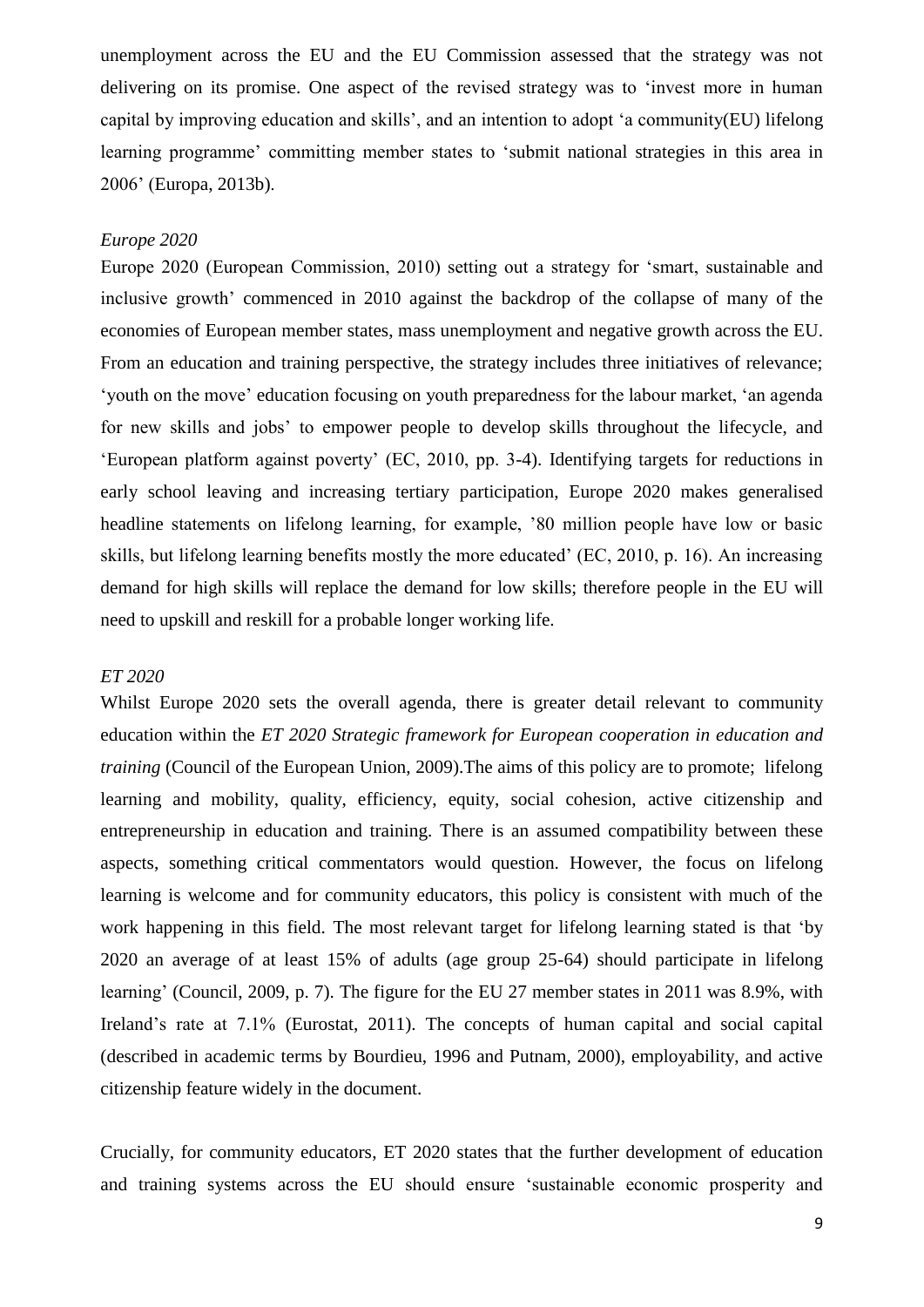unemployment across the EU and the EU Commission assessed that the strategy was not delivering on its promise. One aspect of the revised strategy was to 'invest more in human capital by improving education and skills', and an intention to adopt 'a community(EU) lifelong learning programme' committing member states to 'submit national strategies in this area in 2006' (Europa, 2013b).

*Europe 2020*

Europe 2020 (European Commission, 2010) setting out a strategy for 'smart, sustainable and inclusive growth' commenced in 2010 against the backdrop of the collapse of many of the economies of European member states, mass unemployment and negative growth across the EU. From an education and training perspective, the strategy includes three initiatives of relevance; 'youth on the move' education focusing on youth preparedness for the labour market, 'an agenda for new skills and jobs' to empower people to develop skills throughout the lifecycle, and 'European platform against poverty' (EC, 2010, pp. 3-4). Identifying targets for reductions in early school leaving and increasing tertiary participation, Europe 2020 makes generalised headline statements on lifelong learning, for example, '80 million people have low or basic skills, but lifelong learning benefits mostly the more educated' (EC, 2010, p. 16). An increasing demand for high skills will replace the demand for low skills; therefore people in the EU will need to upskill and reskill for a probable longer working life.

*ET 2020*

Whilst Europe 2020 sets the overall agenda, there is greater detail relevant to community education within the *ET 2020 Strategic framework for European cooperation in education and training* (Council of the European Union, 2009).The aims of this policy are to promote; lifelong learning and mobility, quality, efficiency, equity, social cohesion, active citizenship and entrepreneurship in education and training. There is an assumed compatibility between these aspects, something critical commentators would question. However, the focus on lifelong learning is welcome and for community educators, this policy is consistent with much of the work happening in this field. The most relevant target for lifelong learning stated is that 'by 2020 an average of at least 15% of adults (age group 25-64) should participate in lifelong learning' (Council, 2009, p. 7). The figure for the EU 27 member states in 2011 was 8.9%, with Ireland's rate at 7.1% (Eurostat, 2011). The concepts of human capital and social capital (described in academic terms by Bourdieu, 1996 and Putnam, 2000), employability, and active citizenship feature widely in the document.

Crucially, for community educators, ET 2020 states that the further development of education and training systems across the EU should ensure 'sustainable economic prosperity and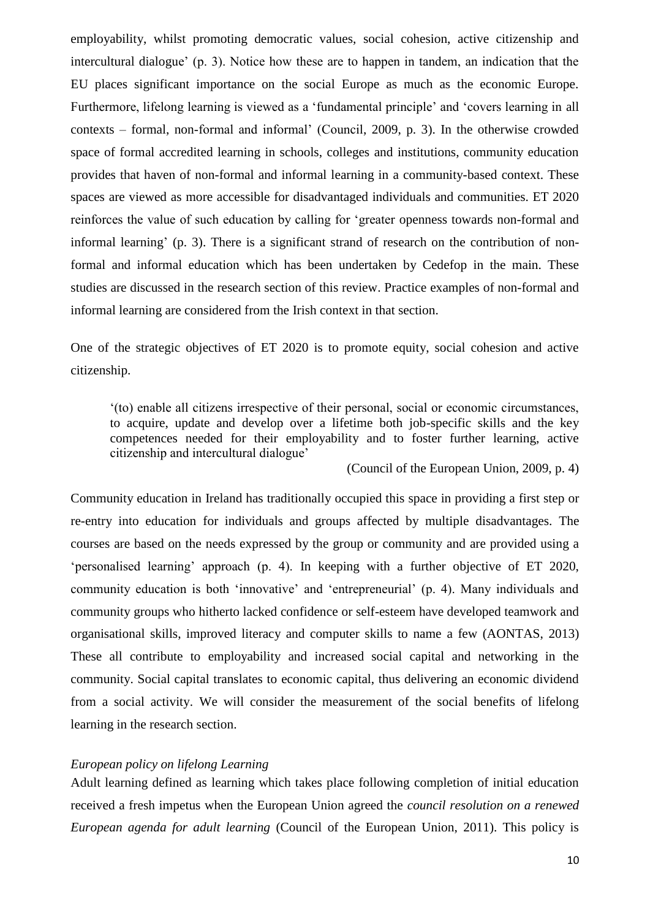employability, whilst promoting democratic values, social cohesion, active citizenship and intercultural dialogue' (p. 3). Notice how these are to happen in tandem, an indication that the EU places significant importance on the social Europe as much as the economic Europe. Furthermore, lifelong learning is viewed as a 'fundamental principle' and 'covers learning in all contexts – formal, non-formal and informal' (Council, 2009, p. 3). In the otherwise crowded space of formal accredited learning in schools, colleges and institutions, community education provides that haven of non-formal and informal learning in a community-based context. These spaces are viewed as more accessible for disadvantaged individuals and communities. ET 2020 reinforces the value of such education by calling for 'greater openness towards non-formal and informal learning' (p. 3). There is a significant strand of research on the contribution of non-formal and informal education which has been undertaken by Cedefop in the main. These studies are discussed in the research section of this review. Practice examples of non-formal and informal learning are considered from the Irish context in that section.

One of the strategic objectives of ET 2020 is to promote equity, social cohesion and active citizenship.

> '(to) enable all citizens irrespective of their personal, social or economic circumstances, to acquire, update and develop over a lifetime both job-specific skills and the key competences needed for their employability and to foster further learning, active citizenship and intercultural dialogue'
>
> (Council of the European Union, 2009, p. 4)

Community education in Ireland has traditionally occupied this space in providing a first step or re-entry into education for individuals and groups affected by multiple disadvantages. The courses are based on the needs expressed by the group or community and are provided using a 'personalised learning' approach (p. 4). In keeping with a further objective of ET 2020, community education is both 'innovative' and 'entrepreneurial' (p. 4). Many individuals and community groups who hitherto lacked confidence or self-esteem have developed teamwork and organisational skills, improved literacy and computer skills to name a few (AONTAS, 2013) These all contribute to employability and increased social capital and networking in the community. Social capital translates to economic capital, thus delivering an economic dividend from a social activity. We will consider the measurement of the social benefits of lifelong learning in the research section.

### *European policy on lifelong Learning*

Adult learning defined as learning which takes place following completion of initial education received a fresh impetus when the European Union agreed the *council resolution on a renewed European agenda for adult learning* (Council of the European Union, 2011). This policy is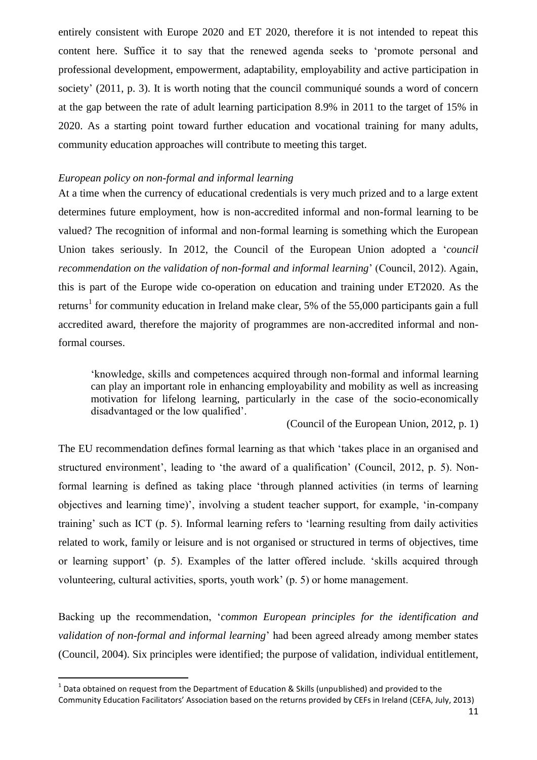entirely consistent with Europe 2020 and ET 2020, therefore it is not intended to repeat this content here. Suffice it to say that the renewed agenda seeks to 'promote personal and professional development, empowerment, adaptability, employability and active participation in society' (2011, p. 3). It is worth noting that the council communiqué sounds a word of concern at the gap between the rate of adult learning participation 8.9% in 2011 to the target of 15% in 2020. As a starting point toward further education and vocational training for many adults, community education approaches will contribute to meeting this target.

*European policy on non-formal and informal learning*

At a time when the currency of educational credentials is very much prized and to a large extent determines future employment, how is non-accredited informal and non-formal learning to be valued? The recognition of informal and non-formal learning is something which the European Union takes seriously. In 2012, the Council of the European Union adopted a '*council recommendation on the validation of non-formal and informal learning*' (Council, 2012). Again, this is part of the Europe wide co-operation on education and training under ET2020. As the returns[1] for community education in Ireland make clear, 5% of the 55,000 participants gain a full accredited award, therefore the majority of programmes are non-accredited informal and non-formal courses.

> 'knowledge, skills and competences acquired through non-formal and informal learning can play an important role in enhancing employability and mobility as well as increasing motivation for lifelong learning, particularly in the case of the socio-economically disadvantaged or the low qualified'.
>
> (Council of the European Union, 2012, p. 1)

The EU recommendation defines formal learning as that which 'takes place in an organised and structured environment', leading to 'the award of a qualification' (Council, 2012, p. 5). Non-formal learning is defined as taking place 'through planned activities (in terms of learning objectives and learning time)', involving a student teacher support, for example, 'in-company training' such as ICT (p. 5). Informal learning refers to 'learning resulting from daily activities related to work, family or leisure and is not organised or structured in terms of objectives, time or learning support' (p. 5). Examples of the latter offered include. 'skills acquired through volunteering, cultural activities, sports, youth work' (p. 5) or home management.

Backing up the recommendation, '*common European principles for the identification and validation of non-formal and informal learning*' had been agreed already among member states (Council, 2004). Six principles were identified; the purpose of validation, individual entitlement,

[1] Data obtained on request from the Department of Education & Skills (unpublished) and provided to the Community Education Facilitators' Association based on the returns provided by CEFs in Ireland (CEFA, July, 2013)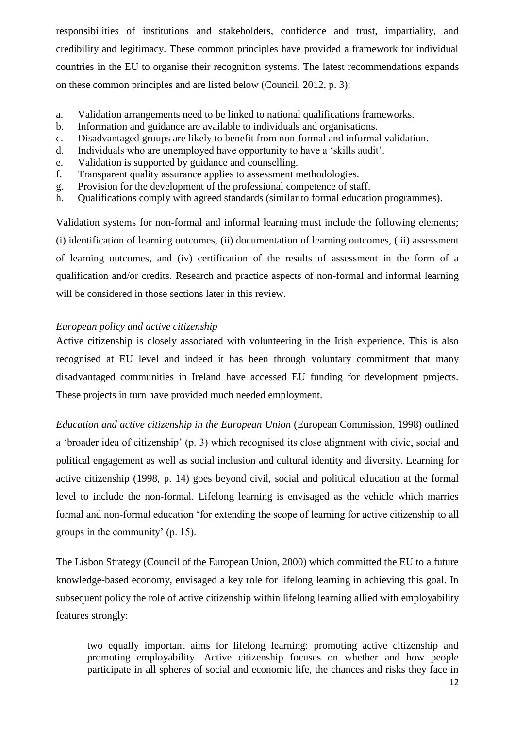responsibilities of institutions and stakeholders, confidence and trust, impartiality, and credibility and legitimacy. These common principles have provided a framework for individual countries in the EU to organise their recognition systems. The latest recommendations expands on these common principles and are listed below (Council, 2012, p. 3):

a. Validation arrangements need to be linked to national qualifications frameworks.
b. Information and guidance are available to individuals and organisations.
c. Disadvantaged groups are likely to benefit from non-formal and informal validation.
d. Individuals who are unemployed have opportunity to have a 'skills audit'.
e. Validation is supported by guidance and counselling.
f. Transparent quality assurance applies to assessment methodologies.
g. Provision for the development of the professional competence of staff.
h. Qualifications comply with agreed standards (similar to formal education programmes).

Validation systems for non-formal and informal learning must include the following elements; (i) identification of learning outcomes, (ii) documentation of learning outcomes, (iii) assessment of learning outcomes, and (iv) certification of the results of assessment in the form of a qualification and/or credits. Research and practice aspects of non-formal and informal learning will be considered in those sections later in this review.

*European policy and active citizenship*

Active citizenship is closely associated with volunteering in the Irish experience. This is also recognised at EU level and indeed it has been through voluntary commitment that many disadvantaged communities in Ireland have accessed EU funding for development projects. These projects in turn have provided much needed employment.

*Education and active citizenship in the European Union* (European Commission, 1998) outlined a 'broader idea of citizenship' (p. 3) which recognised its close alignment with civic, social and political engagement as well as social inclusion and cultural identity and diversity. Learning for active citizenship (1998, p. 14) goes beyond civil, social and political education at the formal level to include the non-formal. Lifelong learning is envisaged as the vehicle which marries formal and non-formal education 'for extending the scope of learning for active citizenship to all groups in the community' (p. 15).

The Lisbon Strategy (Council of the European Union, 2000) which committed the EU to a future knowledge-based economy, envisaged a key role for lifelong learning in achieving this goal. In subsequent policy the role of active citizenship within lifelong learning allied with employability features strongly:

> two equally important aims for lifelong learning: promoting active citizenship and promoting employability. Active citizenship focuses on whether and how people participate in all spheres of social and economic life, the chances and risks they face in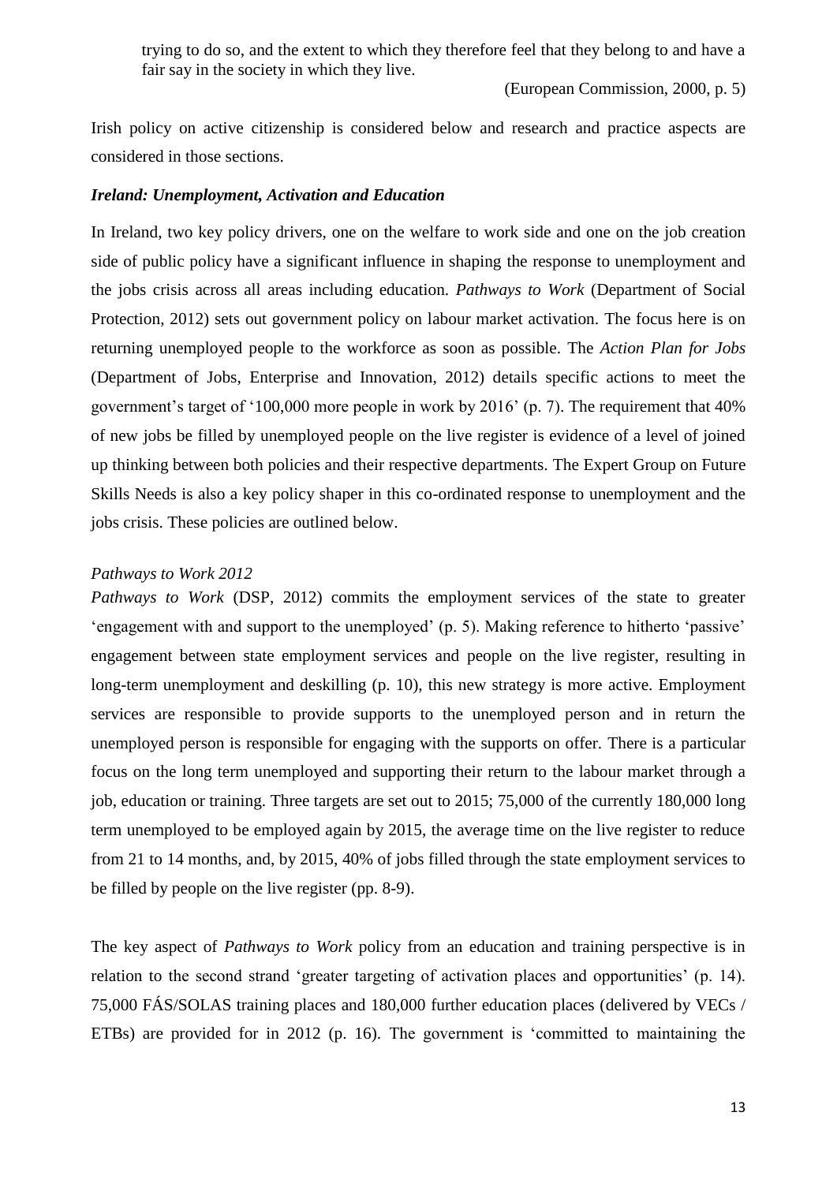trying to do so, and the extent to which they therefore feel that they belong to and have a fair say in the society in which they live.

(European Commission, 2000, p. 5)

Irish policy on active citizenship is considered below and research and practice aspects are considered in those sections.

### *Ireland: Unemployment, Activation and Education*

In Ireland, two key policy drivers, one on the welfare to work side and one on the job creation side of public policy have a significant influence in shaping the response to unemployment and the jobs crisis across all areas including education. *Pathways to Work* (Department of Social Protection, 2012) sets out government policy on labour market activation. The focus here is on returning unemployed people to the workforce as soon as possible. The *Action Plan for Jobs* (Department of Jobs, Enterprise and Innovation, 2012) details specific actions to meet the government's target of '100,000 more people in work by 2016' (p. 7). The requirement that 40% of new jobs be filled by unemployed people on the live register is evidence of a level of joined up thinking between both policies and their respective departments. The Expert Group on Future Skills Needs is also a key policy shaper in this co-ordinated response to unemployment and the jobs crisis. These policies are outlined below.

#### *Pathways to Work 2012*

*Pathways to Work* (DSP, 2012) commits the employment services of the state to greater 'engagement with and support to the unemployed' (p. 5). Making reference to hitherto 'passive' engagement between state employment services and people on the live register, resulting in long-term unemployment and deskilling (p. 10), this new strategy is more active. Employment services are responsible to provide supports to the unemployed person and in return the unemployed person is responsible for engaging with the supports on offer. There is a particular focus on the long term unemployed and supporting their return to the labour market through a job, education or training. Three targets are set out to 2015; 75,000 of the currently 180,000 long term unemployed to be employed again by 2015, the average time on the live register to reduce from 21 to 14 months, and, by 2015, 40% of jobs filled through the state employment services to be filled by people on the live register (pp. 8-9).

The key aspect of *Pathways to Work* policy from an education and training perspective is in relation to the second strand 'greater targeting of activation places and opportunities' (p. 14). 75,000 FÁS/SOLAS training places and 180,000 further education places (delivered by VECs / ETBs) are provided for in 2012 (p. 16). The government is 'committed to maintaining the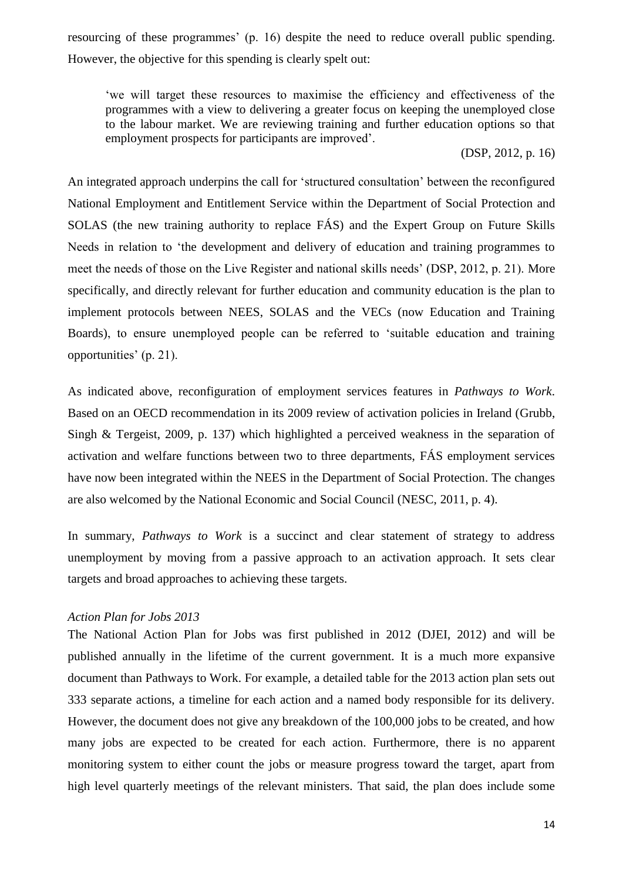resourcing of these programmes' (p. 16) despite the need to reduce overall public spending. However, the objective for this spending is clearly spelt out:

> 'we will target these resources to maximise the efficiency and effectiveness of the programmes with a view to delivering a greater focus on keeping the unemployed close to the labour market. We are reviewing training and further education options so that employment prospects for participants are improved'.
>
> (DSP, 2012, p. 16)

An integrated approach underpins the call for 'structured consultation' between the reconfigured National Employment and Entitlement Service within the Department of Social Protection and SOLAS (the new training authority to replace FÁS) and the Expert Group on Future Skills Needs in relation to 'the development and delivery of education and training programmes to meet the needs of those on the Live Register and national skills needs' (DSP, 2012, p. 21). More specifically, and directly relevant for further education and community education is the plan to implement protocols between NEES, SOLAS and the VECs (now Education and Training Boards), to ensure unemployed people can be referred to 'suitable education and training opportunities' (p. 21).

As indicated above, reconfiguration of employment services features in *Pathways to Work*. Based on an OECD recommendation in its 2009 review of activation policies in Ireland (Grubb, Singh & Tergeist, 2009, p. 137) which highlighted a perceived weakness in the separation of activation and welfare functions between two to three departments, FÁS employment services have now been integrated within the NEES in the Department of Social Protection. The changes are also welcomed by the National Economic and Social Council (NESC, 2011, p. 4).

In summary, *Pathways to Work* is a succinct and clear statement of strategy to address unemployment by moving from a passive approach to an activation approach. It sets clear targets and broad approaches to achieving these targets.

### *Action Plan for Jobs 2013*

The National Action Plan for Jobs was first published in 2012 (DJEI, 2012) and will be published annually in the lifetime of the current government. It is a much more expansive document than Pathways to Work. For example, a detailed table for the 2013 action plan sets out 333 separate actions, a timeline for each action and a named body responsible for its delivery. However, the document does not give any breakdown of the 100,000 jobs to be created, and how many jobs are expected to be created for each action. Furthermore, there is no apparent monitoring system to either count the jobs or measure progress toward the target, apart from high level quarterly meetings of the relevant ministers. That said, the plan does include some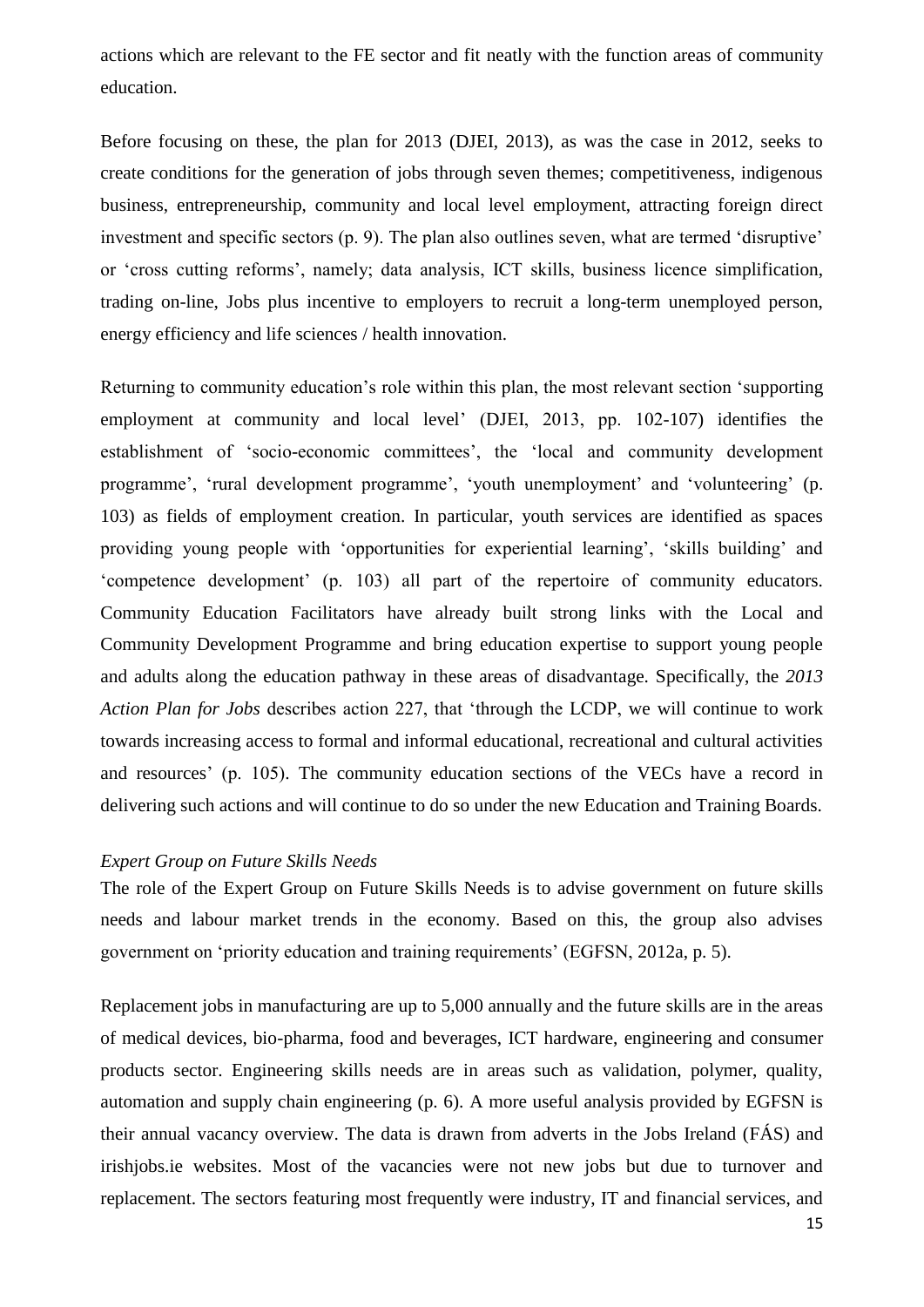actions which are relevant to the FE sector and fit neatly with the function areas of community education.

Before focusing on these, the plan for 2013 (DJEI, 2013), as was the case in 2012, seeks to create conditions for the generation of jobs through seven themes; competitiveness, indigenous business, entrepreneurship, community and local level employment, attracting foreign direct investment and specific sectors (p. 9). The plan also outlines seven, what are termed 'disruptive' or 'cross cutting reforms', namely; data analysis, ICT skills, business licence simplification, trading on-line, Jobs plus incentive to employers to recruit a long-term unemployed person, energy efficiency and life sciences / health innovation.

Returning to community education's role within this plan, the most relevant section 'supporting employment at community and local level' (DJEI, 2013, pp. 102-107) identifies the establishment of 'socio-economic committees', the 'local and community development programme', 'rural development programme', 'youth unemployment' and 'volunteering' (p. 103) as fields of employment creation. In particular, youth services are identified as spaces providing young people with 'opportunities for experiential learning', 'skills building' and 'competence development' (p. 103) all part of the repertoire of community educators. Community Education Facilitators have already built strong links with the Local and Community Development Programme and bring education expertise to support young people and adults along the education pathway in these areas of disadvantage. Specifically, the *2013 Action Plan for Jobs* describes action 227, that 'through the LCDP, we will continue to work towards increasing access to formal and informal educational, recreational and cultural activities and resources' (p. 105). The community education sections of the VECs have a record in delivering such actions and will continue to do so under the new Education and Training Boards.

*Expert Group on Future Skills Needs*

The role of the Expert Group on Future Skills Needs is to advise government on future skills needs and labour market trends in the economy. Based on this, the group also advises government on 'priority education and training requirements' (EGFSN, 2012a, p. 5).

Replacement jobs in manufacturing are up to 5,000 annually and the future skills are in the areas of medical devices, bio-pharma, food and beverages, ICT hardware, engineering and consumer products sector. Engineering skills needs are in areas such as validation, polymer, quality, automation and supply chain engineering (p. 6). A more useful analysis provided by EGFSN is their annual vacancy overview. The data is drawn from adverts in the Jobs Ireland (FÁS) and irishjobs.ie websites. Most of the vacancies were not new jobs but due to turnover and replacement. The sectors featuring most frequently were industry, IT and financial services, and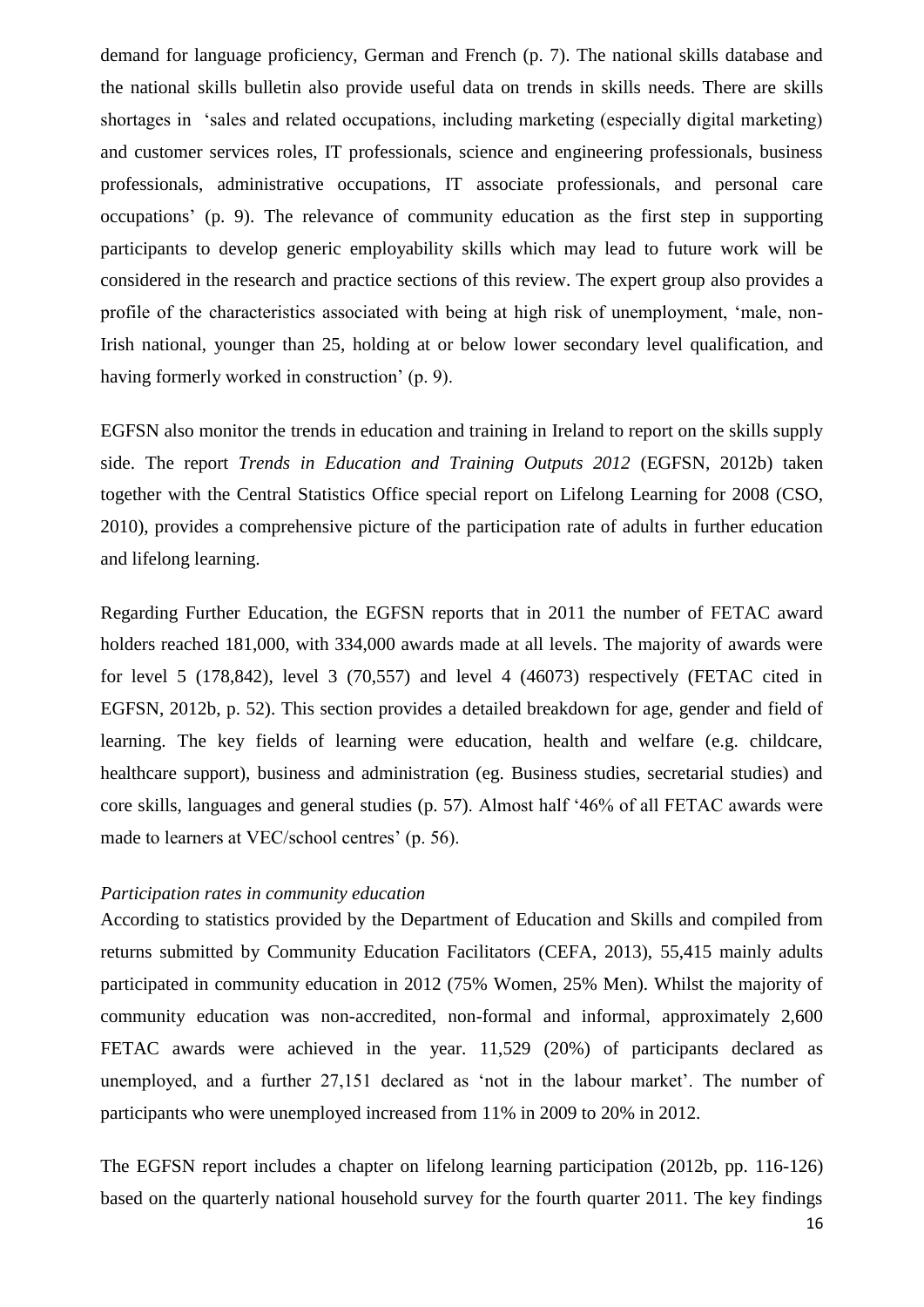demand for language proficiency, German and French (p. 7). The national skills database and the national skills bulletin also provide useful data on trends in skills needs. There are skills shortages in 'sales and related occupations, including marketing (especially digital marketing) and customer services roles, IT professionals, science and engineering professionals, business professionals, administrative occupations, IT associate professionals, and personal care occupations' (p. 9). The relevance of community education as the first step in supporting participants to develop generic employability skills which may lead to future work will be considered in the research and practice sections of this review. The expert group also provides a profile of the characteristics associated with being at high risk of unemployment, 'male, non-Irish national, younger than 25, holding at or below lower secondary level qualification, and having formerly worked in construction' (p. 9).

EGFSN also monitor the trends in education and training in Ireland to report on the skills supply side. The report *Trends in Education and Training Outputs 2012* (EGFSN, 2012b) taken together with the Central Statistics Office special report on Lifelong Learning for 2008 (CSO, 2010), provides a comprehensive picture of the participation rate of adults in further education and lifelong learning.

Regarding Further Education, the EGFSN reports that in 2011 the number of FETAC award holders reached 181,000, with 334,000 awards made at all levels. The majority of awards were for level 5 (178,842), level 3 (70,557) and level 4 (46073) respectively (FETAC cited in EGFSN, 2012b, p. 52). This section provides a detailed breakdown for age, gender and field of learning. The key fields of learning were education, health and welfare (e.g. childcare, healthcare support), business and administration (eg. Business studies, secretarial studies) and core skills, languages and general studies (p. 57). Almost half '46% of all FETAC awards were made to learners at VEC/school centres' (p. 56).

*Participation rates in community education*

According to statistics provided by the Department of Education and Skills and compiled from returns submitted by Community Education Facilitators (CEFA, 2013), 55,415 mainly adults participated in community education in 2012 (75% Women, 25% Men). Whilst the majority of community education was non-accredited, non-formal and informal, approximately 2,600 FETAC awards were achieved in the year. 11,529 (20%) of participants declared as unemployed, and a further 27,151 declared as 'not in the labour market'. The number of participants who were unemployed increased from 11% in 2009 to 20% in 2012.

The EGFSN report includes a chapter on lifelong learning participation (2012b, pp. 116-126) based on the quarterly national household survey for the fourth quarter 2011. The key findings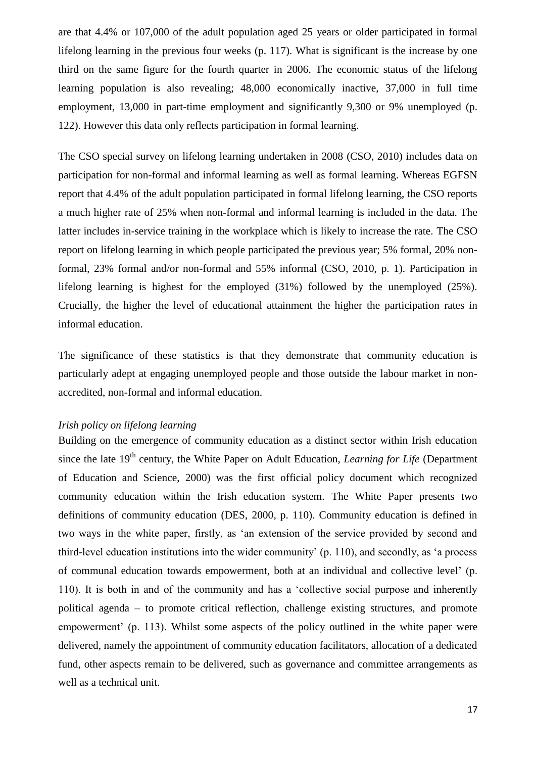are that 4.4% or 107,000 of the adult population aged 25 years or older participated in formal lifelong learning in the previous four weeks (p. 117). What is significant is the increase by one third on the same figure for the fourth quarter in 2006. The economic status of the lifelong learning population is also revealing; 48,000 economically inactive, 37,000 in full time employment, 13,000 in part-time employment and significantly 9,300 or 9% unemployed (p. 122). However this data only reflects participation in formal learning.

The CSO special survey on lifelong learning undertaken in 2008 (CSO, 2010) includes data on participation for non-formal and informal learning as well as formal learning. Whereas EGFSN report that 4.4% of the adult population participated in formal lifelong learning, the CSO reports a much higher rate of 25% when non-formal and informal learning is included in the data. The latter includes in-service training in the workplace which is likely to increase the rate. The CSO report on lifelong learning in which people participated the previous year; 5% formal, 20% non-formal, 23% formal and/or non-formal and 55% informal (CSO, 2010, p. 1). Participation in lifelong learning is highest for the employed (31%) followed by the unemployed (25%). Crucially, the higher the level of educational attainment the higher the participation rates in informal education.

The significance of these statistics is that they demonstrate that community education is particularly adept at engaging unemployed people and those outside the labour market in non-accredited, non-formal and informal education.

*Irish policy on lifelong learning*

Building on the emergence of community education as a distinct sector within Irish education since the late 19th century, the White Paper on Adult Education, *Learning for Life* (Department of Education and Science, 2000) was the first official policy document which recognized community education within the Irish education system. The White Paper presents two definitions of community education (DES, 2000, p. 110). Community education is defined in two ways in the white paper, firstly, as 'an extension of the service provided by second and third-level education institutions into the wider community' (p. 110), and secondly, as 'a process of communal education towards empowerment, both at an individual and collective level' (p. 110). It is both in and of the community and has a 'collective social purpose and inherently political agenda – to promote critical reflection, challenge existing structures, and promote empowerment' (p. 113). Whilst some aspects of the policy outlined in the white paper were delivered, namely the appointment of community education facilitators, allocation of a dedicated fund, other aspects remain to be delivered, such as governance and committee arrangements as well as a technical unit.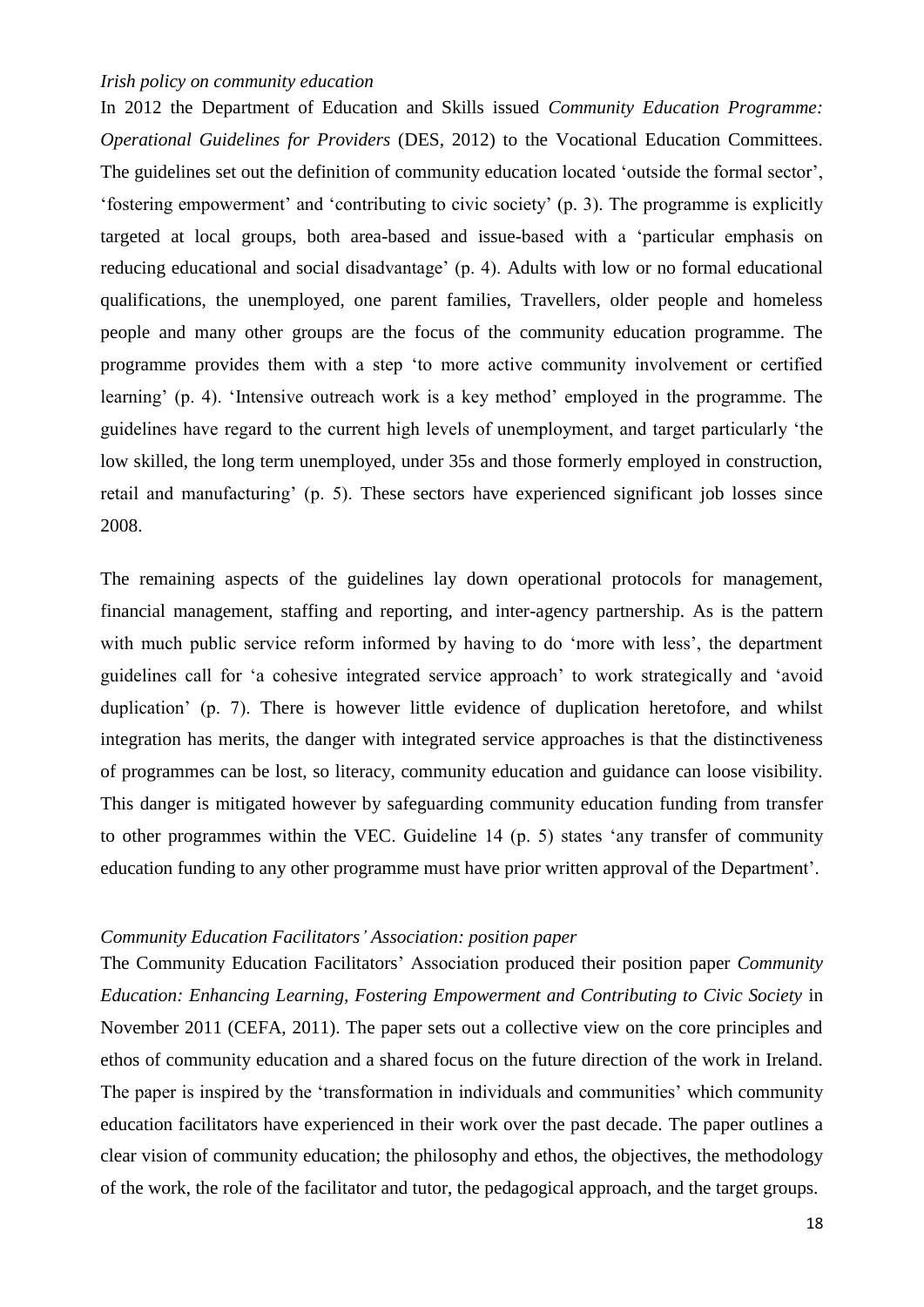*Irish policy on community education*

In 2012 the Department of Education and Skills issued *Community Education Programme: Operational Guidelines for Providers* (DES, 2012) to the Vocational Education Committees. The guidelines set out the definition of community education located 'outside the formal sector', 'fostering empowerment' and 'contributing to civic society' (p. 3). The programme is explicitly targeted at local groups, both area-based and issue-based with a 'particular emphasis on reducing educational and social disadvantage' (p. 4). Adults with low or no formal educational qualifications, the unemployed, one parent families, Travellers, older people and homeless people and many other groups are the focus of the community education programme. The programme provides them with a step 'to more active community involvement or certified learning' (p. 4). 'Intensive outreach work is a key method' employed in the programme. The guidelines have regard to the current high levels of unemployment, and target particularly 'the low skilled, the long term unemployed, under 35s and those formerly employed in construction, retail and manufacturing' (p. 5). These sectors have experienced significant job losses since 2008.

The remaining aspects of the guidelines lay down operational protocols for management, financial management, staffing and reporting, and inter-agency partnership. As is the pattern with much public service reform informed by having to do 'more with less', the department guidelines call for 'a cohesive integrated service approach' to work strategically and 'avoid duplication' (p. 7). There is however little evidence of duplication heretofore, and whilst integration has merits, the danger with integrated service approaches is that the distinctiveness of programmes can be lost, so literacy, community education and guidance can loose visibility. This danger is mitigated however by safeguarding community education funding from transfer to other programmes within the VEC. Guideline 14 (p. 5) states 'any transfer of community education funding to any other programme must have prior written approval of the Department'.

*Community Education Facilitators' Association: position paper*

The Community Education Facilitators' Association produced their position paper *Community Education: Enhancing Learning, Fostering Empowerment and Contributing to Civic Society* in November 2011 (CEFA, 2011). The paper sets out a collective view on the core principles and ethos of community education and a shared focus on the future direction of the work in Ireland. The paper is inspired by the 'transformation in individuals and communities' which community education facilitators have experienced in their work over the past decade. The paper outlines a clear vision of community education; the philosophy and ethos, the objectives, the methodology of the work, the role of the facilitator and tutor, the pedagogical approach, and the target groups.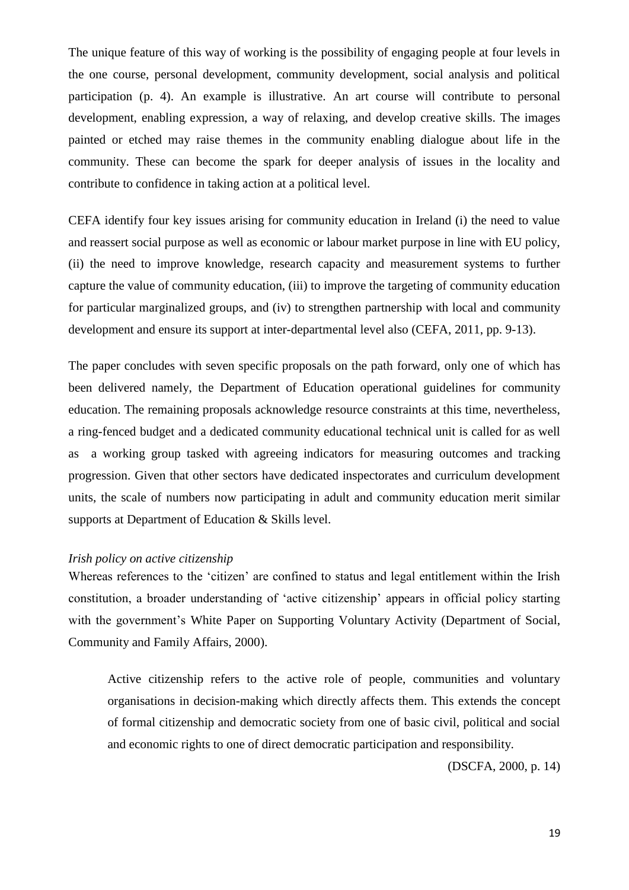The unique feature of this way of working is the possibility of engaging people at four levels in the one course, personal development, community development, social analysis and political participation (p. 4). An example is illustrative. An art course will contribute to personal development, enabling expression, a way of relaxing, and develop creative skills. The images painted or etched may raise themes in the community enabling dialogue about life in the community. These can become the spark for deeper analysis of issues in the locality and contribute to confidence in taking action at a political level.

CEFA identify four key issues arising for community education in Ireland (i) the need to value and reassert social purpose as well as economic or labour market purpose in line with EU policy, (ii) the need to improve knowledge, research capacity and measurement systems to further capture the value of community education, (iii) to improve the targeting of community education for particular marginalized groups, and (iv) to strengthen partnership with local and community development and ensure its support at inter-departmental level also (CEFA, 2011, pp. 9-13).

The paper concludes with seven specific proposals on the path forward, only one of which has been delivered namely, the Department of Education operational guidelines for community education. The remaining proposals acknowledge resource constraints at this time, nevertheless, a ring-fenced budget and a dedicated community educational technical unit is called for as well as a working group tasked with agreeing indicators for measuring outcomes and tracking progression. Given that other sectors have dedicated inspectorates and curriculum development units, the scale of numbers now participating in adult and community education merit similar supports at Department of Education & Skills level.

*Irish policy on active citizenship*

Whereas references to the 'citizen' are confined to status and legal entitlement within the Irish constitution, a broader understanding of 'active citizenship' appears in official policy starting with the government's White Paper on Supporting Voluntary Activity (Department of Social, Community and Family Affairs, 2000).

> Active citizenship refers to the active role of people, communities and voluntary organisations in decision-making which directly affects them. This extends the concept of formal citizenship and democratic society from one of basic civil, political and social and economic rights to one of direct democratic participation and responsibility.
>
> (DSCFA, 2000, p. 14)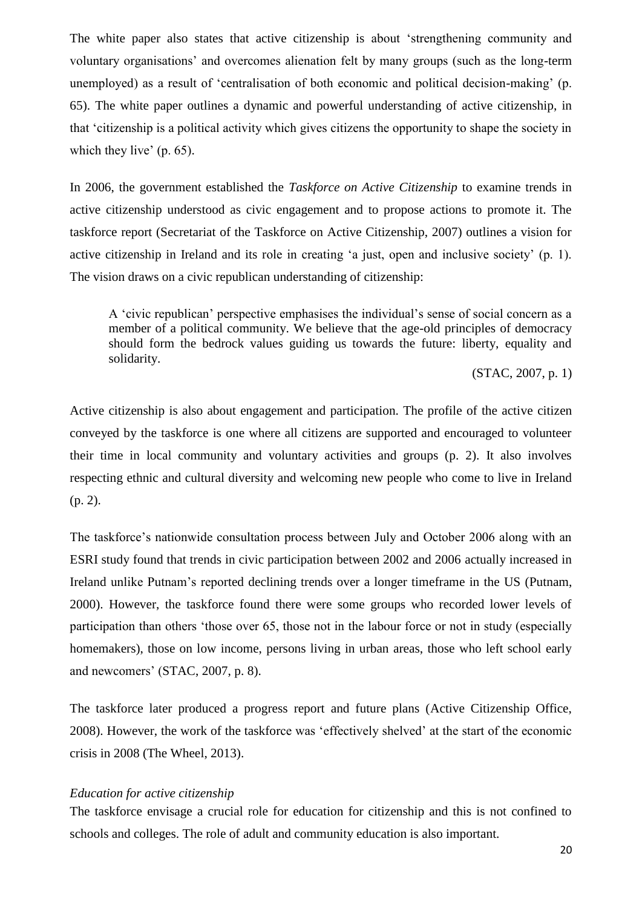The white paper also states that active citizenship is about 'strengthening community and voluntary organisations' and overcomes alienation felt by many groups (such as the long-term unemployed) as a result of 'centralisation of both economic and political decision-making' (p. 65). The white paper outlines a dynamic and powerful understanding of active citizenship, in that 'citizenship is a political activity which gives citizens the opportunity to shape the society in which they live' (p. 65).

In 2006, the government established the *Taskforce on Active Citizenship* to examine trends in active citizenship understood as civic engagement and to propose actions to promote it. The taskforce report (Secretariat of the Taskforce on Active Citizenship, 2007) outlines a vision for active citizenship in Ireland and its role in creating 'a just, open and inclusive society' (p. 1). The vision draws on a civic republican understanding of citizenship:

> A 'civic republican' perspective emphasises the individual's sense of social concern as a member of a political community. We believe that the age-old principles of democracy should form the bedrock values guiding us towards the future: liberty, equality and solidarity.
>
> (STAC, 2007, p. 1)

Active citizenship is also about engagement and participation. The profile of the active citizen conveyed by the taskforce is one where all citizens are supported and encouraged to volunteer their time in local community and voluntary activities and groups (p. 2). It also involves respecting ethnic and cultural diversity and welcoming new people who come to live in Ireland (p. 2).

The taskforce's nationwide consultation process between July and October 2006 along with an ESRI study found that trends in civic participation between 2002 and 2006 actually increased in Ireland unlike Putnam's reported declining trends over a longer timeframe in the US (Putnam, 2000). However, the taskforce found there were some groups who recorded lower levels of participation than others 'those over 65, those not in the labour force or not in study (especially homemakers), those on low income, persons living in urban areas, those who left school early and newcomers' (STAC, 2007, p. 8).

The taskforce later produced a progress report and future plans (Active Citizenship Office, 2008). However, the work of the taskforce was 'effectively shelved' at the start of the economic crisis in 2008 (The Wheel, 2013).

### *Education for active citizenship*

The taskforce envisage a crucial role for education for citizenship and this is not confined to schools and colleges. The role of adult and community education is also important.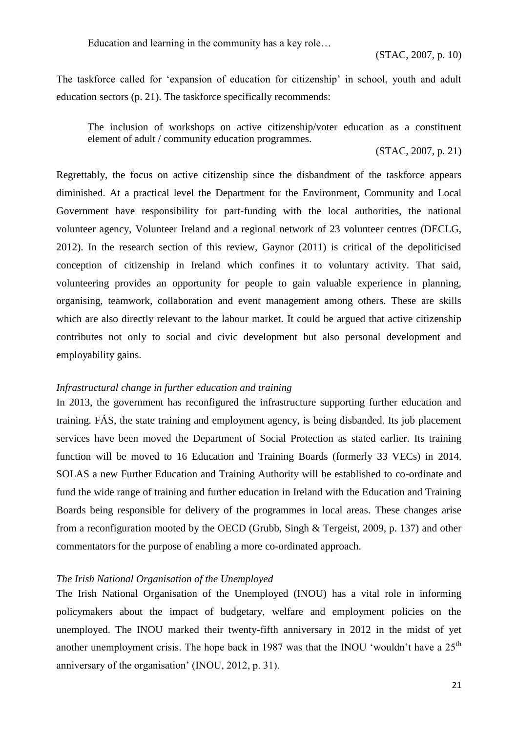> Education and learning in the community has a key role…
>
> (STAC, 2007, p. 10)

The taskforce called for 'expansion of education for citizenship' in school, youth and adult education sectors (p. 21). The taskforce specifically recommends:

> The inclusion of workshops on active citizenship/voter education as a constituent element of adult / community education programmes.
>
> (STAC, 2007, p. 21)

Regrettably, the focus on active citizenship since the disbandment of the taskforce appears diminished. At a practical level the Department for the Environment, Community and Local Government have responsibility for part-funding with the local authorities, the national volunteer agency, Volunteer Ireland and a regional network of 23 volunteer centres (DECLG, 2012). In the research section of this review, Gaynor (2011) is critical of the depoliticised conception of citizenship in Ireland which confines it to voluntary activity. That said, volunteering provides an opportunity for people to gain valuable experience in planning, organising, teamwork, collaboration and event management among others. These are skills which are also directly relevant to the labour market. It could be argued that active citizenship contributes not only to social and civic development but also personal development and employability gains.

*Infrastructural change in further education and training*

In 2013, the government has reconfigured the infrastructure supporting further education and training. FÁS, the state training and employment agency, is being disbanded. Its job placement services have been moved the Department of Social Protection as stated earlier. Its training function will be moved to 16 Education and Training Boards (formerly 33 VECs) in 2014. SOLAS a new Further Education and Training Authority will be established to co-ordinate and fund the wide range of training and further education in Ireland with the Education and Training Boards being responsible for delivery of the programmes in local areas. These changes arise from a reconfiguration mooted by the OECD (Grubb, Singh & Tergeist, 2009, p. 137) and other commentators for the purpose of enabling a more co-ordinated approach.

*The Irish National Organisation of the Unemployed*

The Irish National Organisation of the Unemployed (INOU) has a vital role in informing policymakers about the impact of budgetary, welfare and employment policies on the unemployed. The INOU marked their twenty-fifth anniversary in 2012 in the midst of yet another unemployment crisis. The hope back in 1987 was that the INOU 'wouldn't have a 25th anniversary of the organisation' (INOU, 2012, p. 31).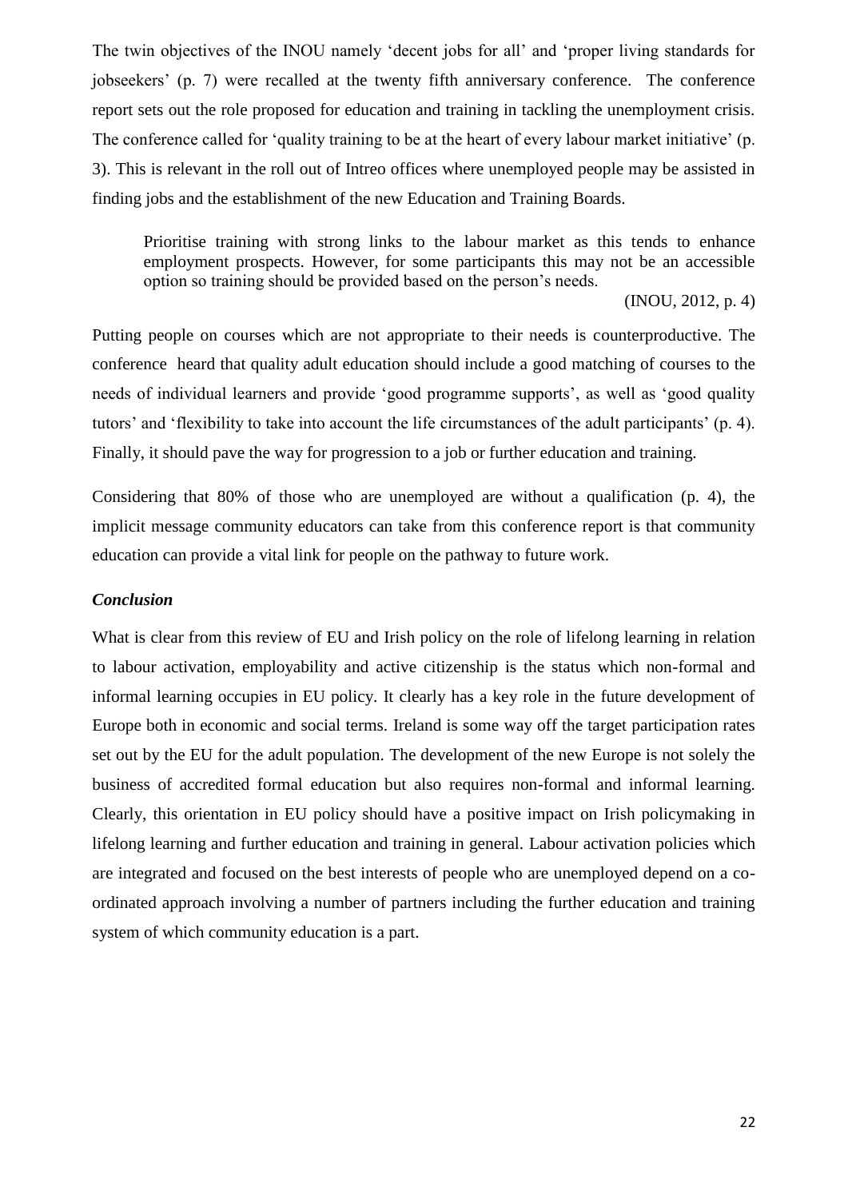The twin objectives of the INOU namely 'decent jobs for all' and 'proper living standards for jobseekers' (p. 7) were recalled at the twenty fifth anniversary conference. The conference report sets out the role proposed for education and training in tackling the unemployment crisis. The conference called for 'quality training to be at the heart of every labour market initiative' (p. 3). This is relevant in the roll out of Intreo offices where unemployed people may be assisted in finding jobs and the establishment of the new Education and Training Boards.

> Prioritise training with strong links to the labour market as this tends to enhance employment prospects. However, for some participants this may not be an accessible option so training should be provided based on the person's needs.
>
> (INOU, 2012, p. 4)

Putting people on courses which are not appropriate to their needs is counterproductive. The conference heard that quality adult education should include a good matching of courses to the needs of individual learners and provide 'good programme supports', as well as 'good quality tutors' and 'flexibility to take into account the life circumstances of the adult participants' (p. 4). Finally, it should pave the way for progression to a job or further education and training.

Considering that 80% of those who are unemployed are without a qualification (p. 4), the implicit message community educators can take from this conference report is that community education can provide a vital link for people on the pathway to future work.

### *Conclusion*

What is clear from this review of EU and Irish policy on the role of lifelong learning in relation to labour activation, employability and active citizenship is the status which non-formal and informal learning occupies in EU policy. It clearly has a key role in the future development of Europe both in economic and social terms. Ireland is some way off the target participation rates set out by the EU for the adult population. The development of the new Europe is not solely the business of accredited formal education but also requires non-formal and informal learning. Clearly, this orientation in EU policy should have a positive impact on Irish policymaking in lifelong learning and further education and training in general. Labour activation policies which are integrated and focused on the best interests of people who are unemployed depend on a co-ordinated approach involving a number of partners including the further education and training system of which community education is a part.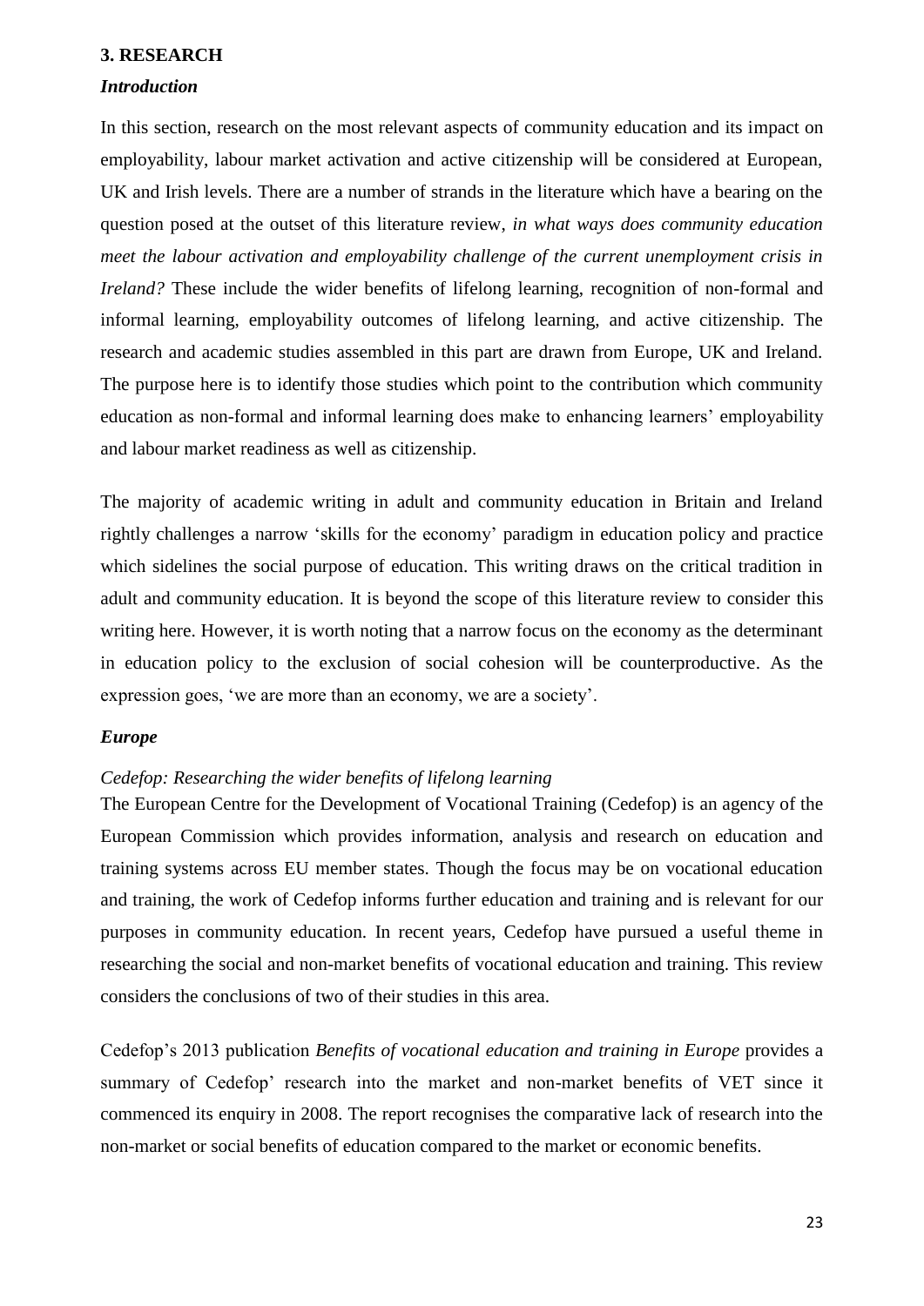## 3. RESEARCH

### *Introduction*

In this section, research on the most relevant aspects of community education and its impact on employability, labour market activation and active citizenship will be considered at European, UK and Irish levels. There are a number of strands in the literature which have a bearing on the question posed at the outset of this literature review, *in what ways does community education meet the labour activation and employability challenge of the current unemployment crisis in Ireland?* These include the wider benefits of lifelong learning, recognition of non-formal and informal learning, employability outcomes of lifelong learning, and active citizenship. The research and academic studies assembled in this part are drawn from Europe, UK and Ireland. The purpose here is to identify those studies which point to the contribution which community education as non-formal and informal learning does make to enhancing learners' employability and labour market readiness as well as citizenship.

The majority of academic writing in adult and community education in Britain and Ireland rightly challenges a narrow 'skills for the economy' paradigm in education policy and practice which sidelines the social purpose of education. This writing draws on the critical tradition in adult and community education. It is beyond the scope of this literature review to consider this writing here. However, it is worth noting that a narrow focus on the economy as the determinant in education policy to the exclusion of social cohesion will be counterproductive. As the expression goes, 'we are more than an economy, we are a society'.

### *Europe*

#### *Cedefop: Researching the wider benefits of lifelong learning*

The European Centre for the Development of Vocational Training (Cedefop) is an agency of the European Commission which provides information, analysis and research on education and training systems across EU member states. Though the focus may be on vocational education and training, the work of Cedefop informs further education and training and is relevant for our purposes in community education. In recent years, Cedefop have pursued a useful theme in researching the social and non-market benefits of vocational education and training. This review considers the conclusions of two of their studies in this area.

Cedefop's 2013 publication *Benefits of vocational education and training in Europe* provides a summary of Cedefop' research into the market and non-market benefits of VET since it commenced its enquiry in 2008. The report recognises the comparative lack of research into the non-market or social benefits of education compared to the market or economic benefits.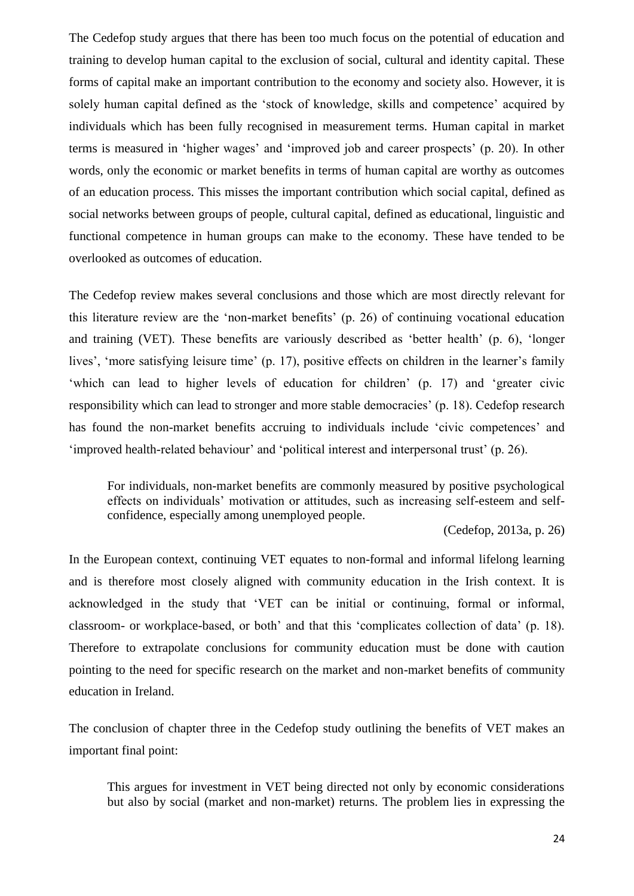The Cedefop study argues that there has been too much focus on the potential of education and training to develop human capital to the exclusion of social, cultural and identity capital. These forms of capital make an important contribution to the economy and society also. However, it is solely human capital defined as the 'stock of knowledge, skills and competence' acquired by individuals which has been fully recognised in measurement terms. Human capital in market terms is measured in 'higher wages' and 'improved job and career prospects' (p. 20). In other words, only the economic or market benefits in terms of human capital are worthy as outcomes of an education process. This misses the important contribution which social capital, defined as social networks between groups of people, cultural capital, defined as educational, linguistic and functional competence in human groups can make to the economy. These have tended to be overlooked as outcomes of education.

The Cedefop review makes several conclusions and those which are most directly relevant for this literature review are the 'non-market benefits' (p. 26) of continuing vocational education and training (VET). These benefits are variously described as 'better health' (p. 6), 'longer lives', 'more satisfying leisure time' (p. 17), positive effects on children in the learner's family 'which can lead to higher levels of education for children' (p. 17) and 'greater civic responsibility which can lead to stronger and more stable democracies' (p. 18). Cedefop research has found the non-market benefits accruing to individuals include 'civic competences' and 'improved health-related behaviour' and 'political interest and interpersonal trust' (p. 26).

> For individuals, non-market benefits are commonly measured by positive psychological effects on individuals' motivation or attitudes, such as increasing self-esteem and self-confidence, especially among unemployed people.
>
> (Cedefop, 2013a, p. 26)

In the European context, continuing VET equates to non-formal and informal lifelong learning and is therefore most closely aligned with community education in the Irish context. It is acknowledged in the study that 'VET can be initial or continuing, formal or informal, classroom- or workplace-based, or both' and that this 'complicates collection of data' (p. 18). Therefore to extrapolate conclusions for community education must be done with caution pointing to the need for specific research on the market and non-market benefits of community education in Ireland.

The conclusion of chapter three in the Cedefop study outlining the benefits of VET makes an important final point:

> This argues for investment in VET being directed not only by economic considerations but also by social (market and non-market) returns. The problem lies in expressing the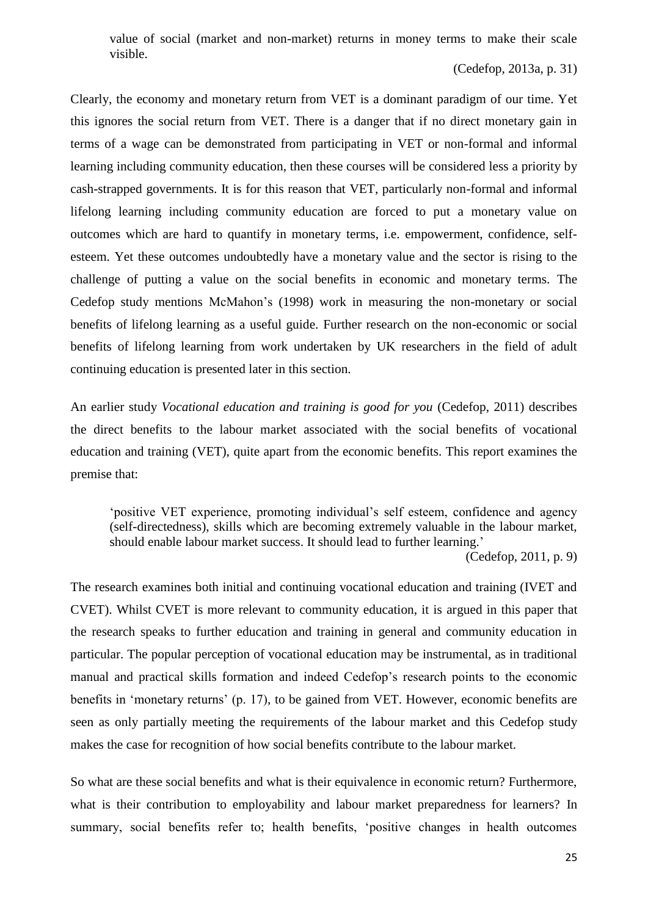> value of social (market and non-market) returns in money terms to make their scale visible.
>
> (Cedefop, 2013a, p. 31)

Clearly, the economy and monetary return from VET is a dominant paradigm of our time. Yet this ignores the social return from VET. There is a danger that if no direct monetary gain in terms of a wage can be demonstrated from participating in VET or non-formal and informal learning including community education, then these courses will be considered less a priority by cash-strapped governments. It is for this reason that VET, particularly non-formal and informal lifelong learning including community education are forced to put a monetary value on outcomes which are hard to quantify in monetary terms, i.e. empowerment, confidence, self-esteem. Yet these outcomes undoubtedly have a monetary value and the sector is rising to the challenge of putting a value on the social benefits in economic and monetary terms. The Cedefop study mentions McMahon's (1998) work in measuring the non-monetary or social benefits of lifelong learning as a useful guide. Further research on the non-economic or social benefits of lifelong learning from work undertaken by UK researchers in the field of adult continuing education is presented later in this section.

An earlier study *Vocational education and training is good for you* (Cedefop, 2011) describes the direct benefits to the labour market associated with the social benefits of vocational education and training (VET), quite apart from the economic benefits. This report examines the premise that:

> 'positive VET experience, promoting individual's self esteem, confidence and agency (self-directedness), skills which are becoming extremely valuable in the labour market, should enable labour market success. It should lead to further learning.'
>
> (Cedefop, 2011, p. 9)

The research examines both initial and continuing vocational education and training (IVET and CVET). Whilst CVET is more relevant to community education, it is argued in this paper that the research speaks to further education and training in general and community education in particular. The popular perception of vocational education may be instrumental, as in traditional manual and practical skills formation and indeed Cedefop's research points to the economic benefits in 'monetary returns' (p. 17), to be gained from VET. However, economic benefits are seen as only partially meeting the requirements of the labour market and this Cedefop study makes the case for recognition of how social benefits contribute to the labour market.

So what are these social benefits and what is their equivalence in economic return? Furthermore, what is their contribution to employability and labour market preparedness for learners? In summary, social benefits refer to; health benefits, 'positive changes in health outcomes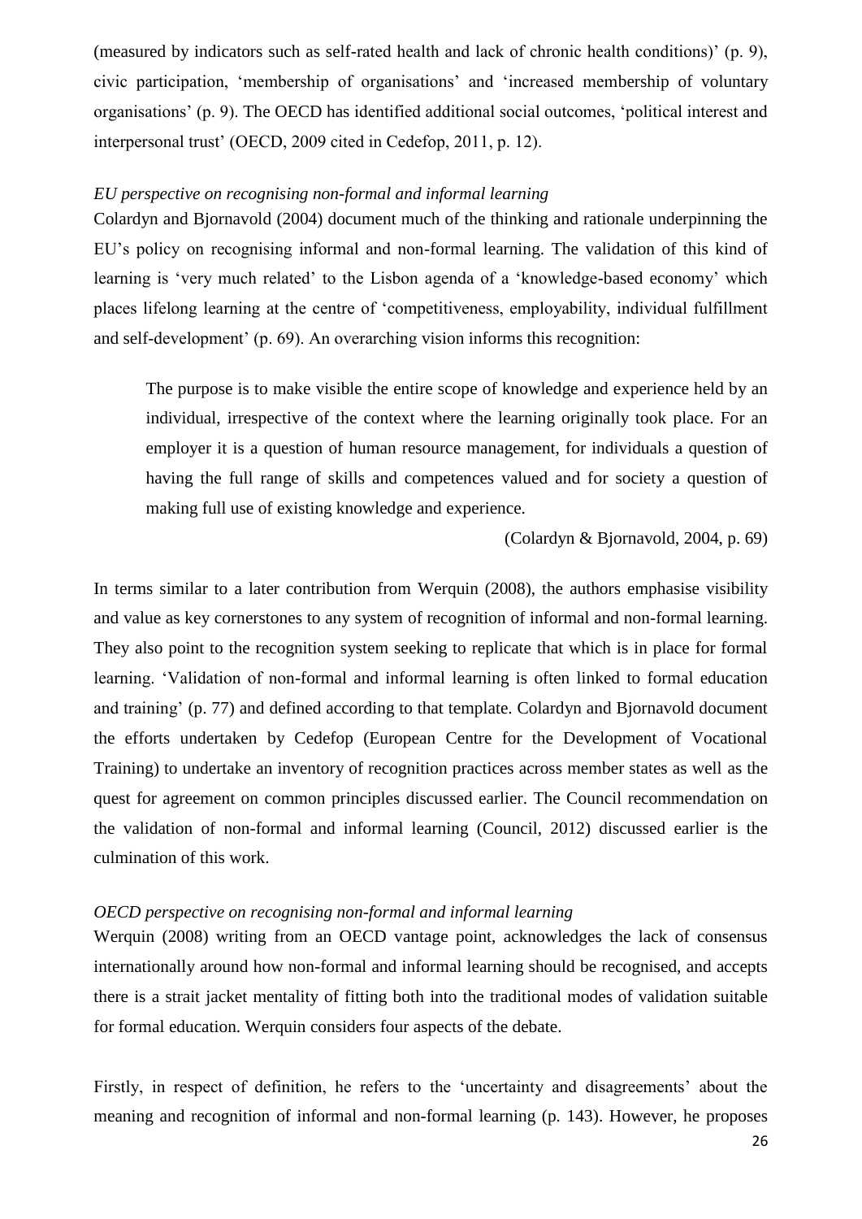(measured by indicators such as self-rated health and lack of chronic health conditions)' (p. 9), civic participation, 'membership of organisations' and 'increased membership of voluntary organisations' (p. 9). The OECD has identified additional social outcomes, 'political interest and interpersonal trust' (OECD, 2009 cited in Cedefop, 2011, p. 12).

*EU perspective on recognising non-formal and informal learning*

Colardyn and Bjornavold (2004) document much of the thinking and rationale underpinning the EU's policy on recognising informal and non-formal learning. The validation of this kind of learning is 'very much related' to the Lisbon agenda of a 'knowledge-based economy' which places lifelong learning at the centre of 'competitiveness, employability, individual fulfillment and self-development' (p. 69). An overarching vision informs this recognition:

> The purpose is to make visible the entire scope of knowledge and experience held by an individual, irrespective of the context where the learning originally took place. For an employer it is a question of human resource management, for individuals a question of having the full range of skills and competences valued and for society a question of making full use of existing knowledge and experience.
>
> (Colardyn & Bjornavold, 2004, p. 69)

In terms similar to a later contribution from Werquin (2008), the authors emphasise visibility and value as key cornerstones to any system of recognition of informal and non-formal learning. They also point to the recognition system seeking to replicate that which is in place for formal learning. 'Validation of non-formal and informal learning is often linked to formal education and training' (p. 77) and defined according to that template. Colardyn and Bjornavold document the efforts undertaken by Cedefop (European Centre for the Development of Vocational Training) to undertake an inventory of recognition practices across member states as well as the quest for agreement on common principles discussed earlier. The Council recommendation on the validation of non-formal and informal learning (Council, 2012) discussed earlier is the culmination of this work.

*OECD perspective on recognising non-formal and informal learning*

Werquin (2008) writing from an OECD vantage point, acknowledges the lack of consensus internationally around how non-formal and informal learning should be recognised, and accepts there is a strait jacket mentality of fitting both into the traditional modes of validation suitable for formal education. Werquin considers four aspects of the debate.

Firstly, in respect of definition, he refers to the 'uncertainty and disagreements' about the meaning and recognition of informal and non-formal learning (p. 143). However, he proposes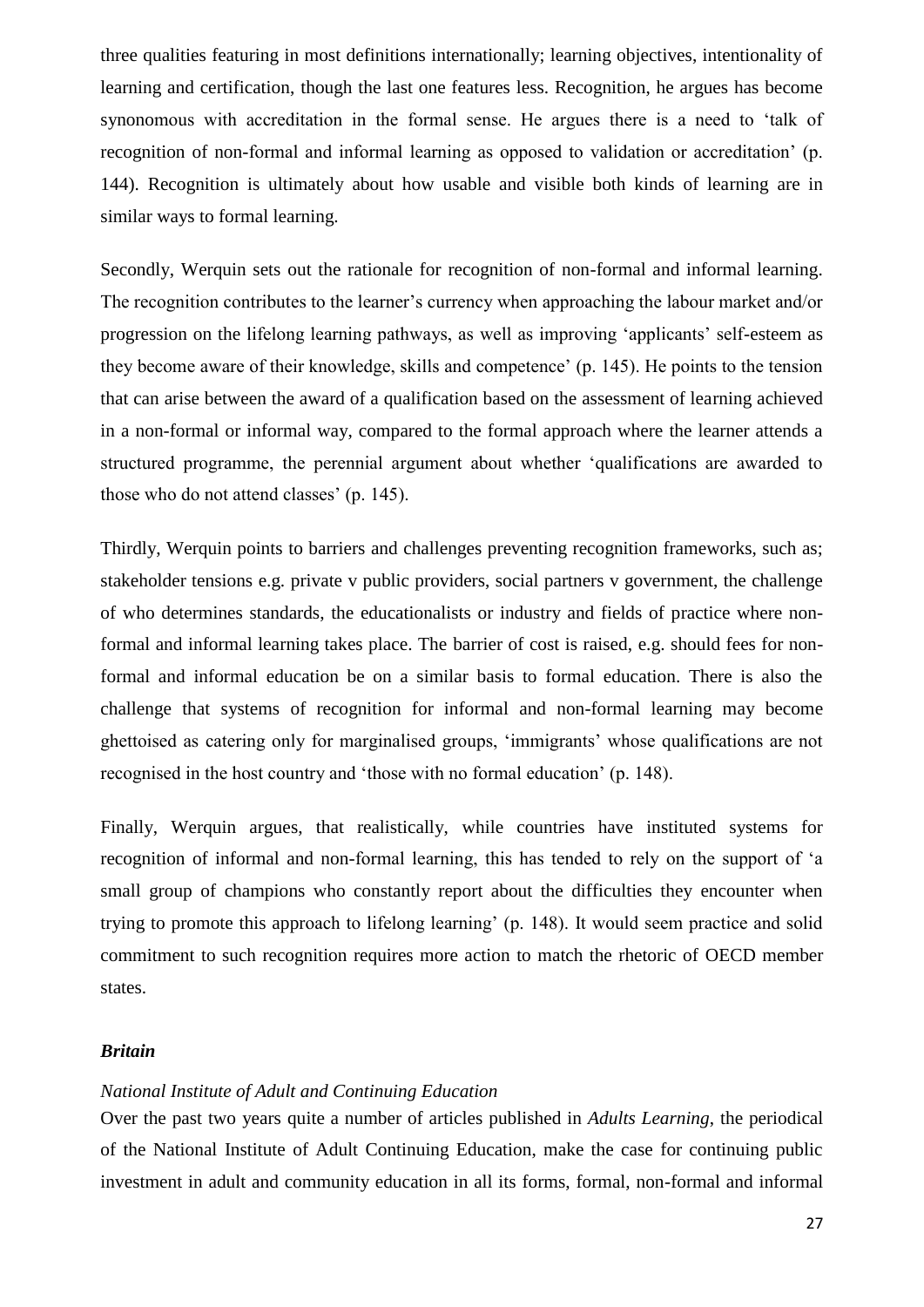three qualities featuring in most definitions internationally; learning objectives, intentionality of learning and certification, though the last one features less. Recognition, he argues has become synonomous with accreditation in the formal sense. He argues there is a need to 'talk of recognition of non-formal and informal learning as opposed to validation or accreditation' (p. 144). Recognition is ultimately about how usable and visible both kinds of learning are in similar ways to formal learning.

Secondly, Werquin sets out the rationale for recognition of non-formal and informal learning. The recognition contributes to the learner's currency when approaching the labour market and/or progression on the lifelong learning pathways, as well as improving 'applicants' self-esteem as they become aware of their knowledge, skills and competence' (p. 145). He points to the tension that can arise between the award of a qualification based on the assessment of learning achieved in a non-formal or informal way, compared to the formal approach where the learner attends a structured programme, the perennial argument about whether 'qualifications are awarded to those who do not attend classes' (p. 145).

Thirdly, Werquin points to barriers and challenges preventing recognition frameworks, such as; stakeholder tensions e.g. private v public providers, social partners v government, the challenge of who determines standards, the educationalists or industry and fields of practice where non-formal and informal learning takes place. The barrier of cost is raised, e.g. should fees for non-formal and informal education be on a similar basis to formal education. There is also the challenge that systems of recognition for informal and non-formal learning may become ghettoised as catering only for marginalised groups, 'immigrants' whose qualifications are not recognised in the host country and 'those with no formal education' (p. 148).

Finally, Werquin argues, that realistically, while countries have instituted systems for recognition of informal and non-formal learning, this has tended to rely on the support of 'a small group of champions who constantly report about the difficulties they encounter when trying to promote this approach to lifelong learning' (p. 148). It would seem practice and solid commitment to such recognition requires more action to match the rhetoric of OECD member states.

### ***Britain***

*National Institute of Adult and Continuing Education*

Over the past two years quite a number of articles published in *Adults Learning*, the periodical of the National Institute of Adult Continuing Education, make the case for continuing public investment in adult and community education in all its forms, formal, non-formal and informal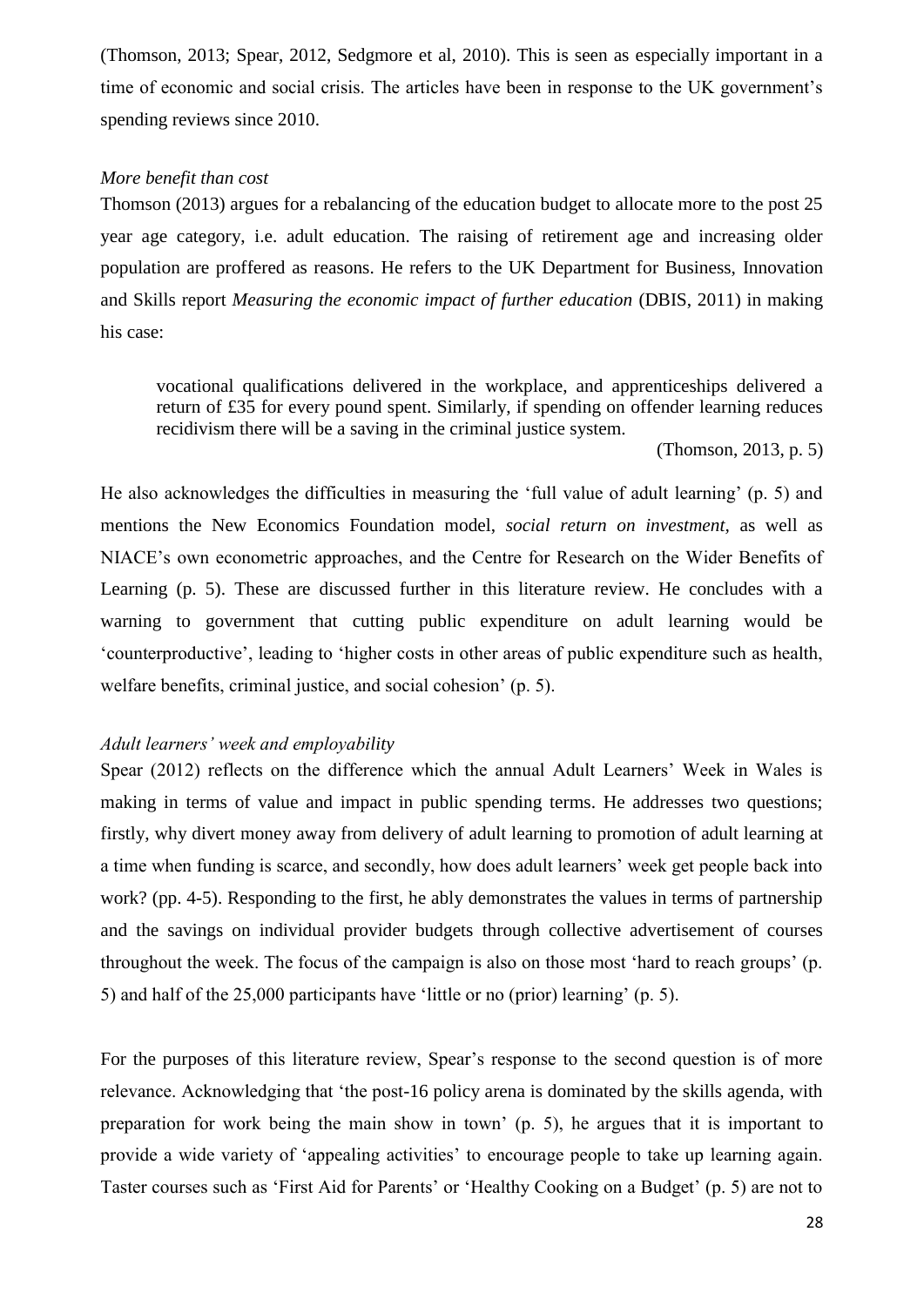(Thomson, 2013; Spear, 2012, Sedgmore et al, 2010). This is seen as especially important in a time of economic and social crisis. The articles have been in response to the UK government's spending reviews since 2010.

*More benefit than cost*

Thomson (2013) argues for a rebalancing of the education budget to allocate more to the post 25 year age category, i.e. adult education. The raising of retirement age and increasing older population are proffered as reasons. He refers to the UK Department for Business, Innovation and Skills report *Measuring the economic impact of further education* (DBIS, 2011) in making his case:

> vocational qualifications delivered in the workplace, and apprenticeships delivered a return of £35 for every pound spent. Similarly, if spending on offender learning reduces recidivism there will be a saving in the criminal justice system.
>
> (Thomson, 2013, p. 5)

He also acknowledges the difficulties in measuring the 'full value of adult learning' (p. 5) and mentions the New Economics Foundation model, *social return on investment,* as well as NIACE's own econometric approaches, and the Centre for Research on the Wider Benefits of Learning (p. 5). These are discussed further in this literature review. He concludes with a warning to government that cutting public expenditure on adult learning would be 'counterproductive', leading to 'higher costs in other areas of public expenditure such as health, welfare benefits, criminal justice, and social cohesion' (p. 5).

*Adult learners' week and employability*

Spear (2012) reflects on the difference which the annual Adult Learners' Week in Wales is making in terms of value and impact in public spending terms. He addresses two questions; firstly, why divert money away from delivery of adult learning to promotion of adult learning at a time when funding is scarce, and secondly, how does adult learners' week get people back into work? (pp. 4-5). Responding to the first, he ably demonstrates the values in terms of partnership and the savings on individual provider budgets through collective advertisement of courses throughout the week. The focus of the campaign is also on those most 'hard to reach groups' (p. 5) and half of the 25,000 participants have 'little or no (prior) learning' (p. 5).

For the purposes of this literature review, Spear's response to the second question is of more relevance. Acknowledging that 'the post-16 policy arena is dominated by the skills agenda, with preparation for work being the main show in town' (p. 5), he argues that it is important to provide a wide variety of 'appealing activities' to encourage people to take up learning again. Taster courses such as 'First Aid for Parents' or 'Healthy Cooking on a Budget' (p. 5) are not to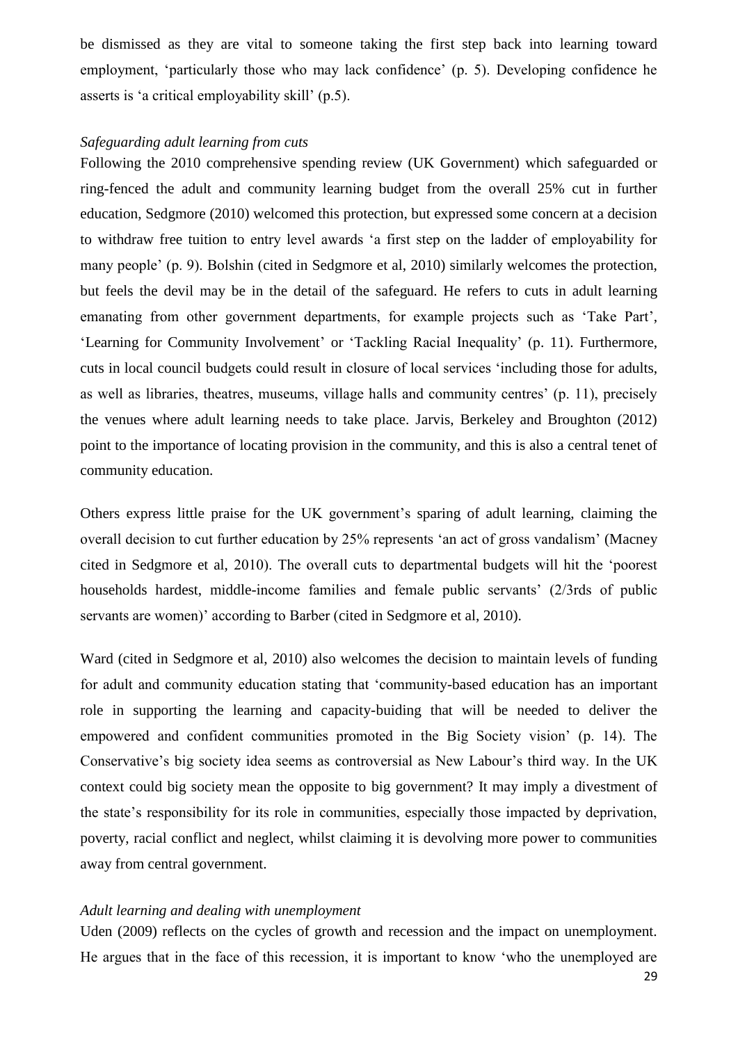be dismissed as they are vital to someone taking the first step back into learning toward employment, 'particularly those who may lack confidence' (p. 5). Developing confidence he asserts is 'a critical employability skill' (p.5).

*Safeguarding adult learning from cuts*

Following the 2010 comprehensive spending review (UK Government) which safeguarded or ring-fenced the adult and community learning budget from the overall 25% cut in further education, Sedgmore (2010) welcomed this protection, but expressed some concern at a decision to withdraw free tuition to entry level awards 'a first step on the ladder of employability for many people' (p. 9). Bolshin (cited in Sedgmore et al, 2010) similarly welcomes the protection, but feels the devil may be in the detail of the safeguard. He refers to cuts in adult learning emanating from other government departments, for example projects such as 'Take Part', 'Learning for Community Involvement' or 'Tackling Racial Inequality' (p. 11). Furthermore, cuts in local council budgets could result in closure of local services 'including those for adults, as well as libraries, theatres, museums, village halls and community centres' (p. 11), precisely the venues where adult learning needs to take place. Jarvis, Berkeley and Broughton (2012) point to the importance of locating provision in the community, and this is also a central tenet of community education.

Others express little praise for the UK government's sparing of adult learning, claiming the overall decision to cut further education by 25% represents 'an act of gross vandalism' (Macney cited in Sedgmore et al, 2010). The overall cuts to departmental budgets will hit the 'poorest households hardest, middle-income families and female public servants' (2/3rds of public servants are women)' according to Barber (cited in Sedgmore et al, 2010).

Ward (cited in Sedgmore et al, 2010) also welcomes the decision to maintain levels of funding for adult and community education stating that 'community-based education has an important role in supporting the learning and capacity-buiding that will be needed to deliver the empowered and confident communities promoted in the Big Society vision' (p. 14). The Conservative's big society idea seems as controversial as New Labour's third way. In the UK context could big society mean the opposite to big government? It may imply a divestment of the state's responsibility for its role in communities, especially those impacted by deprivation, poverty, racial conflict and neglect, whilst claiming it is devolving more power to communities away from central government.

*Adult learning and dealing with unemployment*

Uden (2009) reflects on the cycles of growth and recession and the impact on unemployment. He argues that in the face of this recession, it is important to know 'who the unemployed are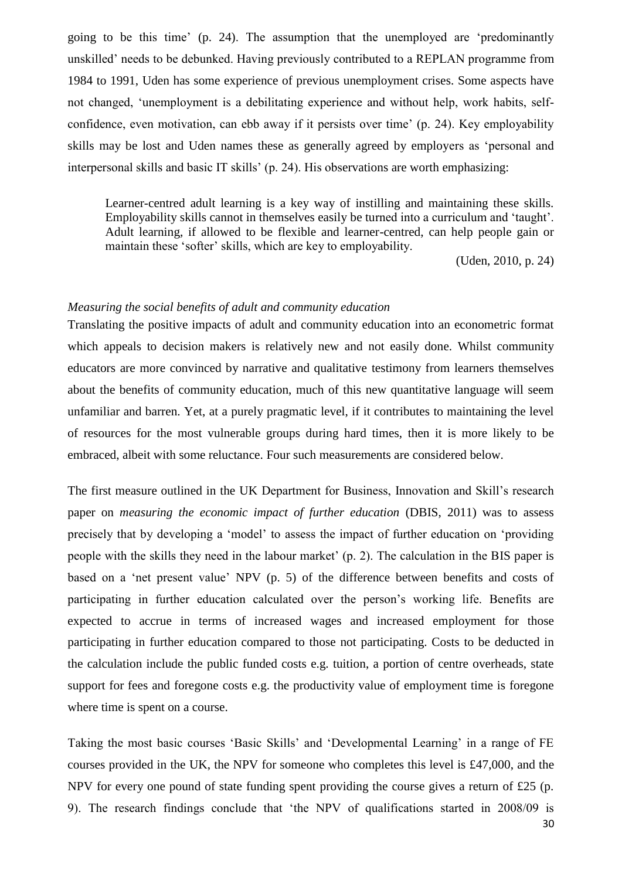going to be this time' (p. 24). The assumption that the unemployed are 'predominantly unskilled' needs to be debunked. Having previously contributed to a REPLAN programme from 1984 to 1991, Uden has some experience of previous unemployment crises. Some aspects have not changed, 'unemployment is a debilitating experience and without help, work habits, self-confidence, even motivation, can ebb away if it persists over time' (p. 24). Key employability skills may be lost and Uden names these as generally agreed by employers as 'personal and interpersonal skills and basic IT skills' (p. 24). His observations are worth emphasizing:

> Learner-centred adult learning is a key way of instilling and maintaining these skills. Employability skills cannot in themselves easily be turned into a curriculum and 'taught'. Adult learning, if allowed to be flexible and learner-centred, can help people gain or maintain these 'softer' skills, which are key to employability.
>
> (Uden, 2010, p. 24)

*Measuring the social benefits of adult and community education*

Translating the positive impacts of adult and community education into an econometric format which appeals to decision makers is relatively new and not easily done. Whilst community educators are more convinced by narrative and qualitative testimony from learners themselves about the benefits of community education, much of this new quantitative language will seem unfamiliar and barren. Yet, at a purely pragmatic level, if it contributes to maintaining the level of resources for the most vulnerable groups during hard times, then it is more likely to be embraced, albeit with some reluctance. Four such measurements are considered below.

The first measure outlined in the UK Department for Business, Innovation and Skill's research paper on *measuring the economic impact of further education* (DBIS, 2011) was to assess precisely that by developing a 'model' to assess the impact of further education on 'providing people with the skills they need in the labour market' (p. 2). The calculation in the BIS paper is based on a 'net present value' NPV (p. 5) of the difference between benefits and costs of participating in further education calculated over the person's working life. Benefits are expected to accrue in terms of increased wages and increased employment for those participating in further education compared to those not participating. Costs to be deducted in the calculation include the public funded costs e.g. tuition, a portion of centre overheads, state support for fees and foregone costs e.g. the productivity value of employment time is foregone where time is spent on a course.

Taking the most basic courses 'Basic Skills' and 'Developmental Learning' in a range of FE courses provided in the UK, the NPV for someone who completes this level is £47,000, and the NPV for every one pound of state funding spent providing the course gives a return of £25 (p. 9). The research findings conclude that 'the NPV of qualifications started in 2008/09 is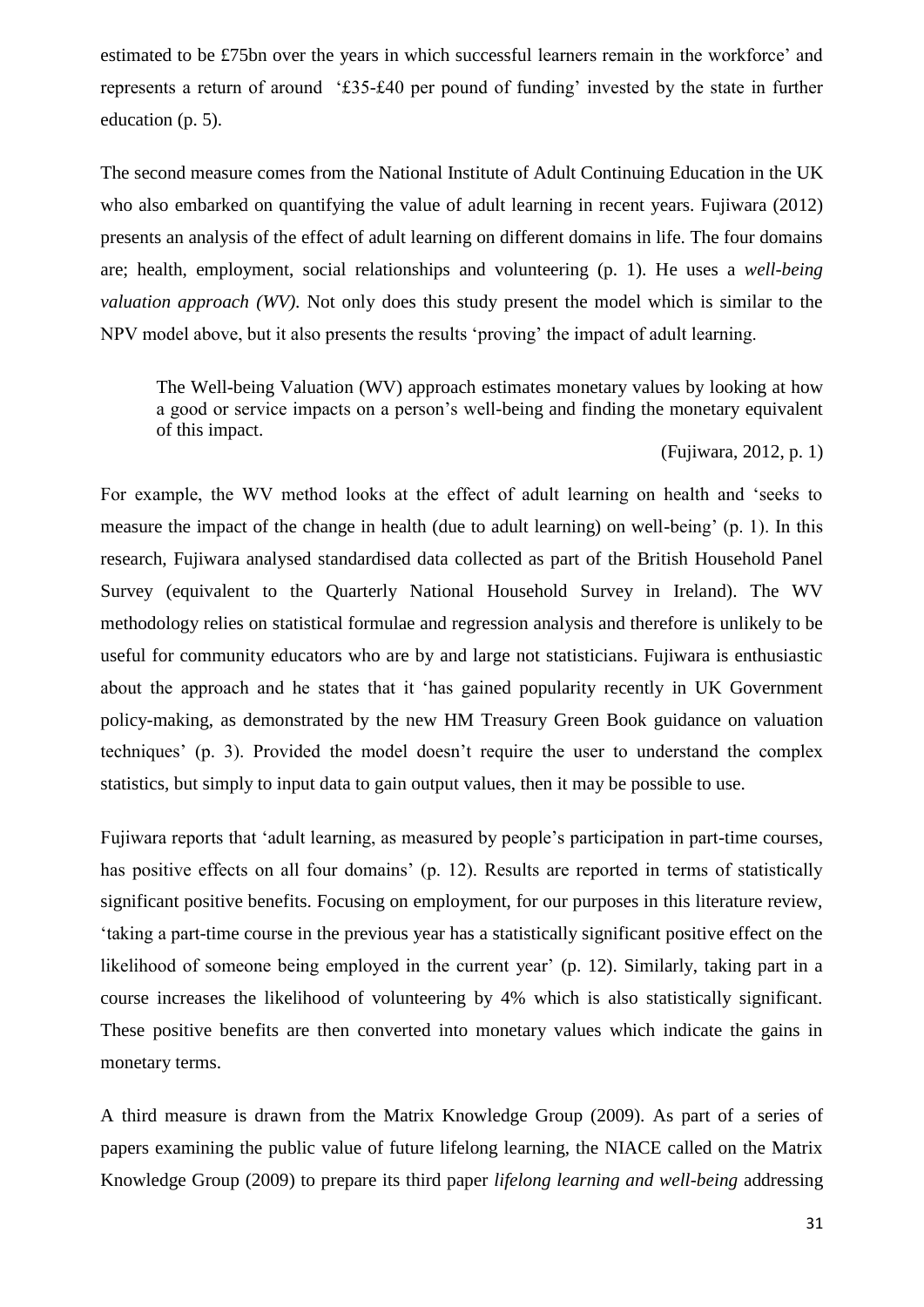estimated to be £75bn over the years in which successful learners remain in the workforce' and represents a return of around '£35-£40 per pound of funding' invested by the state in further education (p. 5).

The second measure comes from the National Institute of Adult Continuing Education in the UK who also embarked on quantifying the value of adult learning in recent years. Fujiwara (2012) presents an analysis of the effect of adult learning on different domains in life. The four domains are; health, employment, social relationships and volunteering (p. 1). He uses a *well-being valuation approach (WV)*. Not only does this study present the model which is similar to the NPV model above, but it also presents the results 'proving' the impact of adult learning.

> The Well-being Valuation (WV) approach estimates monetary values by looking at how a good or service impacts on a person's well-being and finding the monetary equivalent of this impact.
>
> (Fujiwara, 2012, p. 1)

For example, the WV method looks at the effect of adult learning on health and 'seeks to measure the impact of the change in health (due to adult learning) on well-being' (p. 1). In this research, Fujiwara analysed standardised data collected as part of the British Household Panel Survey (equivalent to the Quarterly National Household Survey in Ireland). The WV methodology relies on statistical formulae and regression analysis and therefore is unlikely to be useful for community educators who are by and large not statisticians. Fujiwara is enthusiastic about the approach and he states that it 'has gained popularity recently in UK Government policy-making, as demonstrated by the new HM Treasury Green Book guidance on valuation techniques' (p. 3). Provided the model doesn't require the user to understand the complex statistics, but simply to input data to gain output values, then it may be possible to use.

Fujiwara reports that 'adult learning, as measured by people's participation in part-time courses, has positive effects on all four domains' (p. 12). Results are reported in terms of statistically significant positive benefits. Focusing on employment, for our purposes in this literature review, 'taking a part-time course in the previous year has a statistically significant positive effect on the likelihood of someone being employed in the current year' (p. 12). Similarly, taking part in a course increases the likelihood of volunteering by 4% which is also statistically significant. These positive benefits are then converted into monetary values which indicate the gains in monetary terms.

A third measure is drawn from the Matrix Knowledge Group (2009). As part of a series of papers examining the public value of future lifelong learning, the NIACE called on the Matrix Knowledge Group (2009) to prepare its third paper *lifelong learning and well-being* addressing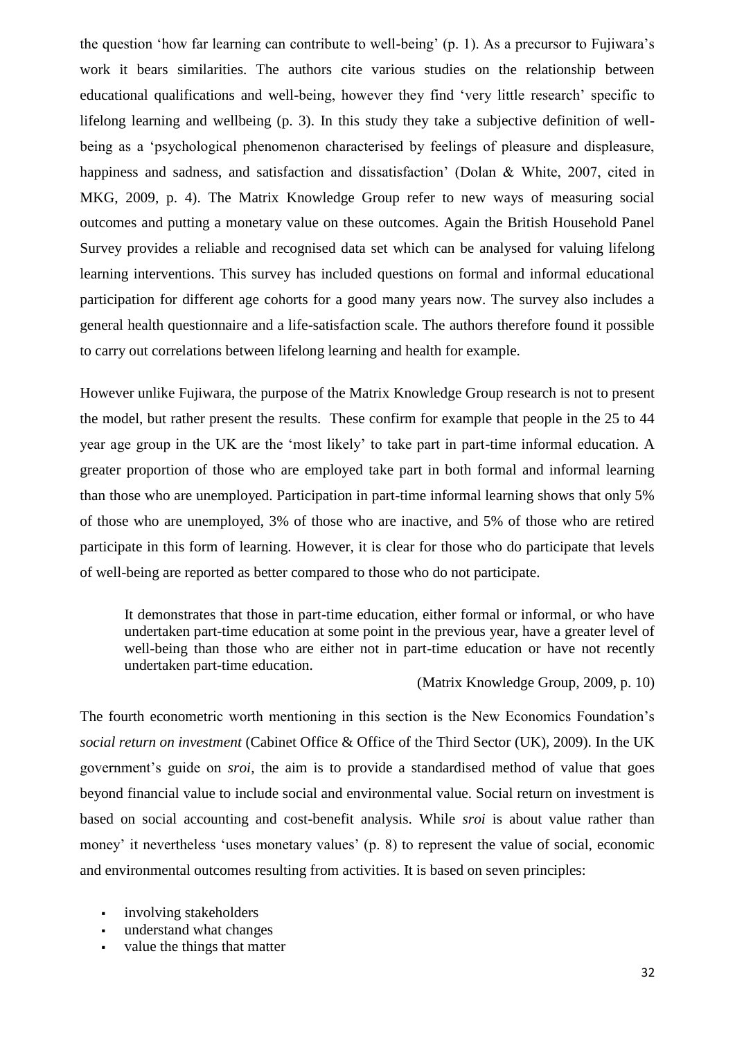the question 'how far learning can contribute to well-being' (p. 1). As a precursor to Fujiwara's work it bears similarities. The authors cite various studies on the relationship between educational qualifications and well-being, however they find 'very little research' specific to lifelong learning and wellbeing (p. 3). In this study they take a subjective definition of well-being as a 'psychological phenomenon characterised by feelings of pleasure and displeasure, happiness and sadness, and satisfaction and dissatisfaction' (Dolan & White, 2007, cited in MKG, 2009, p. 4). The Matrix Knowledge Group refer to new ways of measuring social outcomes and putting a monetary value on these outcomes. Again the British Household Panel Survey provides a reliable and recognised data set which can be analysed for valuing lifelong learning interventions. This survey has included questions on formal and informal educational participation for different age cohorts for a good many years now. The survey also includes a general health questionnaire and a life-satisfaction scale. The authors therefore found it possible to carry out correlations between lifelong learning and health for example.

However unlike Fujiwara, the purpose of the Matrix Knowledge Group research is not to present the model, but rather present the results. These confirm for example that people in the 25 to 44 year age group in the UK are the 'most likely' to take part in part-time informal education. A greater proportion of those who are employed take part in both formal and informal learning than those who are unemployed. Participation in part-time informal learning shows that only 5% of those who are unemployed, 3% of those who are inactive, and 5% of those who are retired participate in this form of learning. However, it is clear for those who do participate that levels of well-being are reported as better compared to those who do not participate.

> It demonstrates that those in part-time education, either formal or informal, or who have undertaken part-time education at some point in the previous year, have a greater level of well-being than those who are either not in part-time education or have not recently undertaken part-time education.
>
> (Matrix Knowledge Group, 2009, p. 10)

The fourth econometric worth mentioning in this section is the New Economics Foundation's *social return on investment* (Cabinet Office & Office of the Third Sector (UK), 2009). In the UK government's guide on *sroi*, the aim is to provide a standardised method of value that goes beyond financial value to include social and environmental value. Social return on investment is based on social accounting and cost-benefit analysis. While *sroi* is about value rather than money' it nevertheless 'uses monetary values' (p. 8) to represent the value of social, economic and environmental outcomes resulting from activities. It is based on seven principles:

- involving stakeholders
- understand what changes
- value the things that matter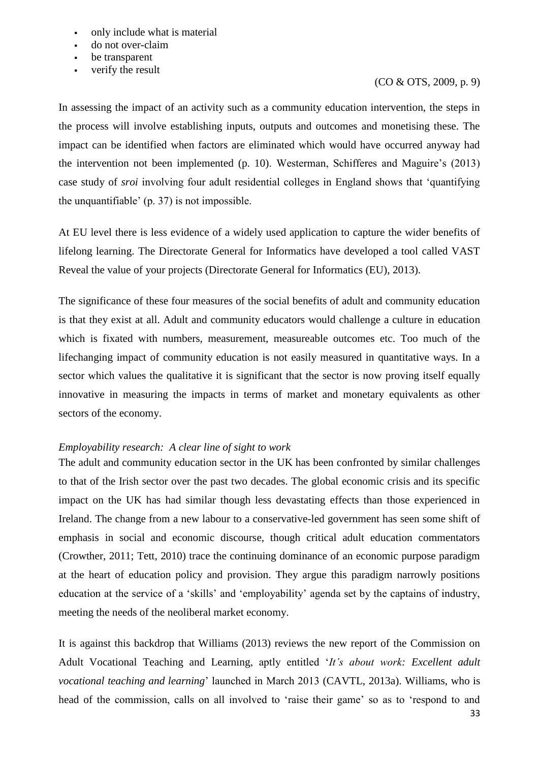- only include what is material
- do not over-claim
- be transparent
- verify the result

(CO & OTS, 2009, p. 9)

In assessing the impact of an activity such as a community education intervention, the steps in the process will involve establishing inputs, outputs and outcomes and monetising these. The impact can be identified when factors are eliminated which would have occurred anyway had the intervention not been implemented (p. 10). Westerman, Schifferes and Maguire's (2013) case study of *sroi* involving four adult residential colleges in England shows that 'quantifying the unquantifiable' (p. 37) is not impossible.

At EU level there is less evidence of a widely used application to capture the wider benefits of lifelong learning. The Directorate General for Informatics have developed a tool called VAST Reveal the value of your projects (Directorate General for Informatics (EU), 2013).

The significance of these four measures of the social benefits of adult and community education is that they exist at all. Adult and community educators would challenge a culture in education which is fixated with numbers, measurement, measureable outcomes etc. Too much of the lifechanging impact of community education is not easily measured in quantitative ways. In a sector which values the qualitative it is significant that the sector is now proving itself equally innovative in measuring the impacts in terms of market and monetary equivalents as other sectors of the economy.

*Employability research: A clear line of sight to work*

The adult and community education sector in the UK has been confronted by similar challenges to that of the Irish sector over the past two decades. The global economic crisis and its specific impact on the UK has had similar though less devastating effects than those experienced in Ireland. The change from a new labour to a conservative-led government has seen some shift of emphasis in social and economic discourse, though critical adult education commentators (Crowther, 2011; Tett, 2010) trace the continuing dominance of an economic purpose paradigm at the heart of education policy and provision. They argue this paradigm narrowly positions education at the service of a 'skills' and 'employability' agenda set by the captains of industry, meeting the needs of the neoliberal market economy.

It is against this backdrop that Williams (2013) reviews the new report of the Commission on Adult Vocational Teaching and Learning, aptly entitled '*It's about work: Excellent adult vocational teaching and learning*' launched in March 2013 (CAVTL, 2013a). Williams, who is head of the commission, calls on all involved to 'raise their game' so as to 'respond to and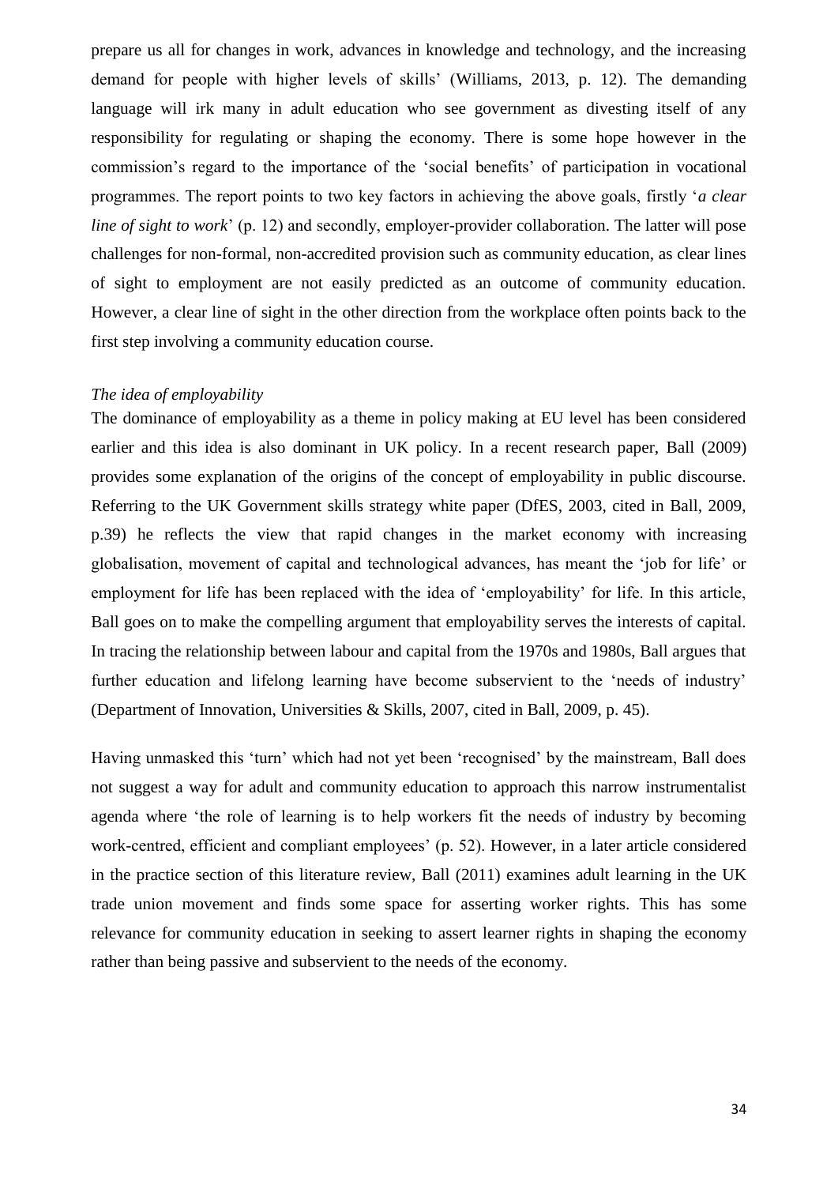prepare us all for changes in work, advances in knowledge and technology, and the increasing demand for people with higher levels of skills' (Williams, 2013, p. 12). The demanding language will irk many in adult education who see government as divesting itself of any responsibility for regulating or shaping the economy. There is some hope however in the commission's regard to the importance of the 'social benefits' of participation in vocational programmes. The report points to two key factors in achieving the above goals, firstly '*a clear line of sight to work*' (p. 12) and secondly, employer-provider collaboration. The latter will pose challenges for non-formal, non-accredited provision such as community education, as clear lines of sight to employment are not easily predicted as an outcome of community education. However, a clear line of sight in the other direction from the workplace often points back to the first step involving a community education course.

*The idea of employability*

The dominance of employability as a theme in policy making at EU level has been considered earlier and this idea is also dominant in UK policy. In a recent research paper, Ball (2009) provides some explanation of the origins of the concept of employability in public discourse. Referring to the UK Government skills strategy white paper (DfES, 2003, cited in Ball, 2009, p.39) he reflects the view that rapid changes in the market economy with increasing globalisation, movement of capital and technological advances, has meant the 'job for life' or employment for life has been replaced with the idea of 'employability' for life. In this article, Ball goes on to make the compelling argument that employability serves the interests of capital. In tracing the relationship between labour and capital from the 1970s and 1980s, Ball argues that further education and lifelong learning have become subservient to the 'needs of industry' (Department of Innovation, Universities & Skills, 2007, cited in Ball, 2009, p. 45).

Having unmasked this 'turn' which had not yet been 'recognised' by the mainstream, Ball does not suggest a way for adult and community education to approach this narrow instrumentalist agenda where 'the role of learning is to help workers fit the needs of industry by becoming work-centred, efficient and compliant employees' (p. 52). However, in a later article considered in the practice section of this literature review, Ball (2011) examines adult learning in the UK trade union movement and finds some space for asserting worker rights. This has some relevance for community education in seeking to assert learner rights in shaping the economy rather than being passive and subservient to the needs of the economy.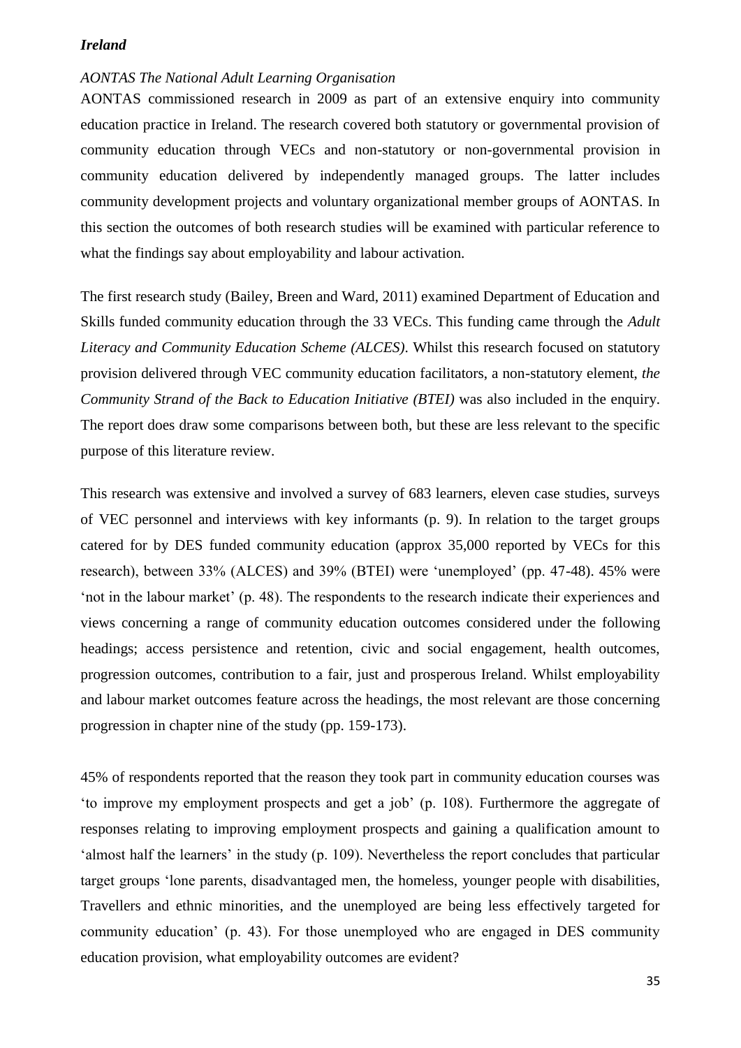### *Ireland*

*AONTAS The National Adult Learning Organisation*

AONTAS commissioned research in 2009 as part of an extensive enquiry into community education practice in Ireland. The research covered both statutory or governmental provision of community education through VECs and non-statutory or non-governmental provision in community education delivered by independently managed groups. The latter includes community development projects and voluntary organizational member groups of AONTAS. In this section the outcomes of both research studies will be examined with particular reference to what the findings say about employability and labour activation.

The first research study (Bailey, Breen and Ward, 2011) examined Department of Education and Skills funded community education through the 33 VECs. This funding came through the *Adult Literacy and Community Education Scheme (ALCES)*. Whilst this research focused on statutory provision delivered through VEC community education facilitators, a non-statutory element, *the Community Strand of the Back to Education Initiative (BTEI)* was also included in the enquiry. The report does draw some comparisons between both, but these are less relevant to the specific purpose of this literature review.

This research was extensive and involved a survey of 683 learners, eleven case studies, surveys of VEC personnel and interviews with key informants (p. 9). In relation to the target groups catered for by DES funded community education (approx 35,000 reported by VECs for this research), between 33% (ALCES) and 39% (BTEI) were 'unemployed' (pp. 47-48). 45% were 'not in the labour market' (p. 48). The respondents to the research indicate their experiences and views concerning a range of community education outcomes considered under the following headings; access persistence and retention, civic and social engagement, health outcomes, progression outcomes, contribution to a fair, just and prosperous Ireland. Whilst employability and labour market outcomes feature across the headings, the most relevant are those concerning progression in chapter nine of the study (pp. 159-173).

45% of respondents reported that the reason they took part in community education courses was 'to improve my employment prospects and get a job' (p. 108). Furthermore the aggregate of responses relating to improving employment prospects and gaining a qualification amount to 'almost half the learners' in the study (p. 109). Nevertheless the report concludes that particular target groups 'lone parents, disadvantaged men, the homeless, younger people with disabilities, Travellers and ethnic minorities, and the unemployed are being less effectively targeted for community education' (p. 43). For those unemployed who are engaged in DES community education provision, what employability outcomes are evident?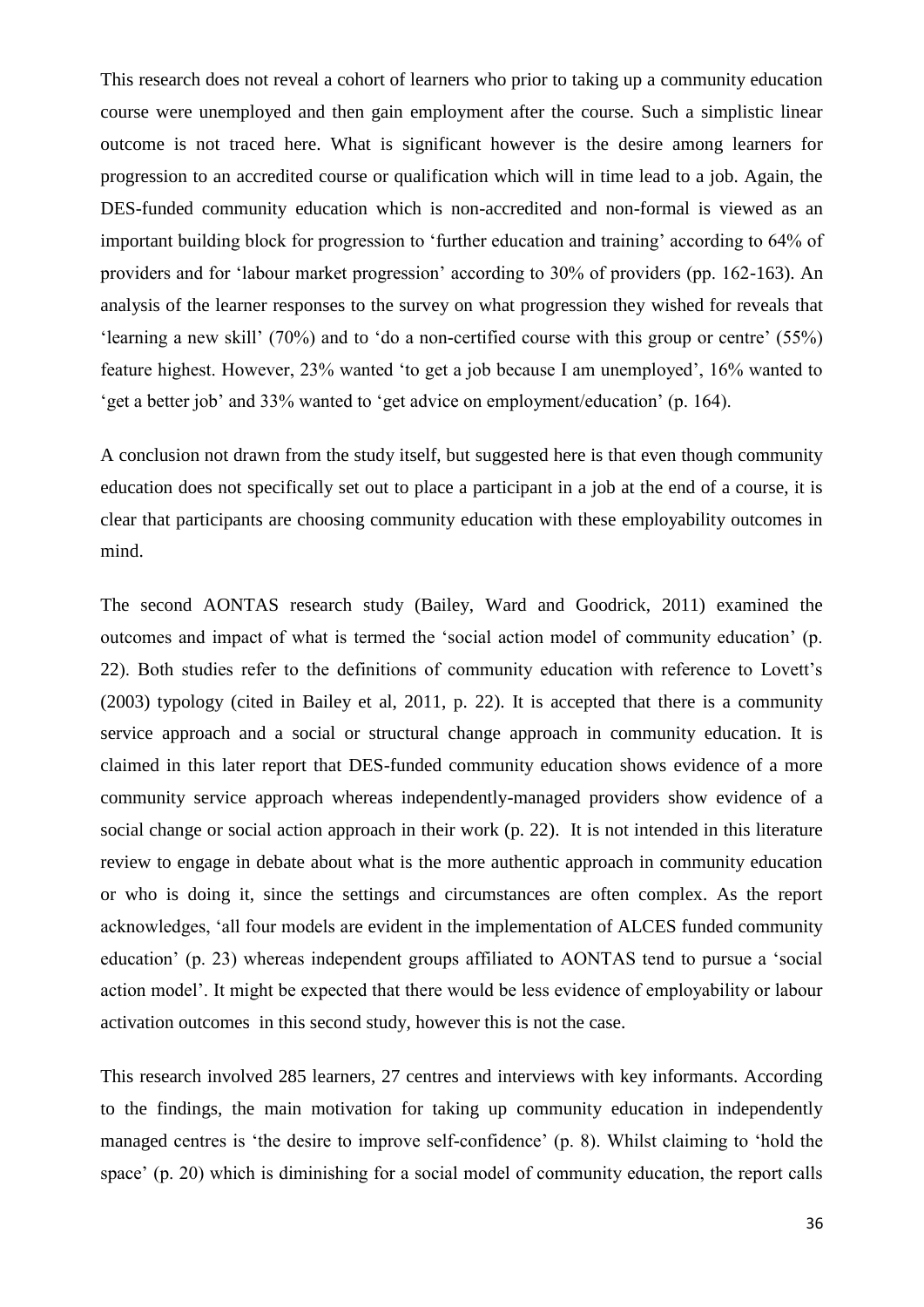This research does not reveal a cohort of learners who prior to taking up a community education course were unemployed and then gain employment after the course. Such a simplistic linear outcome is not traced here. What is significant however is the desire among learners for progression to an accredited course or qualification which will in time lead to a job. Again, the DES-funded community education which is non-accredited and non-formal is viewed as an important building block for progression to 'further education and training' according to 64% of providers and for 'labour market progression' according to 30% of providers (pp. 162-163). An analysis of the learner responses to the survey on what progression they wished for reveals that 'learning a new skill' (70%) and to 'do a non-certified course with this group or centre' (55%) feature highest. However, 23% wanted 'to get a job because I am unemployed', 16% wanted to 'get a better job' and 33% wanted to 'get advice on employment/education' (p. 164).

A conclusion not drawn from the study itself, but suggested here is that even though community education does not specifically set out to place a participant in a job at the end of a course, it is clear that participants are choosing community education with these employability outcomes in mind.

The second AONTAS research study (Bailey, Ward and Goodrick, 2011) examined the outcomes and impact of what is termed the 'social action model of community education' (p. 22). Both studies refer to the definitions of community education with reference to Lovett's (2003) typology (cited in Bailey et al, 2011, p. 22). It is accepted that there is a community service approach and a social or structural change approach in community education. It is claimed in this later report that DES-funded community education shows evidence of a more community service approach whereas independently-managed providers show evidence of a social change or social action approach in their work (p. 22). It is not intended in this literature review to engage in debate about what is the more authentic approach in community education or who is doing it, since the settings and circumstances are often complex. As the report acknowledges, 'all four models are evident in the implementation of ALCES funded community education' (p. 23) whereas independent groups affiliated to AONTAS tend to pursue a 'social action model'. It might be expected that there would be less evidence of employability or labour activation outcomes in this second study, however this is not the case.

This research involved 285 learners, 27 centres and interviews with key informants. According to the findings, the main motivation for taking up community education in independently managed centres is 'the desire to improve self-confidence' (p. 8). Whilst claiming to 'hold the space' (p. 20) which is diminishing for a social model of community education, the report calls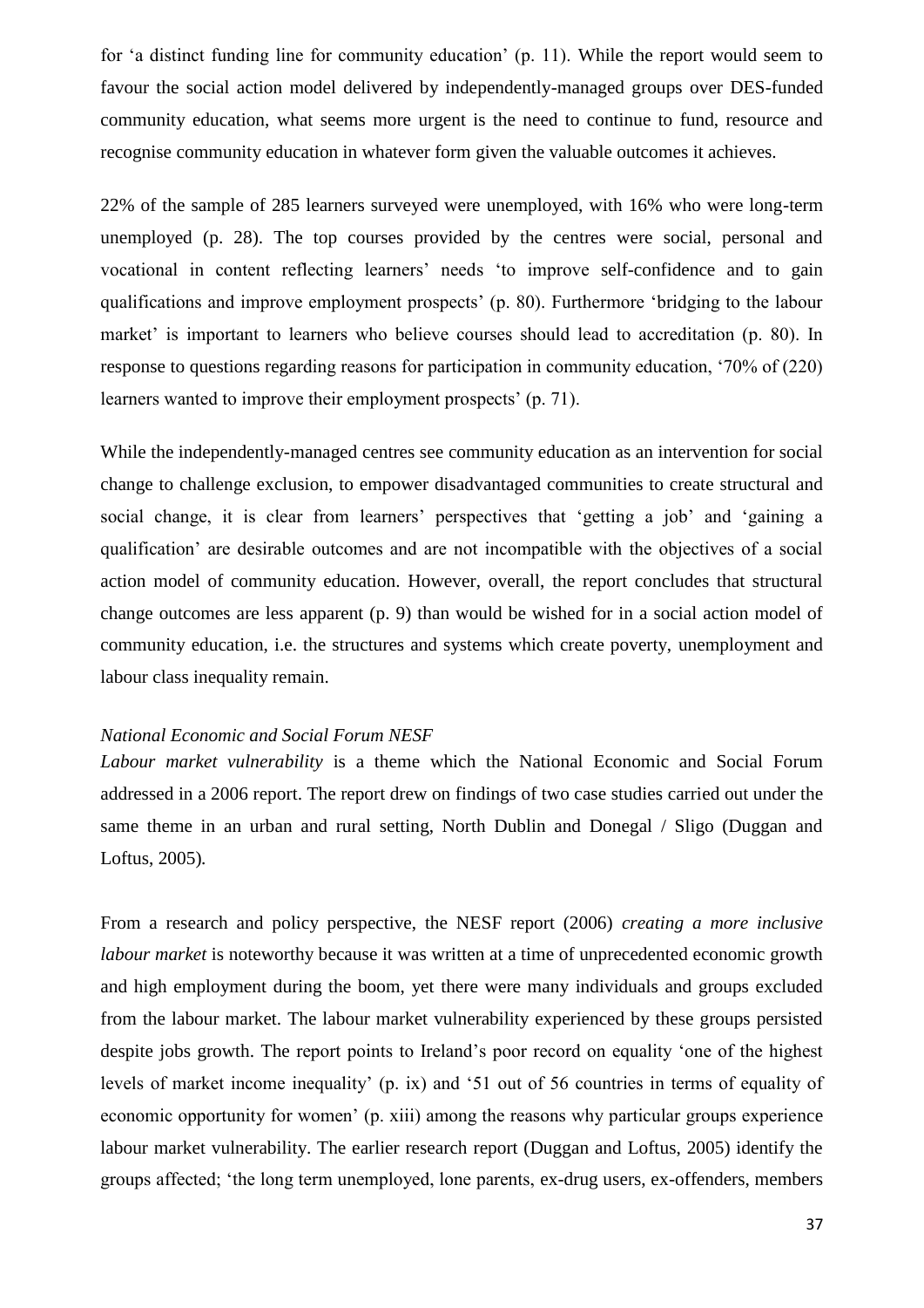for 'a distinct funding line for community education' (p. 11). While the report would seem to favour the social action model delivered by independently-managed groups over DES-funded community education, what seems more urgent is the need to continue to fund, resource and recognise community education in whatever form given the valuable outcomes it achieves.

22% of the sample of 285 learners surveyed were unemployed, with 16% who were long-term unemployed (p. 28). The top courses provided by the centres were social, personal and vocational in content reflecting learners' needs 'to improve self-confidence and to gain qualifications and improve employment prospects' (p. 80). Furthermore 'bridging to the labour market' is important to learners who believe courses should lead to accreditation (p. 80). In response to questions regarding reasons for participation in community education, '70% of (220) learners wanted to improve their employment prospects' (p. 71).

While the independently-managed centres see community education as an intervention for social change to challenge exclusion, to empower disadvantaged communities to create structural and social change, it is clear from learners' perspectives that 'getting a job' and 'gaining a qualification' are desirable outcomes and are not incompatible with the objectives of a social action model of community education. However, overall, the report concludes that structural change outcomes are less apparent (p. 9) than would be wished for in a social action model of community education, i.e. the structures and systems which create poverty, unemployment and labour class inequality remain.

*National Economic and Social Forum NESF*

*Labour market vulnerability* is a theme which the National Economic and Social Forum addressed in a 2006 report. The report drew on findings of two case studies carried out under the same theme in an urban and rural setting, North Dublin and Donegal / Sligo (Duggan and Loftus, 2005).

From a research and policy perspective, the NESF report (2006) *creating a more inclusive labour market* is noteworthy because it was written at a time of unprecedented economic growth and high employment during the boom, yet there were many individuals and groups excluded from the labour market. The labour market vulnerability experienced by these groups persisted despite jobs growth. The report points to Ireland's poor record on equality 'one of the highest levels of market income inequality' (p. ix) and '51 out of 56 countries in terms of equality of economic opportunity for women' (p. xiii) among the reasons why particular groups experience labour market vulnerability. The earlier research report (Duggan and Loftus, 2005) identify the groups affected; 'the long term unemployed, lone parents, ex-drug users, ex-offenders, members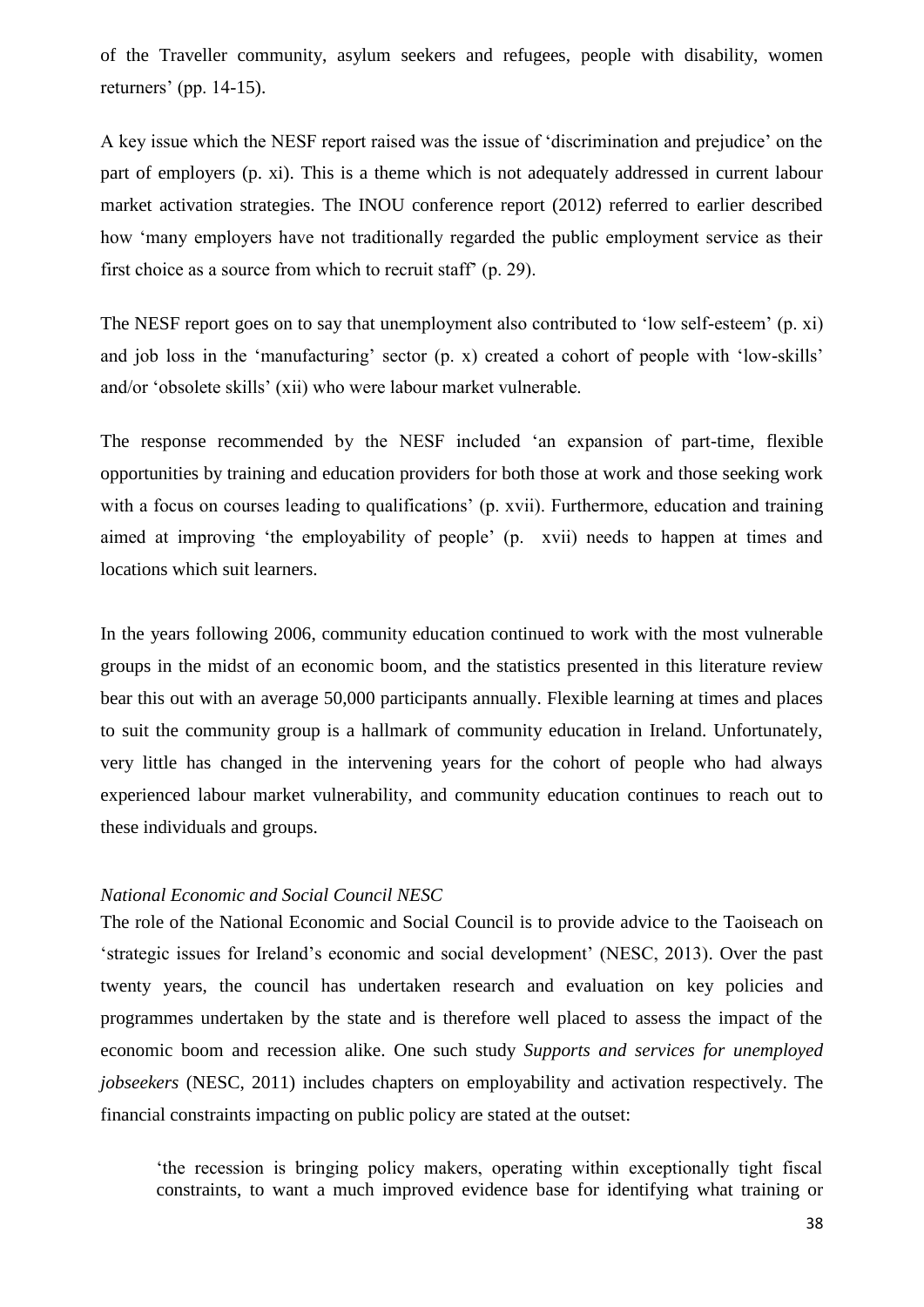of the Traveller community, asylum seekers and refugees, people with disability, women returners' (pp. 14-15).

A key issue which the NESF report raised was the issue of 'discrimination and prejudice' on the part of employers (p. xi). This is a theme which is not adequately addressed in current labour market activation strategies. The INOU conference report (2012) referred to earlier described how 'many employers have not traditionally regarded the public employment service as their first choice as a source from which to recruit staff' (p. 29).

The NESF report goes on to say that unemployment also contributed to 'low self-esteem' (p. xi) and job loss in the 'manufacturing' sector (p. x) created a cohort of people with 'low-skills' and/or 'obsolete skills' (xii) who were labour market vulnerable.

The response recommended by the NESF included 'an expansion of part-time, flexible opportunities by training and education providers for both those at work and those seeking work with a focus on courses leading to qualifications' (p. xvii). Furthermore, education and training aimed at improving 'the employability of people' (p. xvii) needs to happen at times and locations which suit learners.

In the years following 2006, community education continued to work with the most vulnerable groups in the midst of an economic boom, and the statistics presented in this literature review bear this out with an average 50,000 participants annually. Flexible learning at times and places to suit the community group is a hallmark of community education in Ireland. Unfortunately, very little has changed in the intervening years for the cohort of people who had always experienced labour market vulnerability, and community education continues to reach out to these individuals and groups.

*National Economic and Social Council NESC*

The role of the National Economic and Social Council is to provide advice to the Taoiseach on 'strategic issues for Ireland's economic and social development' (NESC, 2013). Over the past twenty years, the council has undertaken research and evaluation on key policies and programmes undertaken by the state and is therefore well placed to assess the impact of the economic boom and recession alike. One such study *Supports and services for unemployed jobseekers* (NESC, 2011) includes chapters on employability and activation respectively. The financial constraints impacting on public policy are stated at the outset:

> 'the recession is bringing policy makers, operating within exceptionally tight fiscal constraints, to want a much improved evidence base for identifying what training or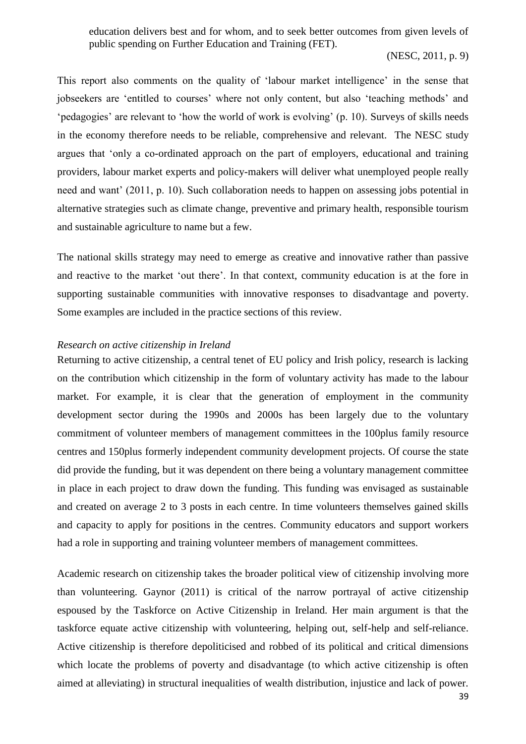> education delivers best and for whom, and to seek better outcomes from given levels of public spending on Further Education and Training (FET).
>
> (NESC, 2011, p. 9)

This report also comments on the quality of 'labour market intelligence' in the sense that jobseekers are 'entitled to courses' where not only content, but also 'teaching methods' and 'pedagogies' are relevant to 'how the world of work is evolving' (p. 10). Surveys of skills needs in the economy therefore needs to be reliable, comprehensive and relevant. The NESC study argues that 'only a co-ordinated approach on the part of employers, educational and training providers, labour market experts and policy-makers will deliver what unemployed people really need and want' (2011, p. 10). Such collaboration needs to happen on assessing jobs potential in alternative strategies such as climate change, preventive and primary health, responsible tourism and sustainable agriculture to name but a few.

The national skills strategy may need to emerge as creative and innovative rather than passive and reactive to the market 'out there'. In that context, community education is at the fore in supporting sustainable communities with innovative responses to disadvantage and poverty. Some examples are included in the practice sections of this review.

*Research on active citizenship in Ireland*

Returning to active citizenship, a central tenet of EU policy and Irish policy, research is lacking on the contribution which citizenship in the form of voluntary activity has made to the labour market. For example, it is clear that the generation of employment in the community development sector during the 1990s and 2000s has been largely due to the voluntary commitment of volunteer members of management committees in the 100plus family resource centres and 150plus formerly independent community development projects. Of course the state did provide the funding, but it was dependent on there being a voluntary management committee in place in each project to draw down the funding. This funding was envisaged as sustainable and created on average 2 to 3 posts in each centre. In time volunteers themselves gained skills and capacity to apply for positions in the centres. Community educators and support workers had a role in supporting and training volunteer members of management committees.

Academic research on citizenship takes the broader political view of citizenship involving more than volunteering. Gaynor (2011) is critical of the narrow portrayal of active citizenship espoused by the Taskforce on Active Citizenship in Ireland. Her main argument is that the taskforce equate active citizenship with volunteering, helping out, self-help and self-reliance. Active citizenship is therefore depoliticised and robbed of its political and critical dimensions which locate the problems of poverty and disadvantage (to which active citizenship is often aimed at alleviating) in structural inequalities of wealth distribution, injustice and lack of power.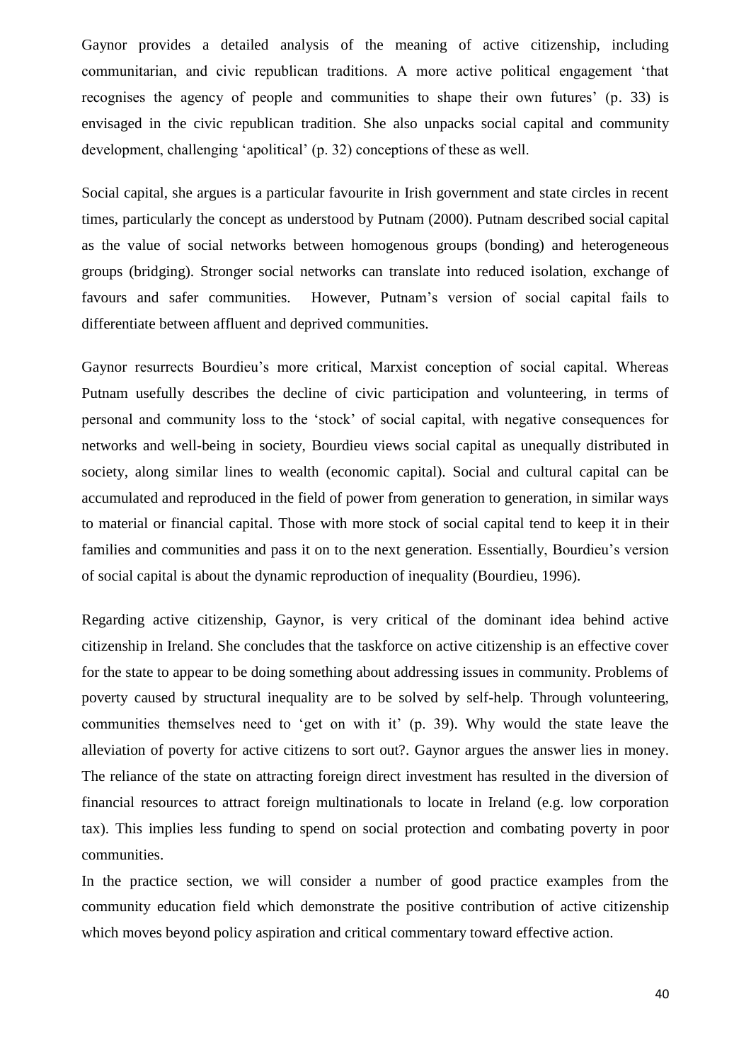Gaynor provides a detailed analysis of the meaning of active citizenship, including communitarian, and civic republican traditions. A more active political engagement 'that recognises the agency of people and communities to shape their own futures' (p. 33) is envisaged in the civic republican tradition. She also unpacks social capital and community development, challenging 'apolitical' (p. 32) conceptions of these as well.

Social capital, she argues is a particular favourite in Irish government and state circles in recent times, particularly the concept as understood by Putnam (2000). Putnam described social capital as the value of social networks between homogenous groups (bonding) and heterogeneous groups (bridging). Stronger social networks can translate into reduced isolation, exchange of favours and safer communities. However, Putnam's version of social capital fails to differentiate between affluent and deprived communities.

Gaynor resurrects Bourdieu's more critical, Marxist conception of social capital. Whereas Putnam usefully describes the decline of civic participation and volunteering, in terms of personal and community loss to the 'stock' of social capital, with negative consequences for networks and well-being in society, Bourdieu views social capital as unequally distributed in society, along similar lines to wealth (economic capital). Social and cultural capital can be accumulated and reproduced in the field of power from generation to generation, in similar ways to material or financial capital. Those with more stock of social capital tend to keep it in their families and communities and pass it on to the next generation. Essentially, Bourdieu's version of social capital is about the dynamic reproduction of inequality (Bourdieu, 1996).

Regarding active citizenship, Gaynor, is very critical of the dominant idea behind active citizenship in Ireland. She concludes that the taskforce on active citizenship is an effective cover for the state to appear to be doing something about addressing issues in community. Problems of poverty caused by structural inequality are to be solved by self-help. Through volunteering, communities themselves need to 'get on with it' (p. 39). Why would the state leave the alleviation of poverty for active citizens to sort out?. Gaynor argues the answer lies in money. The reliance of the state on attracting foreign direct investment has resulted in the diversion of financial resources to attract foreign multinationals to locate in Ireland (e.g. low corporation tax). This implies less funding to spend on social protection and combating poverty in poor communities.

In the practice section, we will consider a number of good practice examples from the community education field which demonstrate the positive contribution of active citizenship which moves beyond policy aspiration and critical commentary toward effective action.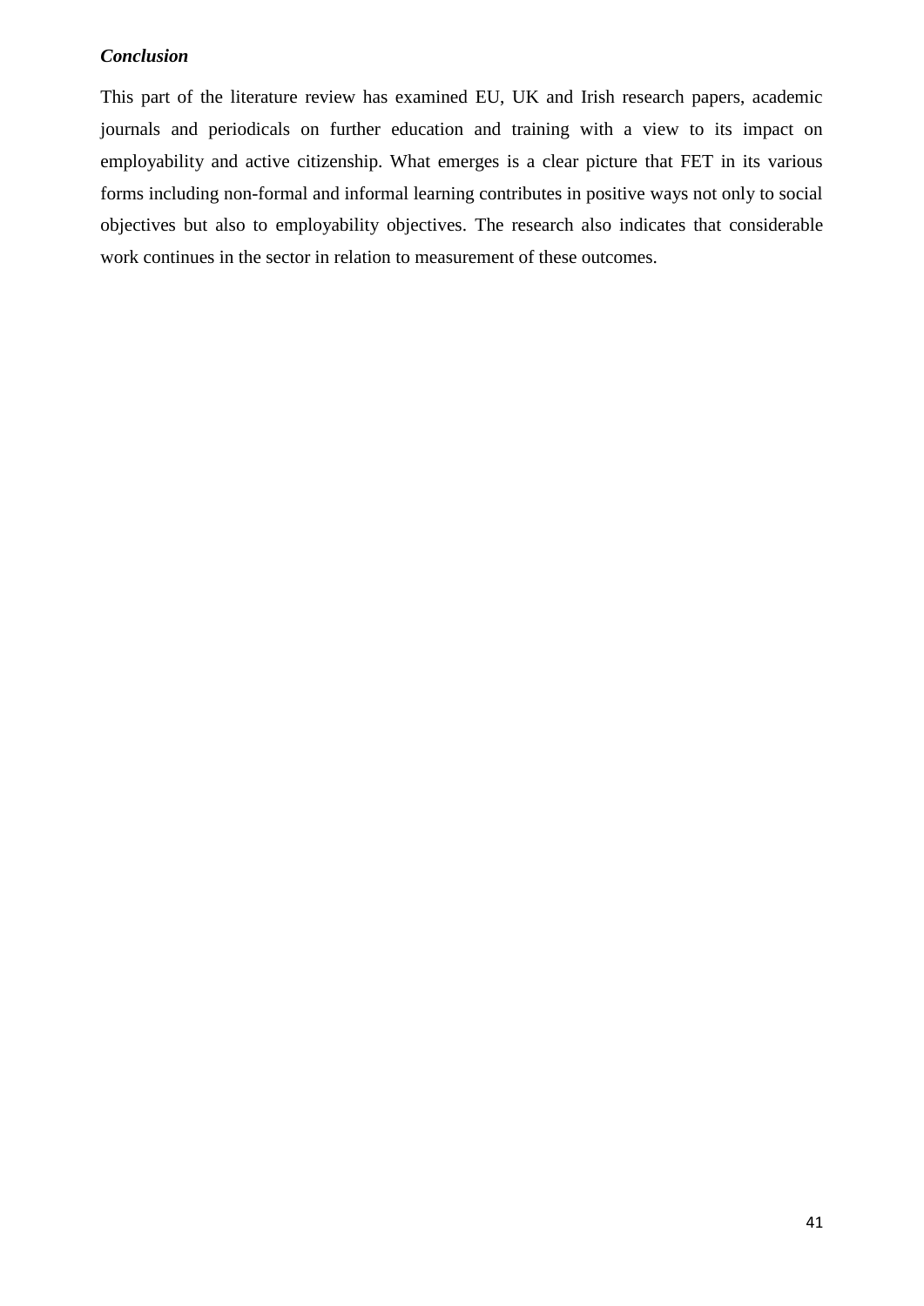***Conclusion***

This part of the literature review has examined EU, UK and Irish research papers, academic journals and periodicals on further education and training with a view to its impact on employability and active citizenship. What emerges is a clear picture that FET in its various forms including non-formal and informal learning contributes in positive ways not only to social objectives but also to employability objectives. The research also indicates that considerable work continues in the sector in relation to measurement of these outcomes.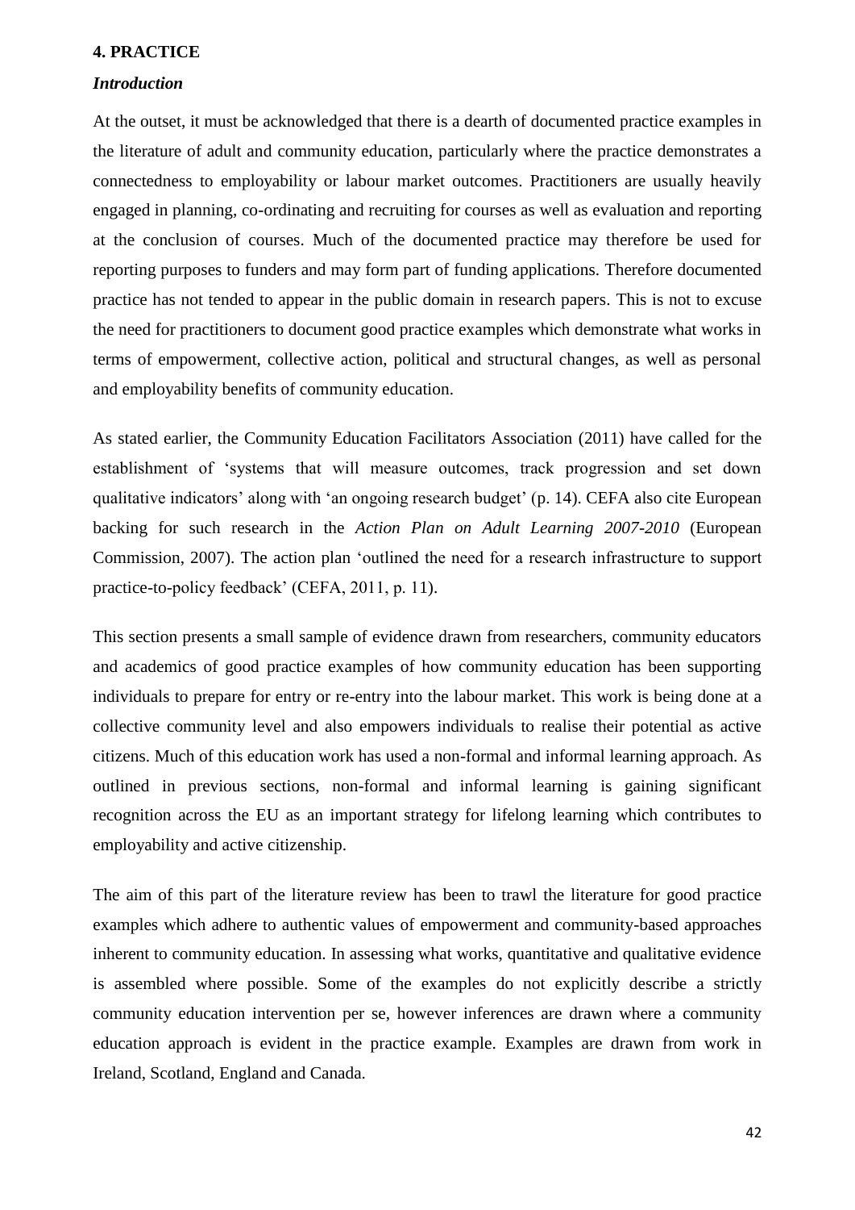## 4. PRACTICE

### *Introduction*

At the outset, it must be acknowledged that there is a dearth of documented practice examples in the literature of adult and community education, particularly where the practice demonstrates a connectedness to employability or labour market outcomes. Practitioners are usually heavily engaged in planning, co-ordinating and recruiting for courses as well as evaluation and reporting at the conclusion of courses. Much of the documented practice may therefore be used for reporting purposes to funders and may form part of funding applications. Therefore documented practice has not tended to appear in the public domain in research papers. This is not to excuse the need for practitioners to document good practice examples which demonstrate what works in terms of empowerment, collective action, political and structural changes, as well as personal and employability benefits of community education.

As stated earlier, the Community Education Facilitators Association (2011) have called for the establishment of 'systems that will measure outcomes, track progression and set down qualitative indicators' along with 'an ongoing research budget' (p. 14). CEFA also cite European backing for such research in the *Action Plan on Adult Learning 2007-2010* (European Commission, 2007). The action plan 'outlined the need for a research infrastructure to support practice-to-policy feedback' (CEFA, 2011, p. 11).

This section presents a small sample of evidence drawn from researchers, community educators and academics of good practice examples of how community education has been supporting individuals to prepare for entry or re-entry into the labour market. This work is being done at a collective community level and also empowers individuals to realise their potential as active citizens. Much of this education work has used a non-formal and informal learning approach. As outlined in previous sections, non-formal and informal learning is gaining significant recognition across the EU as an important strategy for lifelong learning which contributes to employability and active citizenship.

The aim of this part of the literature review has been to trawl the literature for good practice examples which adhere to authentic values of empowerment and community-based approaches inherent to community education. In assessing what works, quantitative and qualitative evidence is assembled where possible. Some of the examples do not explicitly describe a strictly community education intervention per se, however inferences are drawn where a community education approach is evident in the practice example. Examples are drawn from work in Ireland, Scotland, England and Canada.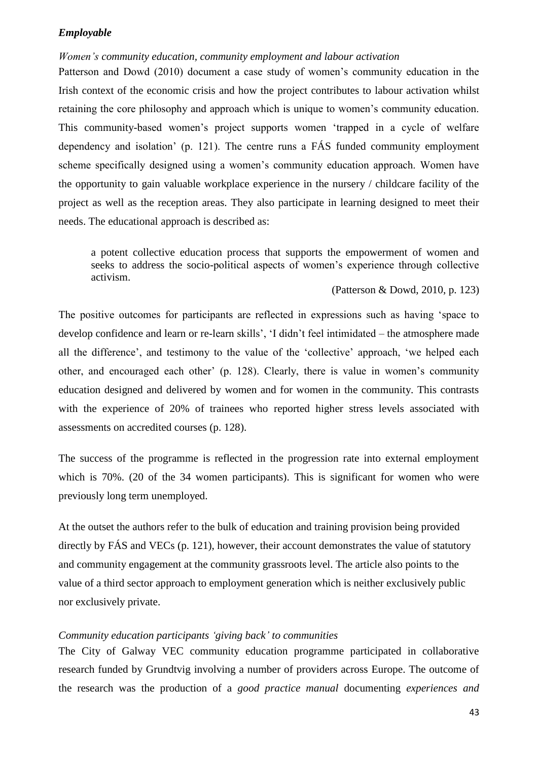### *Employable*

#### *Women's community education, community employment and labour activation*

Patterson and Dowd (2010) document a case study of women's community education in the Irish context of the economic crisis and how the project contributes to labour activation whilst retaining the core philosophy and approach which is unique to women's community education. This community-based women's project supports women 'trapped in a cycle of welfare dependency and isolation' (p. 121). The centre runs a FÁS funded community employment scheme specifically designed using a women's community education approach. Women have the opportunity to gain valuable workplace experience in the nursery / childcare facility of the project as well as the reception areas. They also participate in learning designed to meet their needs. The educational approach is described as:

> a potent collective education process that supports the empowerment of women and seeks to address the socio-political aspects of women's experience through collective activism.
>
> (Patterson & Dowd, 2010, p. 123)

The positive outcomes for participants are reflected in expressions such as having 'space to develop confidence and learn or re-learn skills', 'I didn't feel intimidated – the atmosphere made all the difference', and testimony to the value of the 'collective' approach, 'we helped each other, and encouraged each other' (p. 128). Clearly, there is value in women's community education designed and delivered by women and for women in the community. This contrasts with the experience of 20% of trainees who reported higher stress levels associated with assessments on accredited courses (p. 128).

The success of the programme is reflected in the progression rate into external employment which is 70%. (20 of the 34 women participants). This is significant for women who were previously long term unemployed.

At the outset the authors refer to the bulk of education and training provision being provided directly by FÁS and VECs (p. 121), however, their account demonstrates the value of statutory and community engagement at the community grassroots level. The article also points to the value of a third sector approach to employment generation which is neither exclusively public nor exclusively private.

#### *Community education participants 'giving back' to communities*

The City of Galway VEC community education programme participated in collaborative research funded by Grundtvig involving a number of providers across Europe. The outcome of the research was the production of a *good practice manual* documenting *experiences and*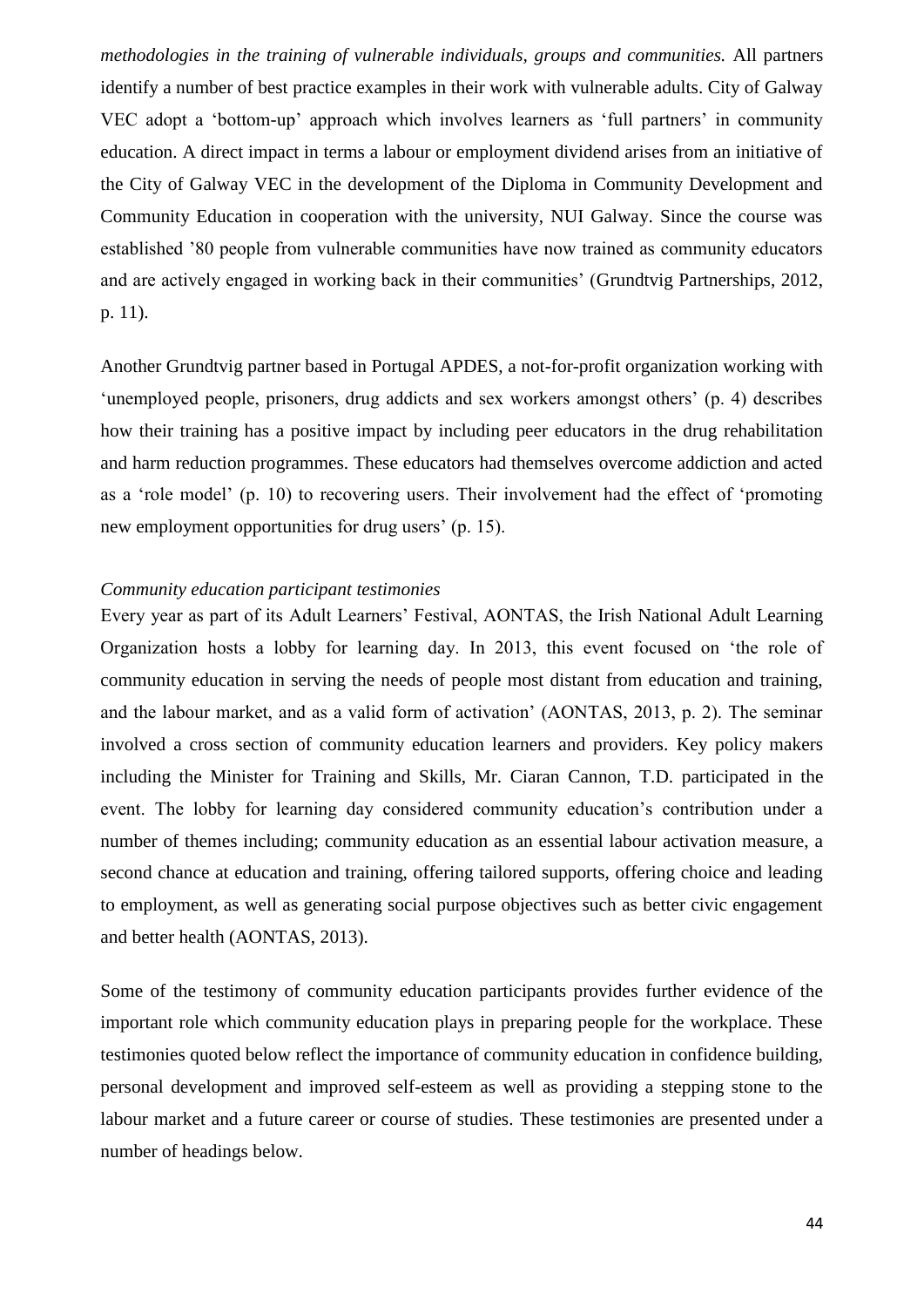*methodologies in the training of vulnerable individuals, groups and communities.* All partners identify a number of best practice examples in their work with vulnerable adults. City of Galway VEC adopt a 'bottom-up' approach which involves learners as 'full partners' in community education. A direct impact in terms a labour or employment dividend arises from an initiative of the City of Galway VEC in the development of the Diploma in Community Development and Community Education in cooperation with the university, NUI Galway. Since the course was established '80 people from vulnerable communities have now trained as community educators and are actively engaged in working back in their communities' (Grundtvig Partnerships, 2012, p. 11).

Another Grundtvig partner based in Portugal APDES, a not-for-profit organization working with 'unemployed people, prisoners, drug addicts and sex workers amongst others' (p. 4) describes how their training has a positive impact by including peer educators in the drug rehabilitation and harm reduction programmes. These educators had themselves overcome addiction and acted as a 'role model' (p. 10) to recovering users. Their involvement had the effect of 'promoting new employment opportunities for drug users' (p. 15).

*Community education participant testimonies*

Every year as part of its Adult Learners' Festival, AONTAS, the Irish National Adult Learning Organization hosts a lobby for learning day. In 2013, this event focused on 'the role of community education in serving the needs of people most distant from education and training, and the labour market, and as a valid form of activation' (AONTAS, 2013, p. 2). The seminar involved a cross section of community education learners and providers. Key policy makers including the Minister for Training and Skills, Mr. Ciaran Cannon, T.D. participated in the event. The lobby for learning day considered community education's contribution under a number of themes including; community education as an essential labour activation measure, a second chance at education and training, offering tailored supports, offering choice and leading to employment, as well as generating social purpose objectives such as better civic engagement and better health (AONTAS, 2013).

Some of the testimony of community education participants provides further evidence of the important role which community education plays in preparing people for the workplace. These testimonies quoted below reflect the importance of community education in confidence building, personal development and improved self-esteem as well as providing a stepping stone to the labour market and a future career or course of studies. These testimonies are presented under a number of headings below.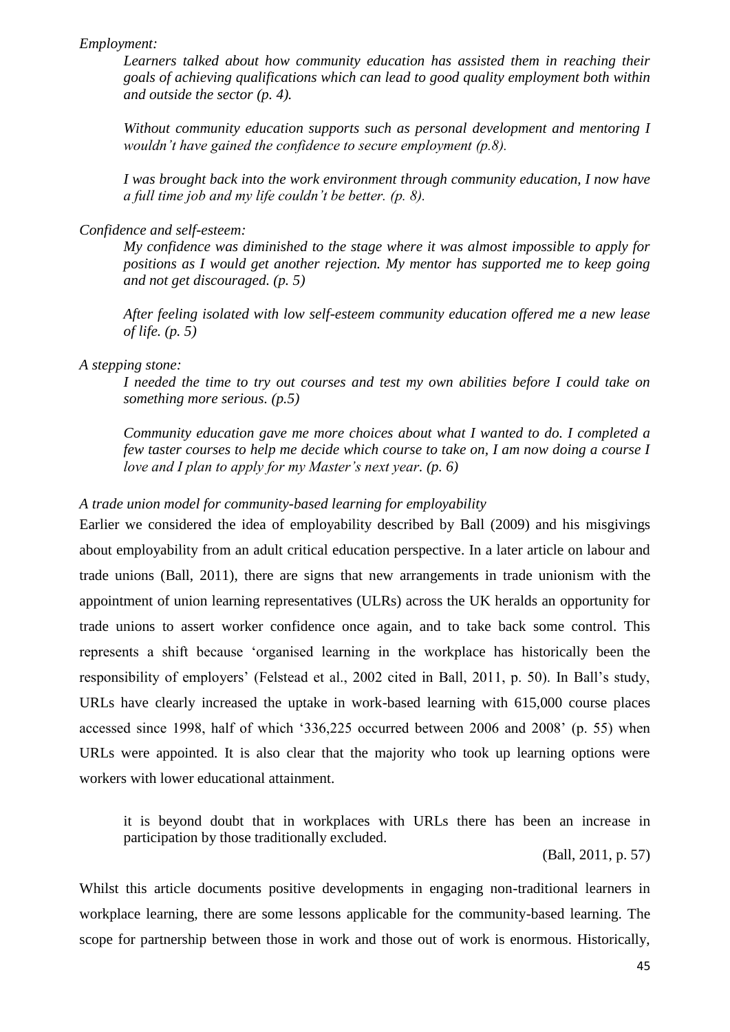*Employment:*

> *Learners talked about how community education has assisted them in reaching their goals of achieving qualifications which can lead to good quality employment both within and outside the sector (p. 4).*
>
> *Without community education supports such as personal development and mentoring I wouldn't have gained the confidence to secure employment (p.8).*
>
> *I was brought back into the work environment through community education, I now have a full time job and my life couldn't be better. (p. 8).*

*Confidence and self-esteem:*

> *My confidence was diminished to the stage where it was almost impossible to apply for positions as I would get another rejection. My mentor has supported me to keep going and not get discouraged. (p. 5)*
>
> *After feeling isolated with low self-esteem community education offered me a new lease of life. (p. 5)*

*A stepping stone:*

> *I needed the time to try out courses and test my own abilities before I could take on something more serious. (p.5)*
>
> *Community education gave me more choices about what I wanted to do. I completed a few taster courses to help me decide which course to take on, I am now doing a course I love and I plan to apply for my Master's next year. (p. 6)*

*A trade union model for community-based learning for employability*

Earlier we considered the idea of employability described by Ball (2009) and his misgivings about employability from an adult critical education perspective. In a later article on labour and trade unions (Ball, 2011), there are signs that new arrangements in trade unionism with the appointment of union learning representatives (ULRs) across the UK heralds an opportunity for trade unions to assert worker confidence once again, and to take back some control. This represents a shift because 'organised learning in the workplace has historically been the responsibility of employers' (Felstead et al., 2002 cited in Ball, 2011, p. 50). In Ball's study, URLs have clearly increased the uptake in work-based learning with 615,000 course places accessed since 1998, half of which '336,225 occurred between 2006 and 2008' (p. 55) when URLs were appointed. It is also clear that the majority who took up learning options were workers with lower educational attainment.

> it is beyond doubt that in workplaces with URLs there has been an increase in participation by those traditionally excluded.
>
> (Ball, 2011, p. 57)

Whilst this article documents positive developments in engaging non-traditional learners in workplace learning, there are some lessons applicable for the community-based learning. The scope for partnership between those in work and those out of work is enormous. Historically,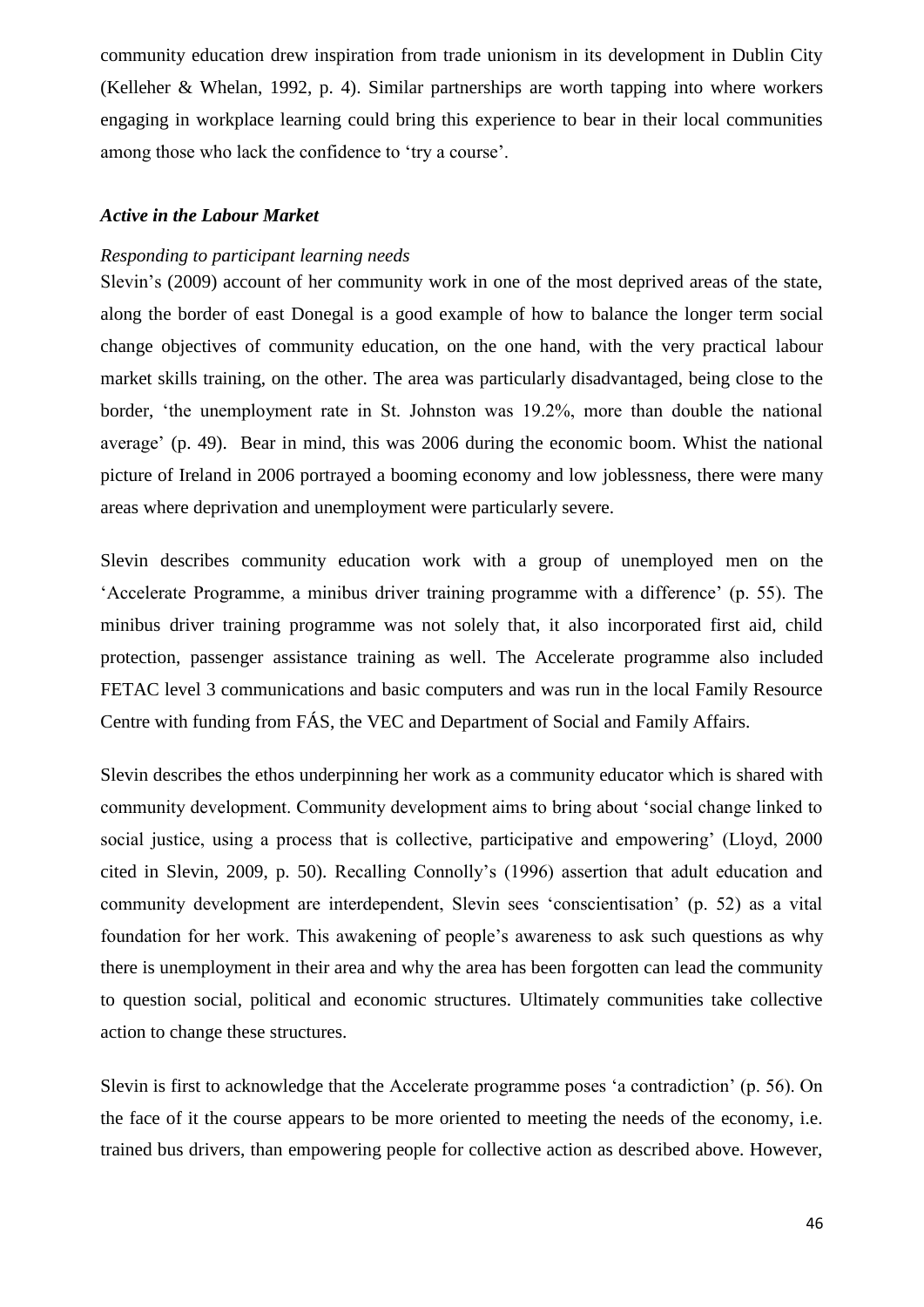community education drew inspiration from trade unionism in its development in Dublin City (Kelleher & Whelan, 1992, p. 4). Similar partnerships are worth tapping into where workers engaging in workplace learning could bring this experience to bear in their local communities among those who lack the confidence to 'try a course'.

### *Active in the Labour Market*

*Responding to participant learning needs*

Slevin's (2009) account of her community work in one of the most deprived areas of the state, along the border of east Donegal is a good example of how to balance the longer term social change objectives of community education, on the one hand, with the very practical labour market skills training, on the other. The area was particularly disadvantaged, being close to the border, 'the unemployment rate in St. Johnston was 19.2%, more than double the national average' (p. 49). Bear in mind, this was 2006 during the economic boom. Whist the national picture of Ireland in 2006 portrayed a booming economy and low joblessness, there were many areas where deprivation and unemployment were particularly severe.

Slevin describes community education work with a group of unemployed men on the 'Accelerate Programme, a minibus driver training programme with a difference' (p. 55). The minibus driver training programme was not solely that, it also incorporated first aid, child protection, passenger assistance training as well. The Accelerate programme also included FETAC level 3 communications and basic computers and was run in the local Family Resource Centre with funding from FÁS, the VEC and Department of Social and Family Affairs.

Slevin describes the ethos underpinning her work as a community educator which is shared with community development. Community development aims to bring about 'social change linked to social justice, using a process that is collective, participative and empowering' (Lloyd, 2000 cited in Slevin, 2009, p. 50). Recalling Connolly's (1996) assertion that adult education and community development are interdependent, Slevin sees 'conscientisation' (p. 52) as a vital foundation for her work. This awakening of people's awareness to ask such questions as why there is unemployment in their area and why the area has been forgotten can lead the community to question social, political and economic structures. Ultimately communities take collective action to change these structures.

Slevin is first to acknowledge that the Accelerate programme poses 'a contradiction' (p. 56). On the face of it the course appears to be more oriented to meeting the needs of the economy, i.e. trained bus drivers, than empowering people for collective action as described above. However,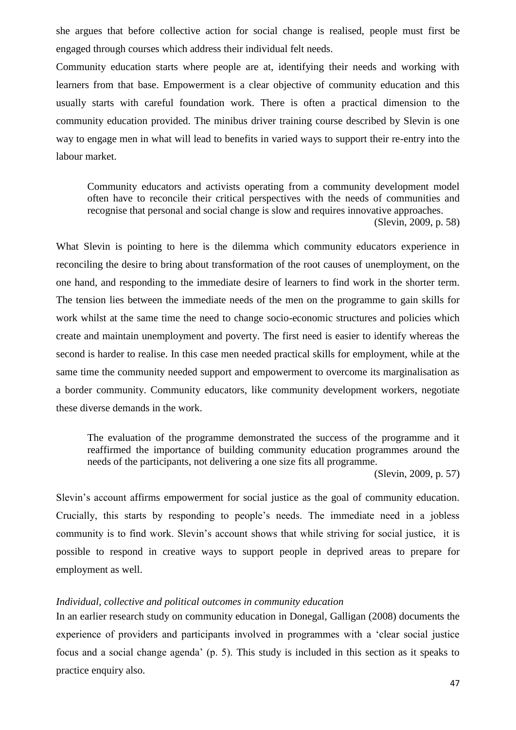she argues that before collective action for social change is realised, people must first be engaged through courses which address their individual felt needs.

Community education starts where people are at, identifying their needs and working with learners from that base. Empowerment is a clear objective of community education and this usually starts with careful foundation work. There is often a practical dimension to the community education provided. The minibus driver training course described by Slevin is one way to engage men in what will lead to benefits in varied ways to support their re-entry into the labour market.

> Community educators and activists operating from a community development model often have to reconcile their critical perspectives with the needs of communities and recognise that personal and social change is slow and requires innovative approaches.
> (Slevin, 2009, p. 58)

What Slevin is pointing to here is the dilemma which community educators experience in reconciling the desire to bring about transformation of the root causes of unemployment, on the one hand, and responding to the immediate desire of learners to find work in the shorter term. The tension lies between the immediate needs of the men on the programme to gain skills for work whilst at the same time the need to change socio-economic structures and policies which create and maintain unemployment and poverty. The first need is easier to identify whereas the second is harder to realise. In this case men needed practical skills for employment, while at the same time the community needed support and empowerment to overcome its marginalisation as a border community. Community educators, like community development workers, negotiate these diverse demands in the work.

> The evaluation of the programme demonstrated the success of the programme and it reaffirmed the importance of building community education programmes around the needs of the participants, not delivering a one size fits all programme.
> (Slevin, 2009, p. 57)

Slevin's account affirms empowerment for social justice as the goal of community education. Crucially, this starts by responding to people's needs. The immediate need in a jobless community is to find work. Slevin's account shows that while striving for social justice, it is possible to respond in creative ways to support people in deprived areas to prepare for employment as well.

*Individual, collective and political outcomes in community education*

In an earlier research study on community education in Donegal, Galligan (2008) documents the experience of providers and participants involved in programmes with a 'clear social justice focus and a social change agenda' (p. 5). This study is included in this section as it speaks to practice enquiry also.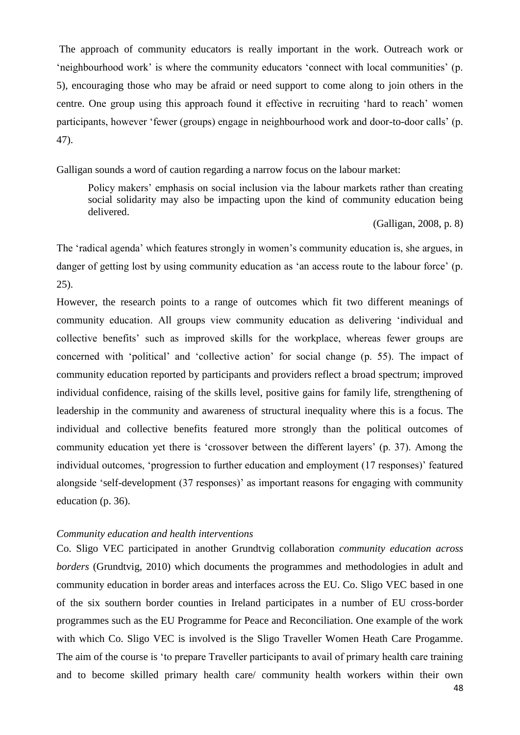The approach of community educators is really important in the work. Outreach work or 'neighbourhood work' is where the community educators 'connect with local communities' (p. 5), encouraging those who may be afraid or need support to come along to join others in the centre. One group using this approach found it effective in recruiting 'hard to reach' women participants, however 'fewer (groups) engage in neighbourhood work and door-to-door calls' (p. 47).

Galligan sounds a word of caution regarding a narrow focus on the labour market:

> Policy makers' emphasis on social inclusion via the labour markets rather than creating social solidarity may also be impacting upon the kind of community education being delivered.
>
> (Galligan, 2008, p. 8)

The 'radical agenda' which features strongly in women's community education is, she argues, in danger of getting lost by using community education as 'an access route to the labour force' (p. 25).

However, the research points to a range of outcomes which fit two different meanings of community education. All groups view community education as delivering 'individual and collective benefits' such as improved skills for the workplace, whereas fewer groups are concerned with 'political' and 'collective action' for social change (p. 55). The impact of community education reported by participants and providers reflect a broad spectrum; improved individual confidence, raising of the skills level, positive gains for family life, strengthening of leadership in the community and awareness of structural inequality where this is a focus. The individual and collective benefits featured more strongly than the political outcomes of community education yet there is 'crossover between the different layers' (p. 37). Among the individual outcomes, 'progression to further education and employment (17 responses)' featured alongside 'self-development (37 responses)' as important reasons for engaging with community education (p. 36).

*Community education and health interventions*

Co. Sligo VEC participated in another Grundtvig collaboration *community education across borders* (Grundtvig, 2010) which documents the programmes and methodologies in adult and community education in border areas and interfaces across the EU. Co. Sligo VEC based in one of the six southern border counties in Ireland participates in a number of EU cross-border programmes such as the EU Programme for Peace and Reconciliation. One example of the work with which Co. Sligo VEC is involved is the Sligo Traveller Women Heath Care Progamme. The aim of the course is 'to prepare Traveller participants to avail of primary health care training and to become skilled primary health care/ community health workers within their own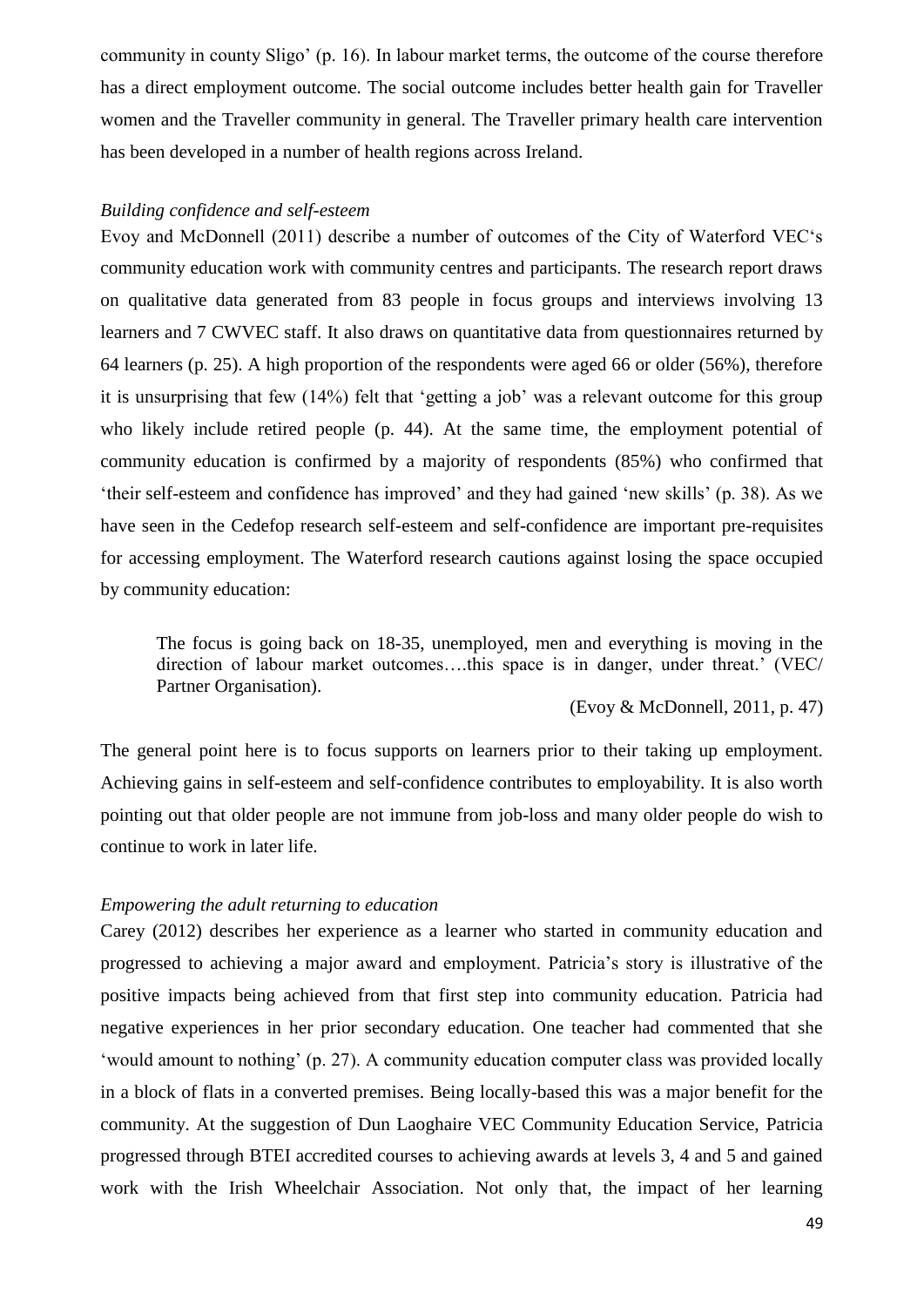community in county Sligo' (p. 16). In labour market terms, the outcome of the course therefore has a direct employment outcome. The social outcome includes better health gain for Traveller women and the Traveller community in general. The Traveller primary health care intervention has been developed in a number of health regions across Ireland.

*Building confidence and self-esteem*

Evoy and McDonnell (2011) describe a number of outcomes of the City of Waterford VEC's community education work with community centres and participants. The research report draws on qualitative data generated from 83 people in focus groups and interviews involving 13 learners and 7 CWVEC staff. It also draws on quantitative data from questionnaires returned by 64 learners (p. 25). A high proportion of the respondents were aged 66 or older (56%), therefore it is unsurprising that few (14%) felt that 'getting a job' was a relevant outcome for this group who likely include retired people (p. 44). At the same time, the employment potential of community education is confirmed by a majority of respondents (85%) who confirmed that 'their self-esteem and confidence has improved' and they had gained 'new skills' (p. 38). As we have seen in the Cedefop research self-esteem and self-confidence are important pre-requisites for accessing employment. The Waterford research cautions against losing the space occupied by community education:

> The focus is going back on 18-35, unemployed, men and everything is moving in the direction of labour market outcomes….this space is in danger, under threat.' (VEC/ Partner Organisation).
>
> (Evoy & McDonnell, 2011, p. 47)

The general point here is to focus supports on learners prior to their taking up employment. Achieving gains in self-esteem and self-confidence contributes to employability. It is also worth pointing out that older people are not immune from job-loss and many older people do wish to continue to work in later life.

*Empowering the adult returning to education*

Carey (2012) describes her experience as a learner who started in community education and progressed to achieving a major award and employment. Patricia's story is illustrative of the positive impacts being achieved from that first step into community education. Patricia had negative experiences in her prior secondary education. One teacher had commented that she 'would amount to nothing' (p. 27). A community education computer class was provided locally in a block of flats in a converted premises. Being locally-based this was a major benefit for the community. At the suggestion of Dun Laoghaire VEC Community Education Service, Patricia progressed through BTEI accredited courses to achieving awards at levels 3, 4 and 5 and gained work with the Irish Wheelchair Association. Not only that, the impact of her learning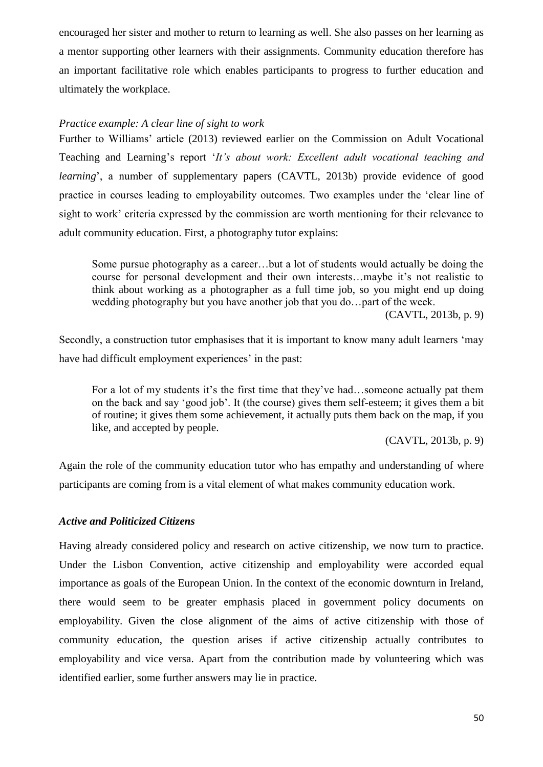encouraged her sister and mother to return to learning as well. She also passes on her learning as a mentor supporting other learners with their assignments. Community education therefore has an important facilitative role which enables participants to progress to further education and ultimately the workplace.

*Practice example: A clear line of sight to work*

Further to Williams' article (2013) reviewed earlier on the Commission on Adult Vocational Teaching and Learning's report '*It's about work: Excellent adult vocational teaching and learning*', a number of supplementary papers (CAVTL, 2013b) provide evidence of good practice in courses leading to employability outcomes. Two examples under the 'clear line of sight to work' criteria expressed by the commission are worth mentioning for their relevance to adult community education. First, a photography tutor explains:

> Some pursue photography as a career…but a lot of students would actually be doing the course for personal development and their own interests…maybe it's not realistic to think about working as a photographer as a full time job, so you might end up doing wedding photography but you have another job that you do…part of the week.
>
> (CAVTL, 2013b, p. 9)

Secondly, a construction tutor emphasises that it is important to know many adult learners 'may have had difficult employment experiences' in the past:

> For a lot of my students it's the first time that they've had…someone actually pat them on the back and say 'good job'. It (the course) gives them self-esteem; it gives them a bit of routine; it gives them some achievement, it actually puts them back on the map, if you like, and accepted by people.
>
> (CAVTL, 2013b, p. 9)

Again the role of the community education tutor who has empathy and understanding of where participants are coming from is a vital element of what makes community education work.

### *Active and Politicized Citizens*

Having already considered policy and research on active citizenship, we now turn to practice. Under the Lisbon Convention, active citizenship and employability were accorded equal importance as goals of the European Union. In the context of the economic downturn in Ireland, there would seem to be greater emphasis placed in government policy documents on employability. Given the close alignment of the aims of active citizenship with those of community education, the question arises if active citizenship actually contributes to employability and vice versa. Apart from the contribution made by volunteering which was identified earlier, some further answers may lie in practice.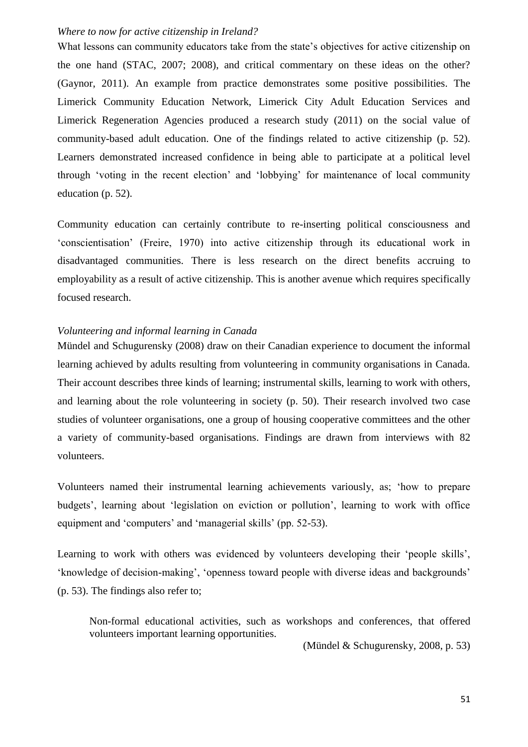*Where to now for active citizenship in Ireland?*

What lessons can community educators take from the state's objectives for active citizenship on the one hand (STAC, 2007; 2008), and critical commentary on these ideas on the other? (Gaynor, 2011). An example from practice demonstrates some positive possibilities. The Limerick Community Education Network, Limerick City Adult Education Services and Limerick Regeneration Agencies produced a research study (2011) on the social value of community-based adult education. One of the findings related to active citizenship (p. 52). Learners demonstrated increased confidence in being able to participate at a political level through 'voting in the recent election' and 'lobbying' for maintenance of local community education (p. 52).

Community education can certainly contribute to re-inserting political consciousness and 'conscientisation' (Freire, 1970) into active citizenship through its educational work in disadvantaged communities. There is less research on the direct benefits accruing to employability as a result of active citizenship. This is another avenue which requires specifically focused research.

*Volunteering and informal learning in Canada*

Mündel and Schugurensky (2008) draw on their Canadian experience to document the informal learning achieved by adults resulting from volunteering in community organisations in Canada. Their account describes three kinds of learning; instrumental skills, learning to work with others, and learning about the role volunteering in society (p. 50). Their research involved two case studies of volunteer organisations, one a group of housing cooperative committees and the other a variety of community-based organisations. Findings are drawn from interviews with 82 volunteers.

Volunteers named their instrumental learning achievements variously, as; 'how to prepare budgets', learning about 'legislation on eviction or pollution', learning to work with office equipment and 'computers' and 'managerial skills' (pp. 52-53).

Learning to work with others was evidenced by volunteers developing their 'people skills', 'knowledge of decision-making', 'openness toward people with diverse ideas and backgrounds' (p. 53). The findings also refer to;

> Non-formal educational activities, such as workshops and conferences, that offered volunteers important learning opportunities.
>
> (Mündel & Schugurensky, 2008, p. 53)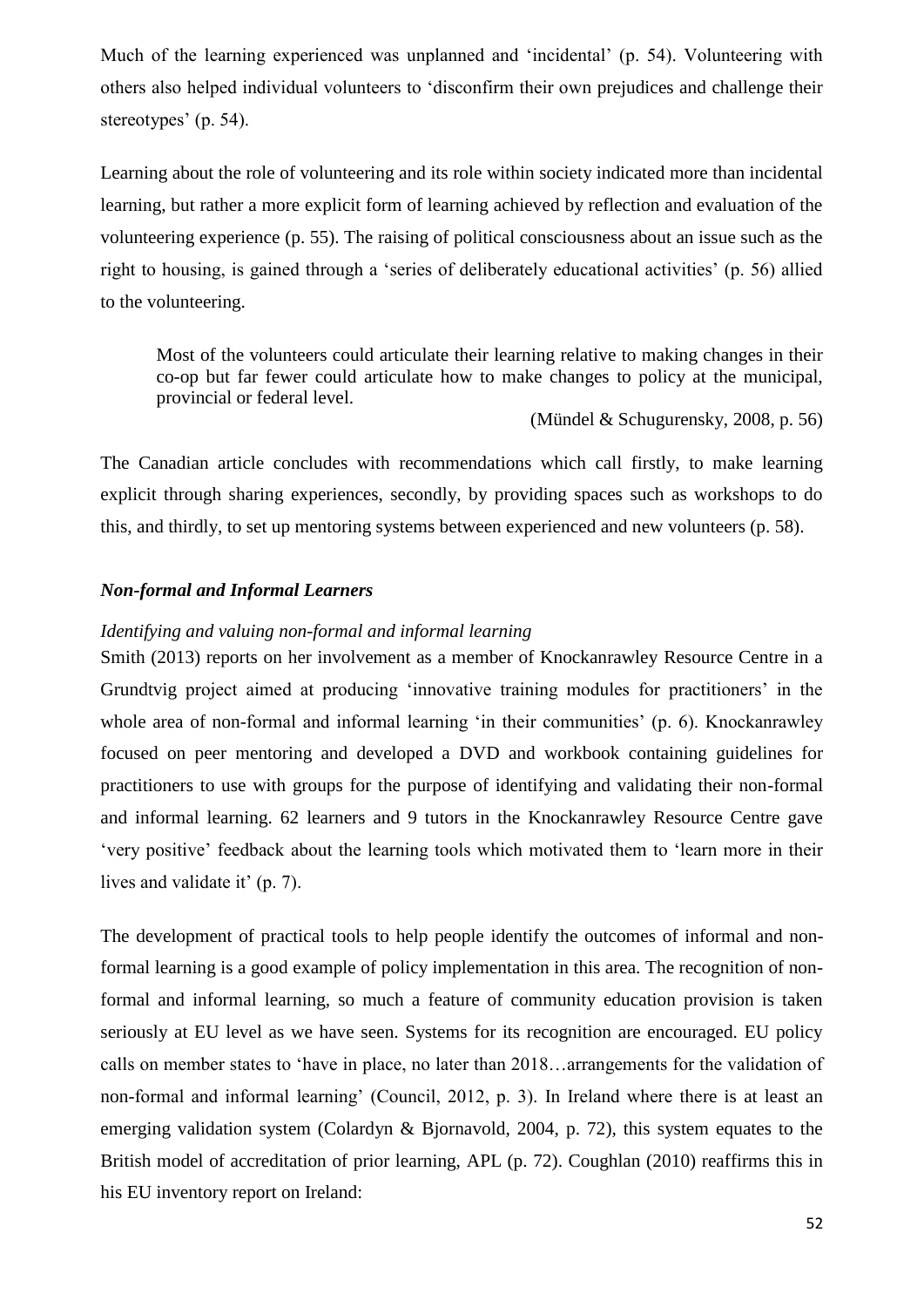Much of the learning experienced was unplanned and 'incidental' (p. 54). Volunteering with others also helped individual volunteers to 'disconfirm their own prejudices and challenge their stereotypes' (p. 54).

Learning about the role of volunteering and its role within society indicated more than incidental learning, but rather a more explicit form of learning achieved by reflection and evaluation of the volunteering experience (p. 55). The raising of political consciousness about an issue such as the right to housing, is gained through a 'series of deliberately educational activities' (p. 56) allied to the volunteering.

> Most of the volunteers could articulate their learning relative to making changes in their co-op but far fewer could articulate how to make changes to policy at the municipal, provincial or federal level.
>
> (Mündel & Schugurensky, 2008, p. 56)

The Canadian article concludes with recommendations which call firstly, to make learning explicit through sharing experiences, secondly, by providing spaces such as workshops to do this, and thirdly, to set up mentoring systems between experienced and new volunteers (p. 58).

### *Non-formal and Informal Learners*

#### *Identifying and valuing non-formal and informal learning*

Smith (2013) reports on her involvement as a member of Knockanrawley Resource Centre in a Grundtvig project aimed at producing 'innovative training modules for practitioners' in the whole area of non-formal and informal learning 'in their communities' (p. 6). Knockanrawley focused on peer mentoring and developed a DVD and workbook containing guidelines for practitioners to use with groups for the purpose of identifying and validating their non-formal and informal learning. 62 learners and 9 tutors in the Knockanrawley Resource Centre gave 'very positive' feedback about the learning tools which motivated them to 'learn more in their lives and validate it' (p. 7).

The development of practical tools to help people identify the outcomes of informal and non-formal learning is a good example of policy implementation in this area. The recognition of non-formal and informal learning, so much a feature of community education provision is taken seriously at EU level as we have seen. Systems for its recognition are encouraged. EU policy calls on member states to 'have in place, no later than 2018…arrangements for the validation of non-formal and informal learning' (Council, 2012, p. 3). In Ireland where there is at least an emerging validation system (Colardyn & Bjornavold, 2004, p. 72), this system equates to the British model of accreditation of prior learning, APL (p. 72). Coughlan (2010) reaffirms this in his EU inventory report on Ireland: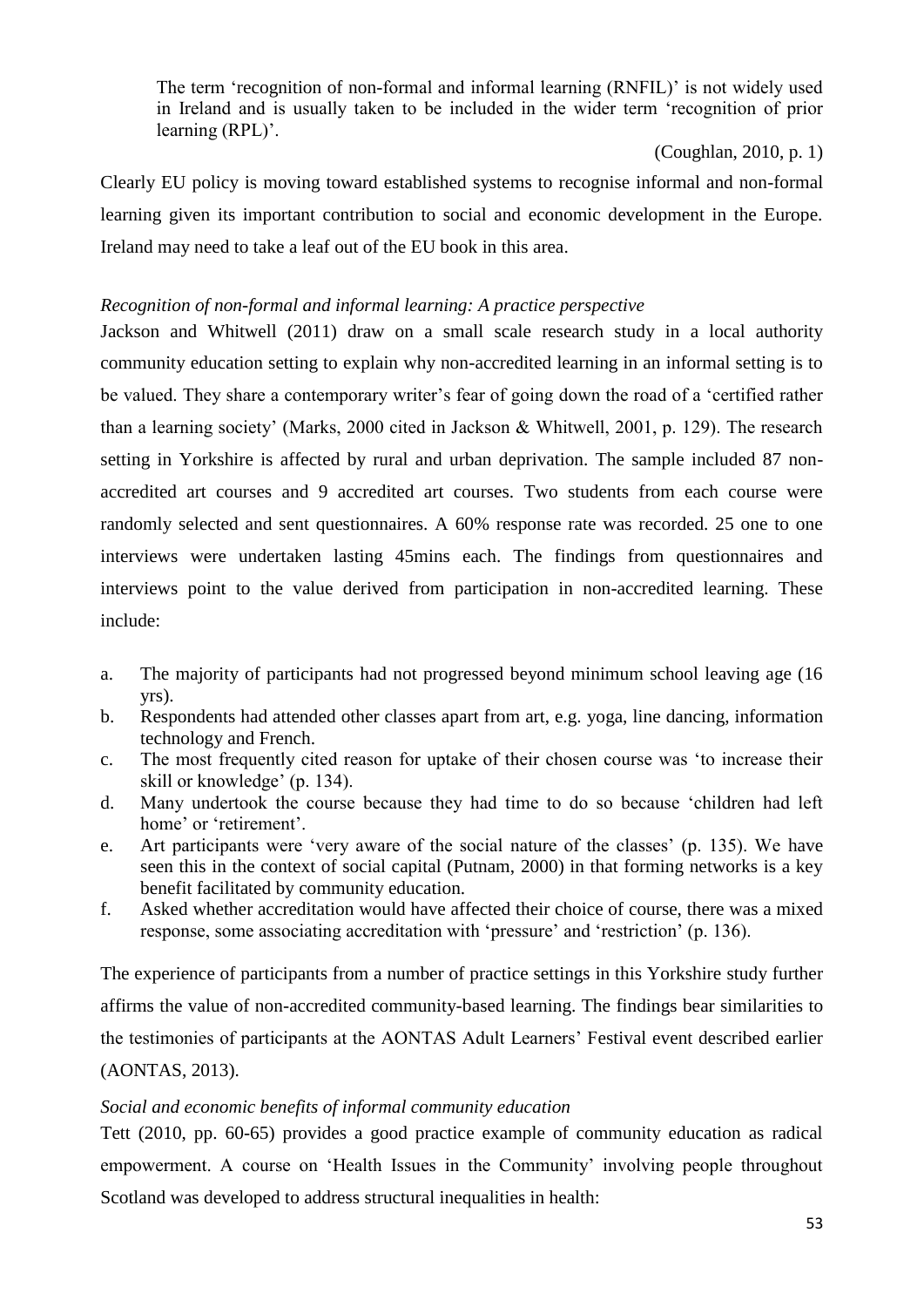> The term 'recognition of non-formal and informal learning (RNFIL)' is not widely used in Ireland and is usually taken to be included in the wider term 'recognition of prior learning (RPL)'.
>
> (Coughlan, 2010, p. 1)

Clearly EU policy is moving toward established systems to recognise informal and non-formal learning given its important contribution to social and economic development in the Europe. Ireland may need to take a leaf out of the EU book in this area.

*Recognition of non-formal and informal learning: A practice perspective*

Jackson and Whitwell (2011) draw on a small scale research study in a local authority community education setting to explain why non-accredited learning in an informal setting is to be valued. They share a contemporary writer's fear of going down the road of a 'certified rather than a learning society' (Marks, 2000 cited in Jackson & Whitwell, 2001, p. 129). The research setting in Yorkshire is affected by rural and urban deprivation. The sample included 87 non-accredited art courses and 9 accredited art courses. Two students from each course were randomly selected and sent questionnaires. A 60% response rate was recorded. 25 one to one interviews were undertaken lasting 45mins each. The findings from questionnaires and interviews point to the value derived from participation in non-accredited learning. These include:

a. The majority of participants had not progressed beyond minimum school leaving age (16 yrs).
b. Respondents had attended other classes apart from art, e.g. yoga, line dancing, information technology and French.
c. The most frequently cited reason for uptake of their chosen course was 'to increase their skill or knowledge' (p. 134).
d. Many undertook the course because they had time to do so because 'children had left home' or 'retirement'.
e. Art participants were 'very aware of the social nature of the classes' (p. 135). We have seen this in the context of social capital (Putnam, 2000) in that forming networks is a key benefit facilitated by community education.
f. Asked whether accreditation would have affected their choice of course, there was a mixed response, some associating accreditation with 'pressure' and 'restriction' (p. 136).

The experience of participants from a number of practice settings in this Yorkshire study further affirms the value of non-accredited community-based learning. The findings bear similarities to the testimonies of participants at the AONTAS Adult Learners' Festival event described earlier (AONTAS, 2013).

*Social and economic benefits of informal community education*

Tett (2010, pp. 60-65) provides a good practice example of community education as radical empowerment. A course on 'Health Issues in the Community' involving people throughout Scotland was developed to address structural inequalities in health: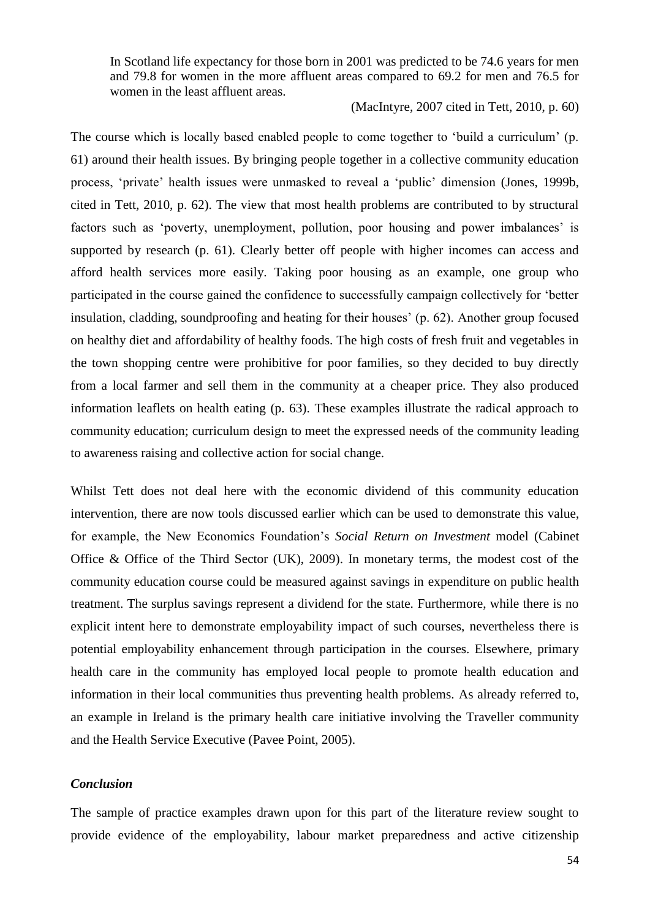> In Scotland life expectancy for those born in 2001 was predicted to be 74.6 years for men and 79.8 for women in the more affluent areas compared to 69.2 for men and 76.5 for women in the least affluent areas.
>
> (MacIntyre, 2007 cited in Tett, 2010, p. 60)

The course which is locally based enabled people to come together to 'build a curriculum' (p. 61) around their health issues. By bringing people together in a collective community education process, 'private' health issues were unmasked to reveal a 'public' dimension (Jones, 1999b, cited in Tett, 2010, p. 62). The view that most health problems are contributed to by structural factors such as 'poverty, unemployment, pollution, poor housing and power imbalances' is supported by research (p. 61). Clearly better off people with higher incomes can access and afford health services more easily. Taking poor housing as an example, one group who participated in the course gained the confidence to successfully campaign collectively for 'better insulation, cladding, soundproofing and heating for their houses' (p. 62). Another group focused on healthy diet and affordability of healthy foods. The high costs of fresh fruit and vegetables in the town shopping centre were prohibitive for poor families, so they decided to buy directly from a local farmer and sell them in the community at a cheaper price. They also produced information leaflets on health eating (p. 63). These examples illustrate the radical approach to community education; curriculum design to meet the expressed needs of the community leading to awareness raising and collective action for social change.

Whilst Tett does not deal here with the economic dividend of this community education intervention, there are now tools discussed earlier which can be used to demonstrate this value, for example, the New Economics Foundation's *Social Return on Investment* model (Cabinet Office & Office of the Third Sector (UK), 2009). In monetary terms, the modest cost of the community education course could be measured against savings in expenditure on public health treatment. The surplus savings represent a dividend for the state. Furthermore, while there is no explicit intent here to demonstrate employability impact of such courses, nevertheless there is potential employability enhancement through participation in the courses. Elsewhere, primary health care in the community has employed local people to promote health education and information in their local communities thus preventing health problems. As already referred to, an example in Ireland is the primary health care initiative involving the Traveller community and the Health Service Executive (Pavee Point, 2005).

### *Conclusion*

The sample of practice examples drawn upon for this part of the literature review sought to provide evidence of the employability, labour market preparedness and active citizenship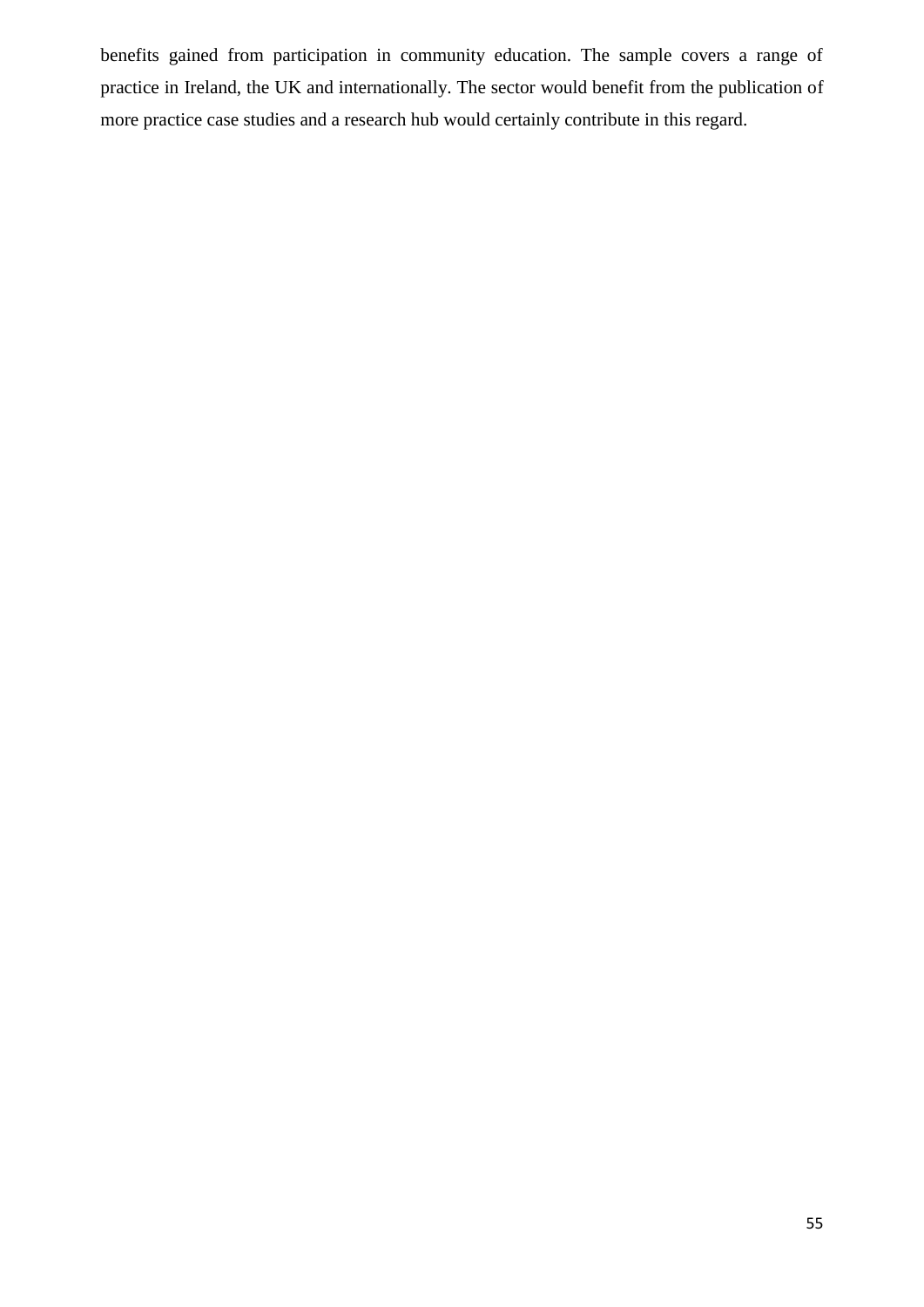benefits gained from participation in community education. The sample covers a range of practice in Ireland, the UK and internationally. The sector would benefit from the publication of more practice case studies and a research hub would certainly contribute in this regard.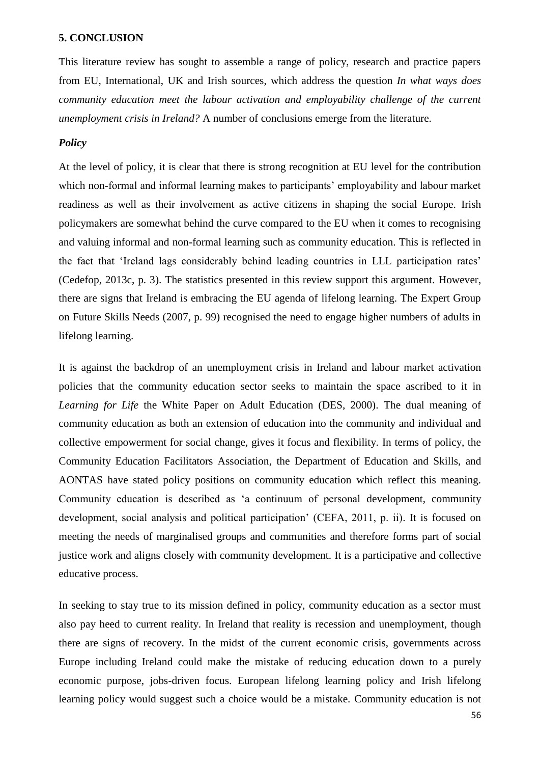## 5. CONCLUSION

This literature review has sought to assemble a range of policy, research and practice papers from EU, International, UK and Irish sources, which address the question *In what ways does community education meet the labour activation and employability challenge of the current unemployment crisis in Ireland?* A number of conclusions emerge from the literature.

### *Policy*

At the level of policy, it is clear that there is strong recognition at EU level for the contribution which non-formal and informal learning makes to participants' employability and labour market readiness as well as their involvement as active citizens in shaping the social Europe. Irish policymakers are somewhat behind the curve compared to the EU when it comes to recognising and valuing informal and non-formal learning such as community education. This is reflected in the fact that 'Ireland lags considerably behind leading countries in LLL participation rates' (Cedefop, 2013c, p. 3). The statistics presented in this review support this argument. However, there are signs that Ireland is embracing the EU agenda of lifelong learning. The Expert Group on Future Skills Needs (2007, p. 99) recognised the need to engage higher numbers of adults in lifelong learning.

It is against the backdrop of an unemployment crisis in Ireland and labour market activation policies that the community education sector seeks to maintain the space ascribed to it in *Learning for Life* the White Paper on Adult Education (DES, 2000). The dual meaning of community education as both an extension of education into the community and individual and collective empowerment for social change, gives it focus and flexibility. In terms of policy, the Community Education Facilitators Association, the Department of Education and Skills, and AONTAS have stated policy positions on community education which reflect this meaning. Community education is described as 'a continuum of personal development, community development, social analysis and political participation' (CEFA, 2011, p. ii). It is focused on meeting the needs of marginalised groups and communities and therefore forms part of social justice work and aligns closely with community development. It is a participative and collective educative process.

In seeking to stay true to its mission defined in policy, community education as a sector must also pay heed to current reality. In Ireland that reality is recession and unemployment, though there are signs of recovery. In the midst of the current economic crisis, governments across Europe including Ireland could make the mistake of reducing education down to a purely economic purpose, jobs-driven focus. European lifelong learning policy and Irish lifelong learning policy would suggest such a choice would be a mistake. Community education is not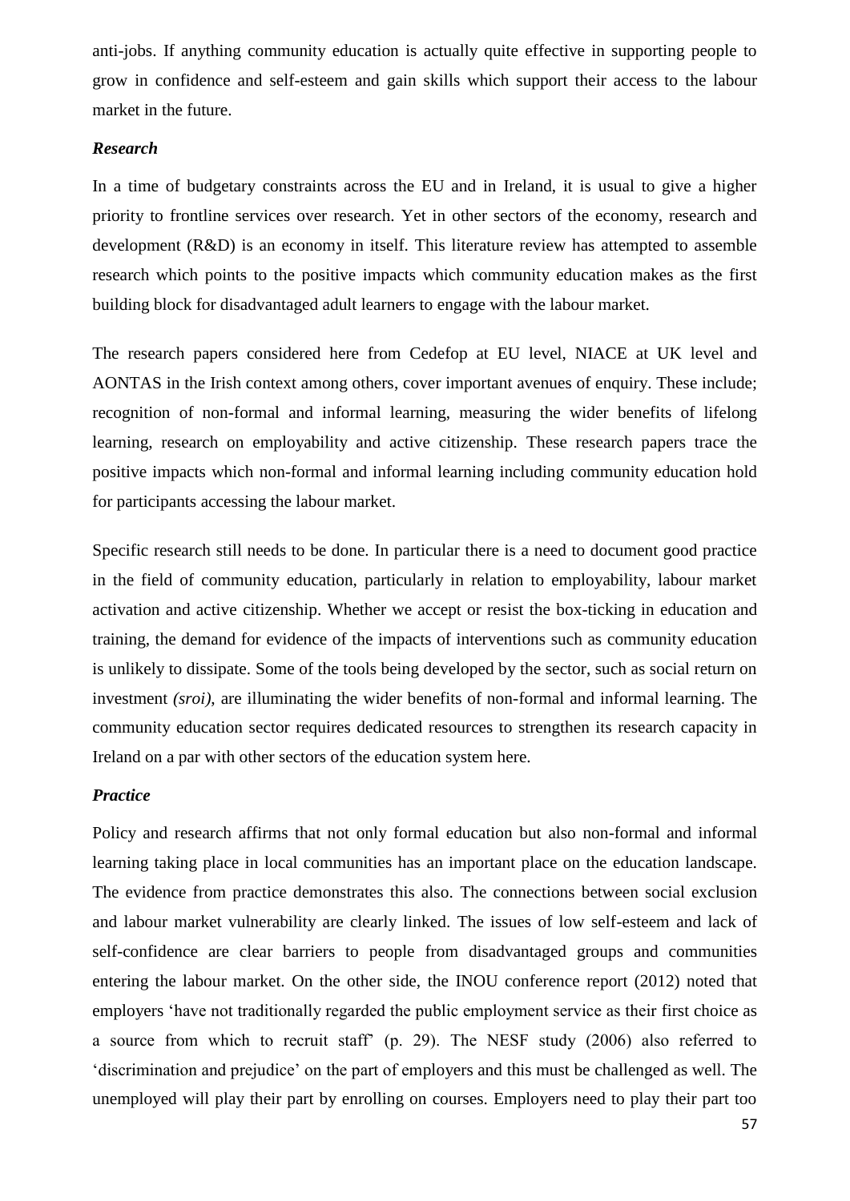anti-jobs. If anything community education is actually quite effective in supporting people to grow in confidence and self-esteem and gain skills which support their access to the labour market in the future.

### *Research*

In a time of budgetary constraints across the EU and in Ireland, it is usual to give a higher priority to frontline services over research. Yet in other sectors of the economy, research and development (R&D) is an economy in itself. This literature review has attempted to assemble research which points to the positive impacts which community education makes as the first building block for disadvantaged adult learners to engage with the labour market.

The research papers considered here from Cedefop at EU level, NIACE at UK level and AONTAS in the Irish context among others, cover important avenues of enquiry. These include; recognition of non-formal and informal learning, measuring the wider benefits of lifelong learning, research on employability and active citizenship. These research papers trace the positive impacts which non-formal and informal learning including community education hold for participants accessing the labour market.

Specific research still needs to be done. In particular there is a need to document good practice in the field of community education, particularly in relation to employability, labour market activation and active citizenship. Whether we accept or resist the box-ticking in education and training, the demand for evidence of the impacts of interventions such as community education is unlikely to dissipate. Some of the tools being developed by the sector, such as social return on investment *(sroi)*, are illuminating the wider benefits of non-formal and informal learning. The community education sector requires dedicated resources to strengthen its research capacity in Ireland on a par with other sectors of the education system here.

### *Practice*

Policy and research affirms that not only formal education but also non-formal and informal learning taking place in local communities has an important place on the education landscape. The evidence from practice demonstrates this also. The connections between social exclusion and labour market vulnerability are clearly linked. The issues of low self-esteem and lack of self-confidence are clear barriers to people from disadvantaged groups and communities entering the labour market. On the other side, the INOU conference report (2012) noted that employers 'have not traditionally regarded the public employment service as their first choice as a source from which to recruit staff' (p. 29). The NESF study (2006) also referred to 'discrimination and prejudice' on the part of employers and this must be challenged as well. The unemployed will play their part by enrolling on courses. Employers need to play their part too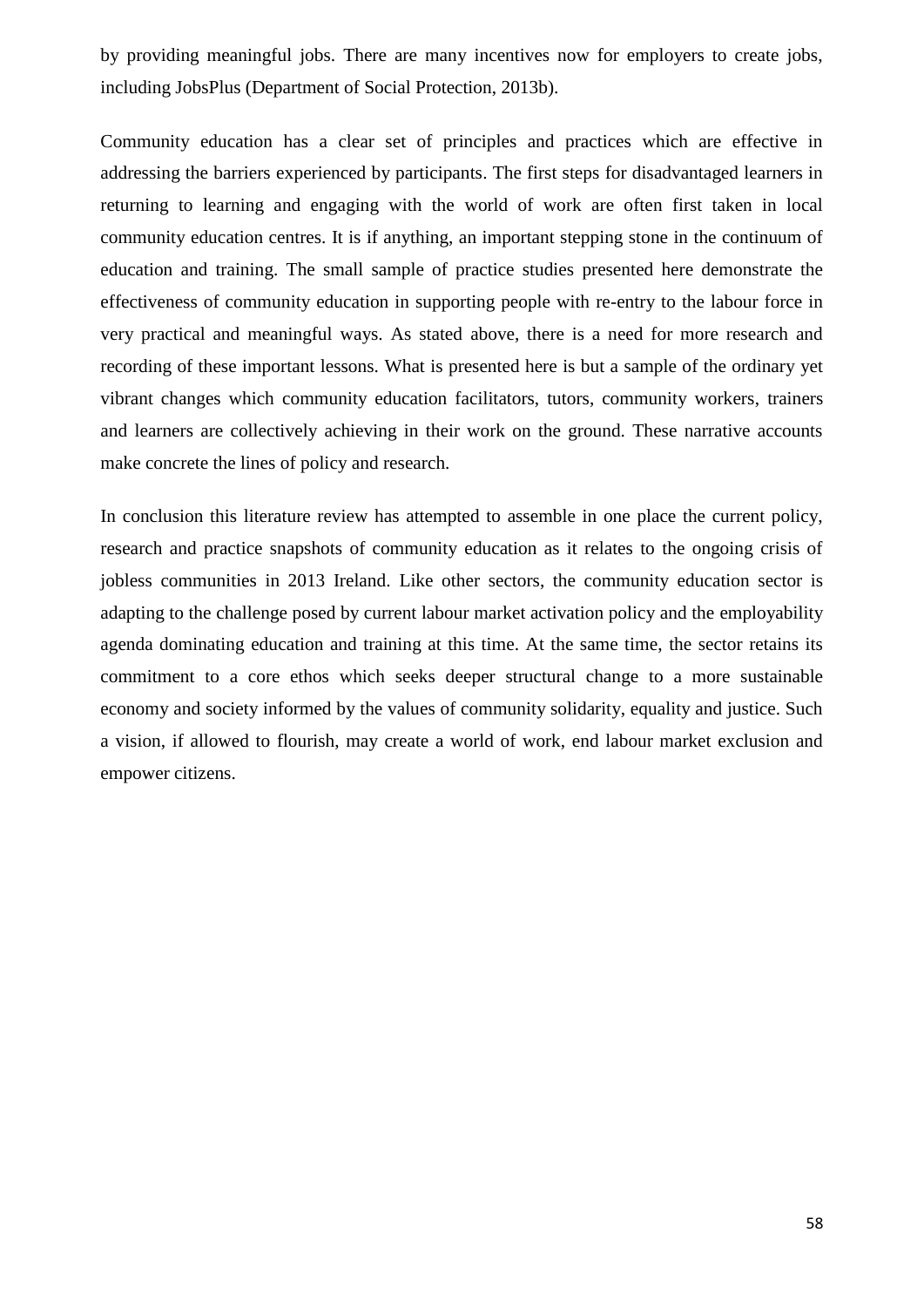by providing meaningful jobs. There are many incentives now for employers to create jobs, including JobsPlus (Department of Social Protection, 2013b).

Community education has a clear set of principles and practices which are effective in addressing the barriers experienced by participants. The first steps for disadvantaged learners in returning to learning and engaging with the world of work are often first taken in local community education centres. It is if anything, an important stepping stone in the continuum of education and training. The small sample of practice studies presented here demonstrate the effectiveness of community education in supporting people with re-entry to the labour force in very practical and meaningful ways. As stated above, there is a need for more research and recording of these important lessons. What is presented here is but a sample of the ordinary yet vibrant changes which community education facilitators, tutors, community workers, trainers and learners are collectively achieving in their work on the ground. These narrative accounts make concrete the lines of policy and research.

In conclusion this literature review has attempted to assemble in one place the current policy, research and practice snapshots of community education as it relates to the ongoing crisis of jobless communities in 2013 Ireland. Like other sectors, the community education sector is adapting to the challenge posed by current labour market activation policy and the employability agenda dominating education and training at this time. At the same time, the sector retains its commitment to a core ethos which seeks deeper structural change to a more sustainable economy and society informed by the values of community solidarity, equality and justice. Such a vision, if allowed to flourish, may create a world of work, end labour market exclusion and empower citizens.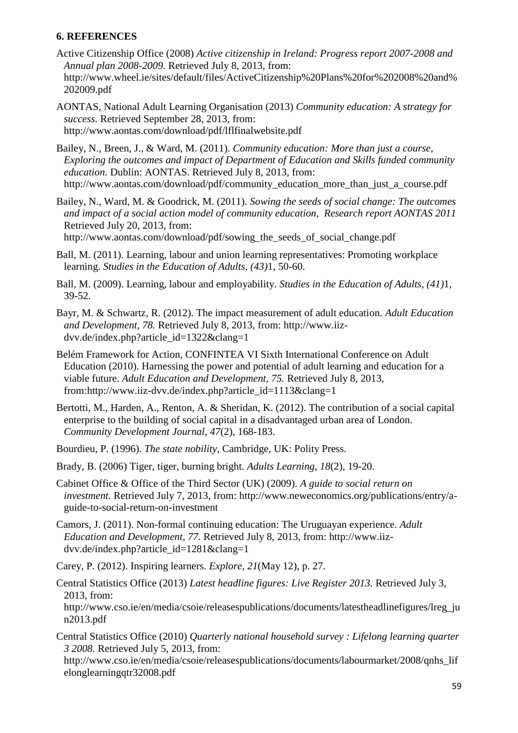## 6. REFERENCES

Active Citizenship Office (2008) *Active citizenship in Ireland: Progress report 2007-2008 and Annual plan 2008-2009.* Retrieved July 8, 2013, from: http://www.wheel.ie/sites/default/files/ActiveCitizenship%20Plans%20for%202008%20and%202009.pdf

AONTAS, National Adult Learning Organisation (2013) *Community education: A strategy for success.* Retrieved September 28, 2013, from: http://www.aontas.com/download/pdf/lflfinalwebsite.pdf

Bailey, N., Breen, J., & Ward, M. (2011). *Community education: More than just a course, Exploring the outcomes and impact of Department of Education and Skills funded community education.* Dublin: AONTAS. Retrieved July 8, 2013, from: http://www.aontas.com/download/pdf/community_education_more_than_just_a_course.pdf

Bailey, N., Ward, M. & Goodrick, M. (2011). *Sowing the seeds of social change: The outcomes and impact of a social action model of community education, Research report AONTAS 2011* Retrieved July 20, 2013, from: http://www.aontas.com/download/pdf/sowing_the_seeds_of_social_change.pdf

Ball, M. (2011). Learning, labour and union learning representatives: Promoting workplace learning. *Studies in the Education of Adults, (43)*1, 50-60.

Ball, M. (2009). Learning, labour and employability. *Studies in the Education of Adults, (41)*1, 39-52.

Bayr, M. & Schwartz, R. (2012). The impact measurement of adult education. *Adult Education and Development, 78.* Retrieved July 8, 2013, from: http://www.iiz-dvv.de/index.php?article_id=1322&clang=1

Belém Framework for Action, CONFINTEA VI Sixth International Conference on Adult Education (2010). Harnessing the power and potential of adult learning and education for a viable future. *Adult Education and Development, 75.* Retrieved July 8, 2013, from:http://www.iiz-dvv.de/index.php?article_id=1113&clang=1

Bertotti, M., Harden, A., Renton, A. & Sheridan, K. (2012). The contribution of a social capital enterprise to the building of social capital in a disadvantaged urban area of London. *Community Development Journal, 47*(2), 168-183.

Bourdieu, P. (1996). *The state nobility*, Cambridge, UK: Polity Press.

Brady, B. (2006) Tiger, tiger, burning bright. *Adults Learning*, *18*(2), 19-20.

Cabinet Office & Office of the Third Sector (UK) (2009). *A guide to social return on investment.* Retrieved July 7, 2013, from: http://www.neweconomics.org/publications/entry/a-guide-to-social-return-on-investment

Camors, J. (2011). Non-formal continuing education: The Uruguayan experience. *Adult Education and Development, 77.* Retrieved July 8, 2013, from: http://www.iiz-dvv.de/index.php?article_id=1281&clang=1

Carey, P. (2012). Inspiring learners. *Explore, 21*(May 12), p. 27.

Central Statistics Office (2013) *Latest headline figures: Live Register 2013.* Retrieved July 3, 2013, from: http://www.cso.ie/en/media/csoie/releasespublications/documents/latestheadlinefigures/lreg_jun2013.pdf

Central Statistics Office (2010) *Quarterly national household survey : Lifelong learning quarter 3 2008.* Retrieved July 5, 2013, from: http://www.cso.ie/en/media/csoie/releasespublications/documents/labourmarket/2008/qnhs_lifelonglearningqtr32008.pdf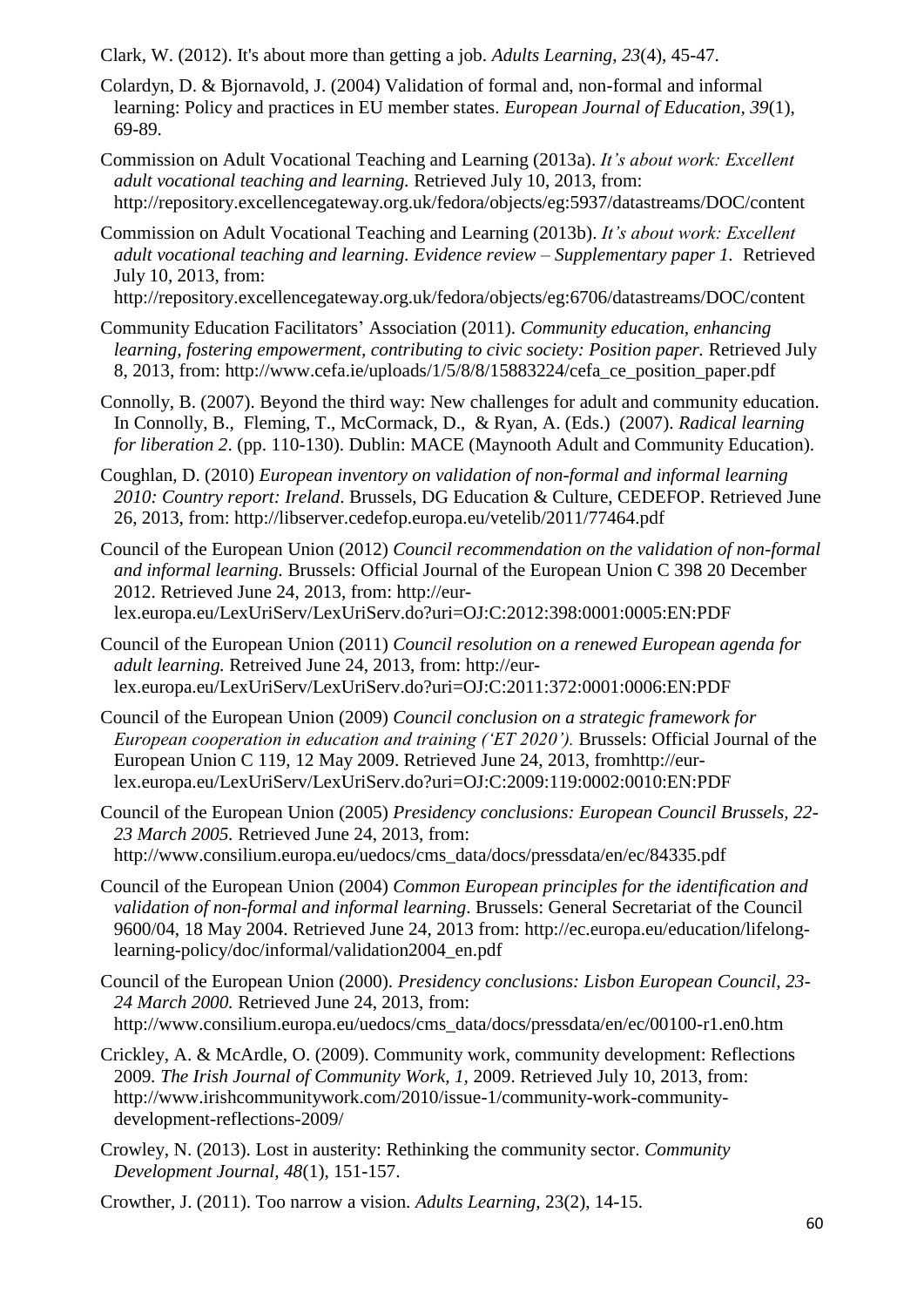Clark, W. (2012). It's about more than getting a job. *Adults Learning, 23*(4), 45-47.

Colardyn, D. & Bjornavold, J. (2004) Validation of formal and, non-formal and informal learning: Policy and practices in EU member states. *European Journal of Education, 39*(1), 69-89.

Commission on Adult Vocational Teaching and Learning (2013a). *It's about work: Excellent adult vocational teaching and learning.* Retrieved July 10, 2013, from: http://repository.excellencegateway.org.uk/fedora/objects/eg:5937/datastreams/DOC/content

Commission on Adult Vocational Teaching and Learning (2013b). *It's about work: Excellent adult vocational teaching and learning. Evidence review – Supplementary paper 1.* Retrieved July 10, 2013, from: http://repository.excellencegateway.org.uk/fedora/objects/eg:6706/datastreams/DOC/content

Community Education Facilitators' Association (2011). *Community education, enhancing learning, fostering empowerment, contributing to civic society: Position paper.* Retrieved July 8, 2013, from: http://www.cefa.ie/uploads/1/5/8/8/15883224/cefa_ce_position_paper.pdf

Connolly, B. (2007). Beyond the third way: New challenges for adult and community education. In Connolly, B., Fleming, T., McCormack, D., & Ryan, A. (Eds.) (2007). *Radical learning for liberation 2*. (pp. 110-130). Dublin: MACE (Maynooth Adult and Community Education).

Coughlan, D. (2010) *European inventory on validation of non-formal and informal learning 2010: Country report: Ireland*. Brussels, DG Education & Culture, CEDEFOP. Retrieved June 26, 2013, from: http://libserver.cedefop.europa.eu/vetelib/2011/77464.pdf

Council of the European Union (2012) *Council recommendation on the validation of non-formal and informal learning.* Brussels: Official Journal of the European Union C 398 20 December 2012. Retrieved June 24, 2013, from: http://eur-lex.europa.eu/LexUriServ/LexUriServ.do?uri=OJ:C:2012:398:0001:0005:EN:PDF

Council of the European Union (2011) *Council resolution on a renewed European agenda for adult learning.* Retreived June 24, 2013, from: http://eur-lex.europa.eu/LexUriServ/LexUriServ.do?uri=OJ:C:2011:372:0001:0006:EN:PDF

Council of the European Union (2009) *Council conclusion on a strategic framework for European cooperation in education and training ('ET 2020').* Brussels: Official Journal of the European Union C 119, 12 May 2009. Retrieved June 24, 2013, fromhttp://eur-lex.europa.eu/LexUriServ/LexUriServ.do?uri=OJ:C:2009:119:0002:0010:EN:PDF

Council of the European Union (2005) *Presidency conclusions: European Council Brussels, 22-23 March 2005.* Retrieved June 24, 2013, from: http://www.consilium.europa.eu/uedocs/cms_data/docs/pressdata/en/ec/84335.pdf

Council of the European Union (2004) *Common European principles for the identification and validation of non-formal and informal learning*. Brussels: General Secretariat of the Council 9600/04, 18 May 2004. Retrieved June 24, 2013 from: http://ec.europa.eu/education/lifelong-learning-policy/doc/informal/validation2004_en.pdf

Council of the European Union (2000). *Presidency conclusions: Lisbon European Council, 23-24 March 2000.* Retrieved June 24, 2013, from: http://www.consilium.europa.eu/uedocs/cms_data/docs/pressdata/en/ec/00100-r1.en0.htm

Crickley, A. & McArdle, O. (2009). Community work, community development: Reflections 2009. *The Irish Journal of Community Work, 1*, 2009. Retrieved July 10, 2013, from: http://www.irishcommunitywork.com/2010/issue-1/community-work-community-development-reflections-2009/

Crowley, N. (2013). Lost in austerity: Rethinking the community sector. *Community Development Journal, 48*(1), 151-157.

Crowther, J. (2011). Too narrow a vision. *Adults Learning,* 23(2), 14-15.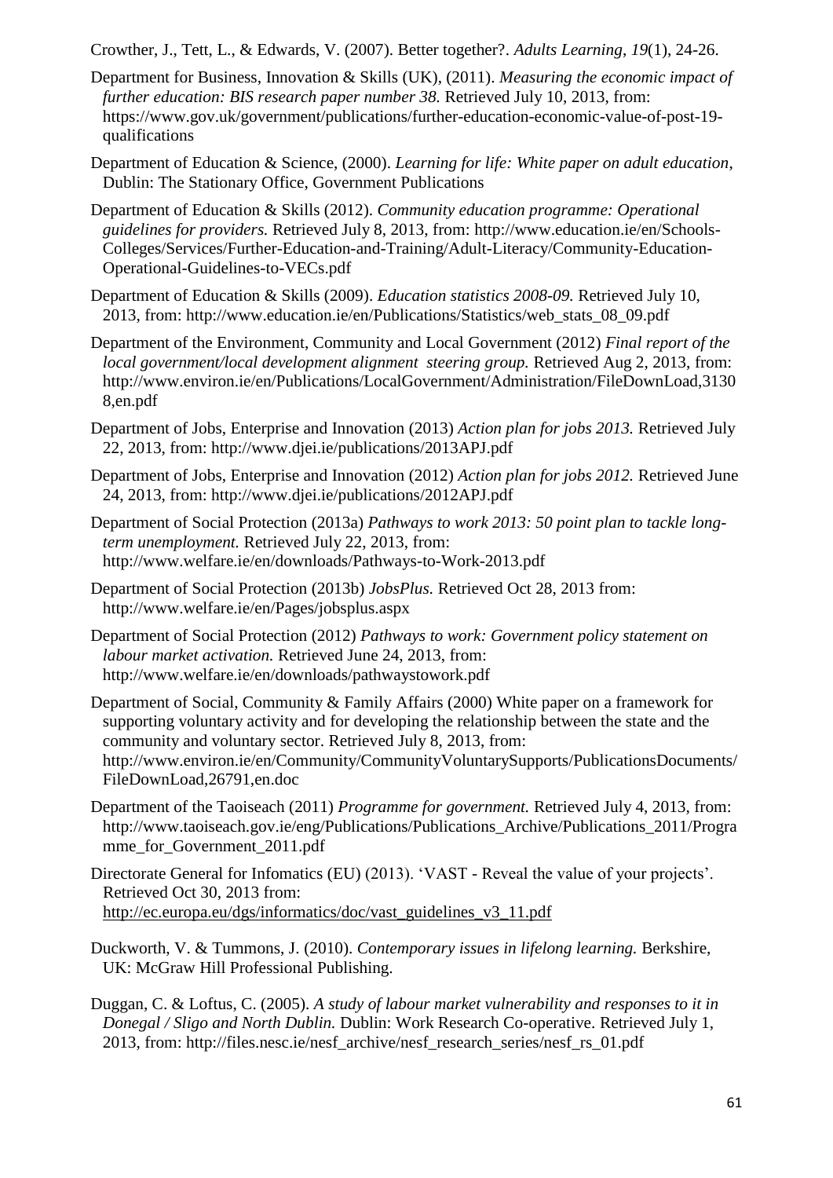Crowther, J., Tett, L., & Edwards, V. (2007). Better together?. *Adults Learning*, *19*(1), 24-26.

Department for Business, Innovation & Skills (UK), (2011). *Measuring the economic impact of further education: BIS research paper number 38.* Retrieved July 10, 2013, from: https://www.gov.uk/government/publications/further-education-economic-value-of-post-19-qualifications

Department of Education & Science, (2000). *Learning for life: White paper on adult education*, Dublin: The Stationary Office, Government Publications

Department of Education & Skills (2012). *Community education programme: Operational guidelines for providers.* Retrieved July 8, 2013, from: http://www.education.ie/en/Schools-Colleges/Services/Further-Education-and-Training/Adult-Literacy/Community-Education-Operational-Guidelines-to-VECs.pdf

Department of Education & Skills (2009). *Education statistics 2008-09.* Retrieved July 10, 2013, from: http://www.education.ie/en/Publications/Statistics/web_stats_08_09.pdf

Department of the Environment, Community and Local Government (2012) *Final report of the local government/local development alignment steering group.* Retrieved Aug 2, 2013, from: http://www.environ.ie/en/Publications/LocalGovernment/Administration/FileDownLoad,31308,en.pdf

Department of Jobs, Enterprise and Innovation (2013) *Action plan for jobs 2013.* Retrieved July 22, 2013, from: http://www.djei.ie/publications/2013APJ.pdf

Department of Jobs, Enterprise and Innovation (2012) *Action plan for jobs 2012.* Retrieved June 24, 2013, from: http://www.djei.ie/publications/2012APJ.pdf

Department of Social Protection (2013a) *Pathways to work 2013: 50 point plan to tackle long-term unemployment.* Retrieved July 22, 2013, from: http://www.welfare.ie/en/downloads/Pathways-to-Work-2013.pdf

Department of Social Protection (2013b) *JobsPlus.* Retrieved Oct 28, 2013 from: http://www.welfare.ie/en/Pages/jobsplus.aspx

Department of Social Protection (2012) *Pathways to work: Government policy statement on labour market activation.* Retrieved June 24, 2013, from: http://www.welfare.ie/en/downloads/pathwaystowork.pdf

Department of Social, Community & Family Affairs (2000) White paper on a framework for supporting voluntary activity and for developing the relationship between the state and the community and voluntary sector. Retrieved July 8, 2013, from: http://www.environ.ie/en/Community/CommunityVoluntarySupports/PublicationsDocuments/FileDownLoad,26791,en.doc

Department of the Taoiseach (2011) *Programme for government.* Retrieved July 4, 2013, from: http://www.taoiseach.gov.ie/eng/Publications/Publications_Archive/Publications_2011/Programme_for_Government_2011.pdf

Directorate General for Infomatics (EU) (2013). 'VAST - Reveal the value of your projects'. Retrieved Oct 30, 2013 from: http://ec.europa.eu/dgs/informatics/doc/vast_guidelines_v3_11.pdf

Duckworth, V. & Tummons, J. (2010). *Contemporary issues in lifelong learning.* Berkshire, UK: McGraw Hill Professional Publishing.

Duggan, C. & Loftus, C. (2005). *A study of labour market vulnerability and responses to it in Donegal / Sligo and North Dublin.* Dublin: Work Research Co-operative. Retrieved July 1, 2013, from: http://files.nesc.ie/nesf_archive/nesf_research_series/nesf_rs_01.pdf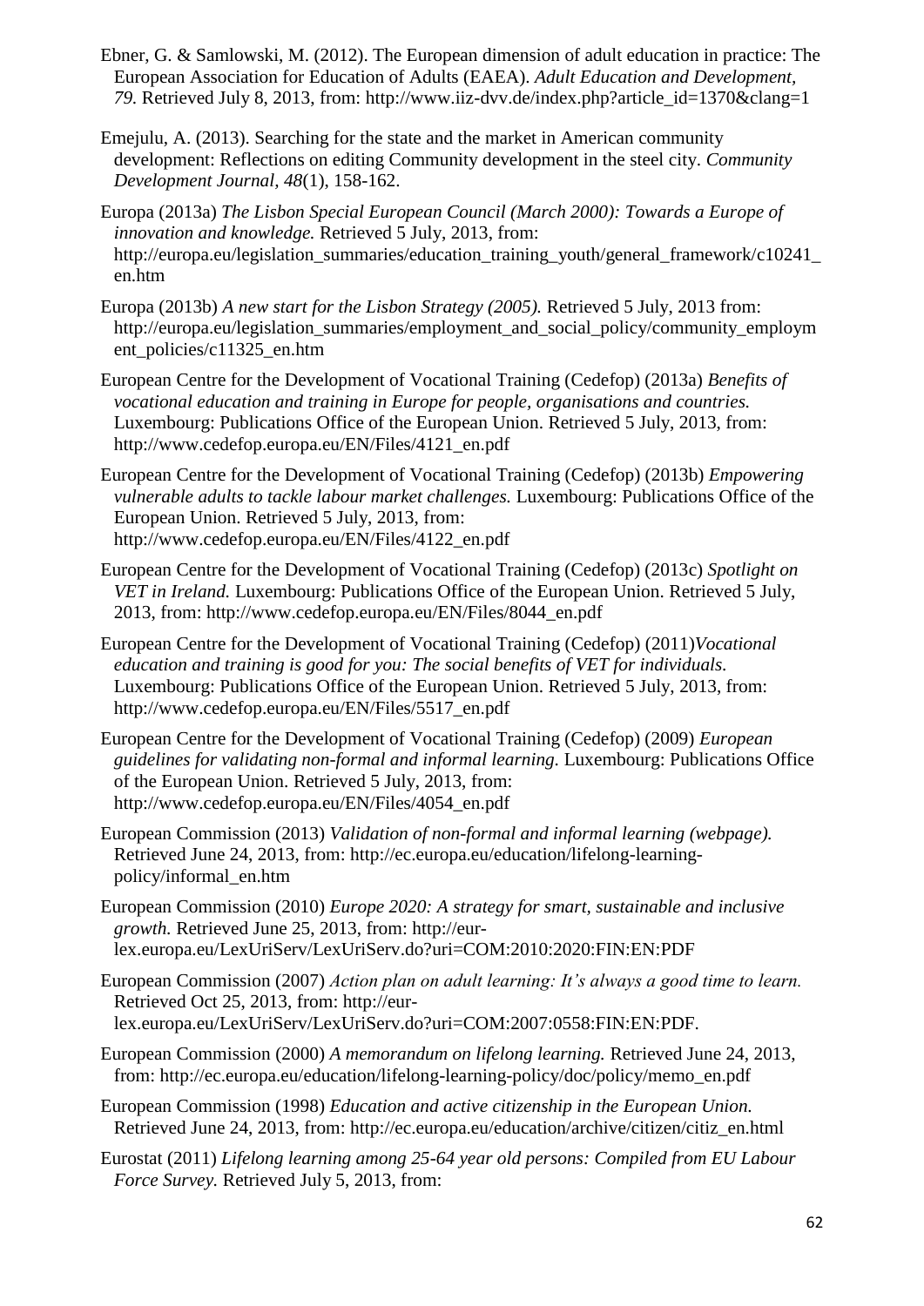Ebner, G. & Samlowski, M. (2012). The European dimension of adult education in practice: The European Association for Education of Adults (EAEA). *Adult Education and Development, 79.* Retrieved July 8, 2013, from: http://www.iiz-dvv.de/index.php?article_id=1370&clang=1

Emejulu, A. (2013). Searching for the state and the market in American community development: Reflections on editing Community development in the steel city. *Community Development Journal, 48*(1), 158-162.

Europa (2013a) *The Lisbon Special European Council (March 2000): Towards a Europe of innovation and knowledge.* Retrieved 5 July, 2013, from: http://europa.eu/legislation_summaries/education_training_youth/general_framework/c10241_en.htm

Europa (2013b) *A new start for the Lisbon Strategy (2005).* Retrieved 5 July, 2013 from: http://europa.eu/legislation_summaries/employment_and_social_policy/community_employment_policies/c11325_en.htm

European Centre for the Development of Vocational Training (Cedefop) (2013a) *Benefits of vocational education and training in Europe for people, organisations and countries.* Luxembourg: Publications Office of the European Union. Retrieved 5 July, 2013, from: http://www.cedefop.europa.eu/EN/Files/4121_en.pdf

European Centre for the Development of Vocational Training (Cedefop) (2013b) *Empowering vulnerable adults to tackle labour market challenges.* Luxembourg: Publications Office of the European Union. Retrieved 5 July, 2013, from: http://www.cedefop.europa.eu/EN/Files/4122_en.pdf

European Centre for the Development of Vocational Training (Cedefop) (2013c) *Spotlight on VET in Ireland.* Luxembourg: Publications Office of the European Union. Retrieved 5 July, 2013, from: http://www.cedefop.europa.eu/EN/Files/8044_en.pdf

European Centre for the Development of Vocational Training (Cedefop) (2011)*Vocational education and training is good for you: The social benefits of VET for individuals.* Luxembourg: Publications Office of the European Union. Retrieved 5 July, 2013, from: http://www.cedefop.europa.eu/EN/Files/5517_en.pdf

European Centre for the Development of Vocational Training (Cedefop) (2009) *European guidelines for validating non-formal and informal learning.* Luxembourg: Publications Office of the European Union. Retrieved 5 July, 2013, from: http://www.cedefop.europa.eu/EN/Files/4054_en.pdf

European Commission (2013) *Validation of non-formal and informal learning (webpage).* Retrieved June 24, 2013, from: http://ec.europa.eu/education/lifelong-learning-policy/informal_en.htm

European Commission (2010) *Europe 2020: A strategy for smart, sustainable and inclusive growth.* Retrieved June 25, 2013, from: http://eur-lex.europa.eu/LexUriServ/LexUriServ.do?uri=COM:2010:2020:FIN:EN:PDF

European Commission (2007) *Action plan on adult learning: It's always a good time to learn.* Retrieved Oct 25, 2013, from: http://eur-lex.europa.eu/LexUriServ/LexUriServ.do?uri=COM:2007:0558:FIN:EN:PDF.

European Commission (2000) *A memorandum on lifelong learning.* Retrieved June 24, 2013, from: http://ec.europa.eu/education/lifelong-learning-policy/doc/policy/memo_en.pdf

European Commission (1998) *Education and active citizenship in the European Union.* Retrieved June 24, 2013, from: http://ec.europa.eu/education/archive/citizen/citiz_en.html

Eurostat (2011) *Lifelong learning among 25-64 year old persons: Compiled from EU Labour Force Survey.* Retrieved July 5, 2013, from: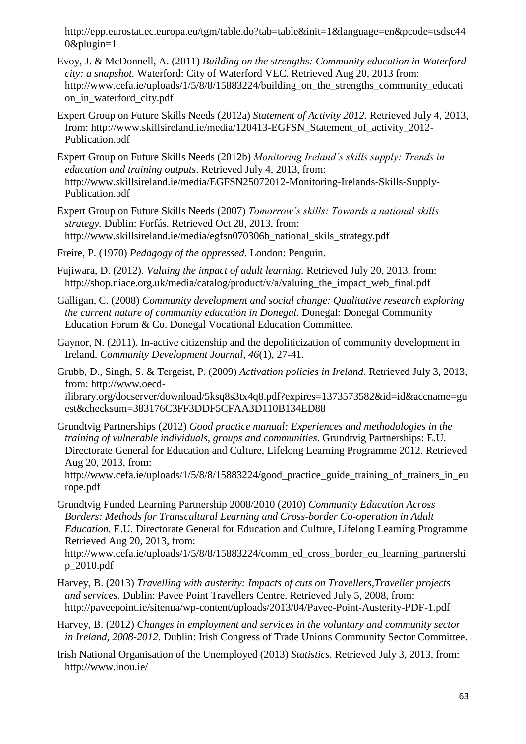http://epp.eurostat.ec.europa.eu/tgm/table.do?tab=table&init=1&language=en&pcode=tsdsc440&plugin=1

Evoy, J. & McDonnell, A. (2011) *Building on the strengths: Community education in Waterford city: a snapshot.* Waterford: City of Waterford VEC. Retrieved Aug 20, 2013 from: http://www.cefa.ie/uploads/1/5/8/8/15883224/building_on_the_strengths_community_education_in_waterford_city.pdf

Expert Group on Future Skills Needs (2012a) *Statement of Activity 2012.* Retrieved July 4, 2013, from: http://www.skillsireland.ie/media/120413-EGFSN_Statement_of_activity_2012-Publication.pdf

Expert Group on Future Skills Needs (2012b) *Monitoring Ireland's skills supply: Trends in education and training outputs*. Retrieved July 4, 2013, from: http://www.skillsireland.ie/media/EGFSN25072012-Monitoring-Irelands-Skills-Supply-Publication.pdf

Expert Group on Future Skills Needs (2007) *Tomorrow's skills: Towards a national skills strategy.* Dublin: Forfás. Retrieved Oct 28, 2013, from: http://www.skillsireland.ie/media/egfsn070306b_national_skils_strategy.pdf

Freire, P. (1970) *Pedagogy of the oppressed.* London: Penguin.

Fujiwara, D. (2012). *Valuing the impact of adult learning.* Retrieved July 20, 2013, from: http://shop.niace.org.uk/media/catalog/product/v/a/valuing_the_impact_web_final.pdf

Galligan, C. (2008) *Community development and social change: Qualitative research exploring the current nature of community education in Donegal.* Donegal: Donegal Community Education Forum & Co. Donegal Vocational Education Committee.

Gaynor, N. (2011). In-active citizenship and the depoliticization of community development in Ireland. *Community Development Journal, 46*(1), 27-41.

Grubb, D., Singh, S. & Tergeist, P. (2009) *Activation policies in Ireland.* Retrieved July 3, 2013, from: http://www.oecd-ilibrary.org/docserver/download/5ksq8s3tx4q8.pdf?expires=1373573582&id=id&accname=guest&checksum=383176C3FF3DDF5CFAA3D110B134ED88

Grundtvig Partnerships (2012) *Good practice manual: Experiences and methodologies in the training of vulnerable individuals, groups and communities*. Grundtvig Partnerships: E.U. Directorate General for Education and Culture, Lifelong Learning Programme 2012. Retrieved Aug 20, 2013, from: http://www.cefa.ie/uploads/1/5/8/8/15883224/good_practice_guide_training_of_trainers_in_europe.pdf

Grundtvig Funded Learning Partnership 2008/2010 (2010) *Community Education Across Borders: Methods for Transcultural Learning and Cross-border Co-operation in Adult Education.* E.U. Directorate General for Education and Culture, Lifelong Learning Programme Retrieved Aug 20, 2013, from: http://www.cefa.ie/uploads/1/5/8/8/15883224/comm_ed_cross_border_eu_learning_partnership_2010.pdf

Harvey, B. (2013) *Travelling with austerity: Impacts of cuts on Travellers,Traveller projects and services*. Dublin: Pavee Point Travellers Centre. Retrieved July 5, 2008, from: http://paveepoint.ie/sitenua/wp-content/uploads/2013/04/Pavee-Point-Austerity-PDF-1.pdf

Harvey, B. (2012) *Changes in employment and services in the voluntary and community sector in Ireland, 2008-2012.* Dublin: Irish Congress of Trade Unions Community Sector Committee.

Irish National Organisation of the Unemployed (2013) *Statistics.* Retrieved July 3, 2013, from: http://www.inou.ie/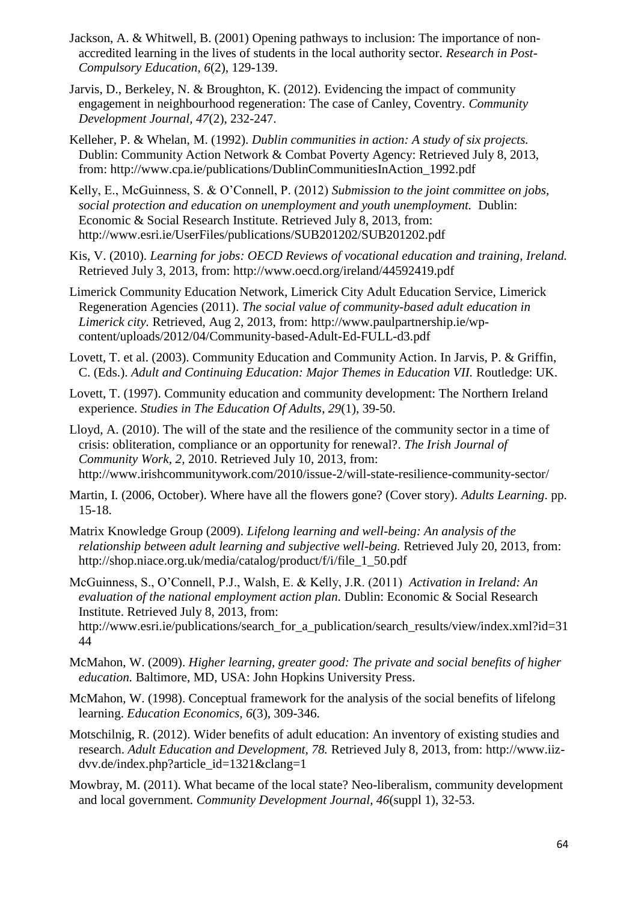Jackson, A. & Whitwell, B. (2001) Opening pathways to inclusion: The importance of non-accredited learning in the lives of students in the local authority sector. *Research in Post-Compulsory Education, 6*(2), 129-139.

Jarvis, D., Berkeley, N. & Broughton, K. (2012). Evidencing the impact of community engagement in neighbourhood regeneration: The case of Canley, Coventry. *Community Development Journal, 47*(2), 232-247.

Kelleher, P. & Whelan, M. (1992). *Dublin communities in action: A study of six projects.* Dublin: Community Action Network & Combat Poverty Agency: Retrieved July 8, 2013, from: http://www.cpa.ie/publications/DublinCommunitiesInAction_1992.pdf

Kelly, E., McGuinness, S. & O'Connell, P. (2012) *Submission to the joint committee on jobs, social protection and education on unemployment and youth unemployment.* Dublin: Economic & Social Research Institute. Retrieved July 8, 2013, from: http://www.esri.ie/UserFiles/publications/SUB201202/SUB201202.pdf

Kis, V. (2010). *Learning for jobs: OECD Reviews of vocational education and training, Ireland.* Retrieved July 3, 2013, from: http://www.oecd.org/ireland/44592419.pdf

Limerick Community Education Network, Limerick City Adult Education Service, Limerick Regeneration Agencies (2011). *The social value of community-based adult education in Limerick city.* Retrieved, Aug 2, 2013, from: http://www.paulpartnership.ie/wp-content/uploads/2012/04/Community-based-Adult-Ed-FULL-d3.pdf

Lovett, T. et al. (2003). Community Education and Community Action. In Jarvis, P. & Griffin, C. (Eds.). *Adult and Continuing Education: Major Themes in Education VII.* Routledge: UK.

Lovett, T. (1997). Community education and community development: The Northern Ireland experience. *Studies in The Education Of Adults, 29*(1), 39-50.

Lloyd, A. (2010). The will of the state and the resilience of the community sector in a time of crisis: obliteration, compliance or an opportunity for renewal?. *The Irish Journal of Community Work, 2,* 2010. Retrieved July 10, 2013, from: http://www.irishcommunitywork.com/2010/issue-2/will-state-resilience-community-sector/

Martin, I. (2006, October). Where have all the flowers gone? (Cover story). *Adults Learning*. pp. 15-18.

Matrix Knowledge Group (2009). *Lifelong learning and well-being: An analysis of the relationship between adult learning and subjective well-being.* Retrieved July 20, 2013, from: http://shop.niace.org.uk/media/catalog/product/f/i/file_1_50.pdf

McGuinness, S., O'Connell, P.J., Walsh, E. & Kelly, J.R. (2011) *Activation in Ireland: An evaluation of the national employment action plan.* Dublin: Economic & Social Research Institute. Retrieved July 8, 2013, from: http://www.esri.ie/publications/search_for_a_publication/search_results/view/index.xml?id=3144

McMahon, W. (2009). *Higher learning, greater good: The private and social benefits of higher education.* Baltimore, MD, USA: John Hopkins University Press.

McMahon, W. (1998). Conceptual framework for the analysis of the social benefits of lifelong learning. *Education Economics, 6*(3), 309-346.

Motschilnig, R. (2012). Wider benefits of adult education: An inventory of existing studies and research. *Adult Education and Development, 78.* Retrieved July 8, 2013, from: http://www.iiz-dvv.de/index.php?article_id=1321&clang=1

Mowbray, M. (2011). What became of the local state? Neo-liberalism, community development and local government. *Community Development Journal, 46*(suppl 1), 32-53.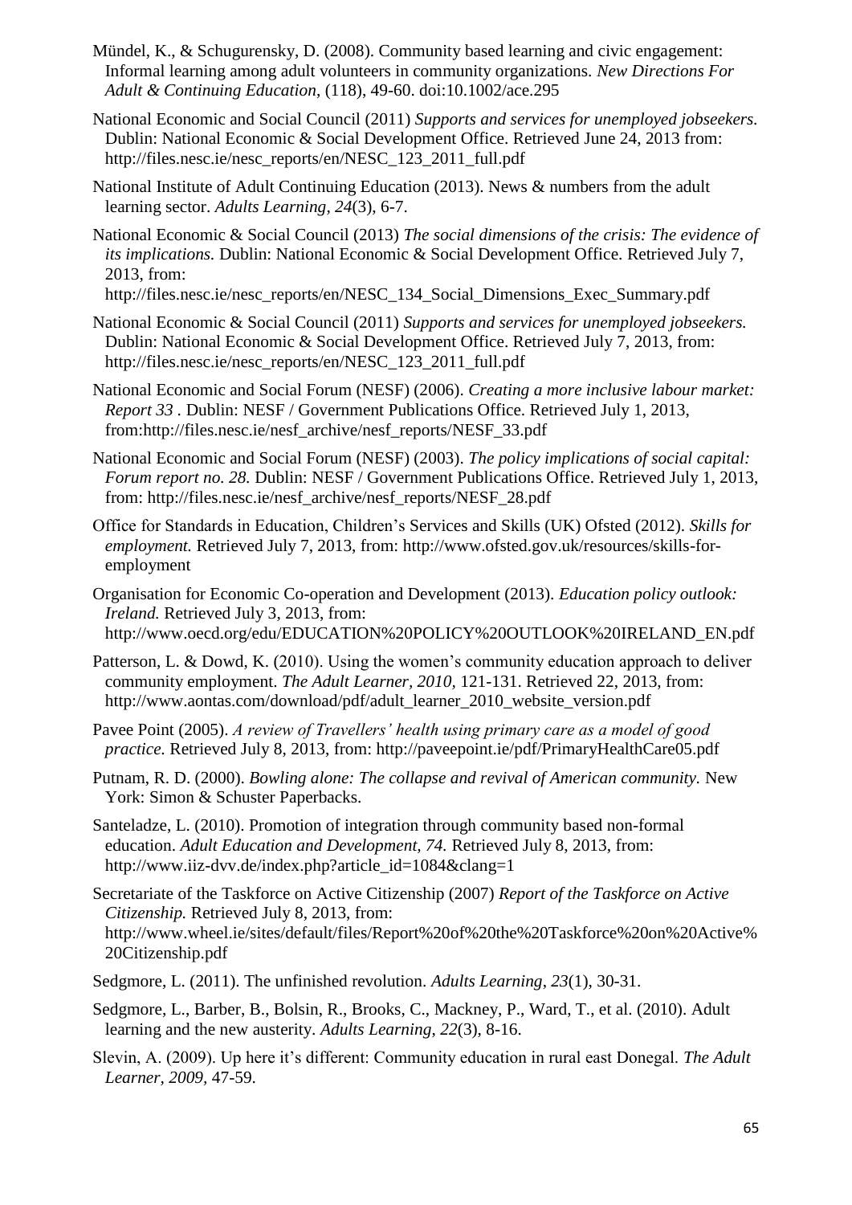Mündel, K., & Schugurensky, D. (2008). Community based learning and civic engagement: Informal learning among adult volunteers in community organizations. *New Directions For Adult & Continuing Education*, (118), 49-60. doi:10.1002/ace.295

National Economic and Social Council (2011) *Supports and services for unemployed jobseekers.* Dublin: National Economic & Social Development Office. Retrieved June 24, 2013 from: http://files.nesc.ie/nesc_reports/en/NESC_123_2011_full.pdf

National Institute of Adult Continuing Education (2013). News & numbers from the adult learning sector. *Adults Learning*, *24*(3), 6-7.

National Economic & Social Council (2013) *The social dimensions of the crisis: The evidence of its implications.* Dublin: National Economic & Social Development Office. Retrieved July 7, 2013, from: http://files.nesc.ie/nesc_reports/en/NESC_134_Social_Dimensions_Exec_Summary.pdf

National Economic & Social Council (2011) *Supports and services for unemployed jobseekers.* Dublin: National Economic & Social Development Office. Retrieved July 7, 2013, from: http://files.nesc.ie/nesc_reports/en/NESC_123_2011_full.pdf

National Economic and Social Forum (NESF) (2006). *Creating a more inclusive labour market: Report 33* . Dublin: NESF / Government Publications Office. Retrieved July 1, 2013, from:http://files.nesc.ie/nesf_archive/nesf_reports/NESF_33.pdf

National Economic and Social Forum (NESF) (2003). *The policy implications of social capital: Forum report no. 28.* Dublin: NESF / Government Publications Office. Retrieved July 1, 2013, from: http://files.nesc.ie/nesf_archive/nesf_reports/NESF_28.pdf

Office for Standards in Education, Children's Services and Skills (UK) Ofsted (2012). *Skills for employment.* Retrieved July 7, 2013, from: http://www.ofsted.gov.uk/resources/skills-for-employment

Organisation for Economic Co-operation and Development (2013). *Education policy outlook: Ireland.* Retrieved July 3, 2013, from: http://www.oecd.org/edu/EDUCATION%20POLICY%20OUTLOOK%20IRELAND_EN.pdf

Patterson, L. & Dowd, K. (2010). Using the women's community education approach to deliver community employment. *The Adult Learner, 2010*, 121-131. Retrieved 22, 2013, from: http://www.aontas.com/download/pdf/adult_learner_2010_website_version.pdf

Pavee Point (2005). *A review of Travellers' health using primary care as a model of good practice.* Retrieved July 8, 2013, from: http://paveepoint.ie/pdf/PrimaryHealthCare05.pdf

Putnam, R. D. (2000). *Bowling alone: The collapse and revival of American community.* New York: Simon & Schuster Paperbacks.

Santeladze, L. (2010). Promotion of integration through community based non-formal education. *Adult Education and Development, 74.* Retrieved July 8, 2013, from: http://www.iiz-dvv.de/index.php?article_id=1084&clang=1

Secretariate of the Taskforce on Active Citizenship (2007) *Report of the Taskforce on Active Citizenship.* Retrieved July 8, 2013, from: http://www.wheel.ie/sites/default/files/Report%20of%20the%20Taskforce%20on%20Active%20Citizenship.pdf

Sedgmore, L. (2011). The unfinished revolution. *Adults Learning*, *23*(1), 30-31.

Sedgmore, L., Barber, B., Bolsin, R., Brooks, C., Mackney, P., Ward, T., et al. (2010). Adult learning and the new austerity. *Adults Learning, 22*(3), 8-16.

Slevin, A. (2009). Up here it's different: Community education in rural east Donegal. *The Adult Learner, 2009*, 47-59.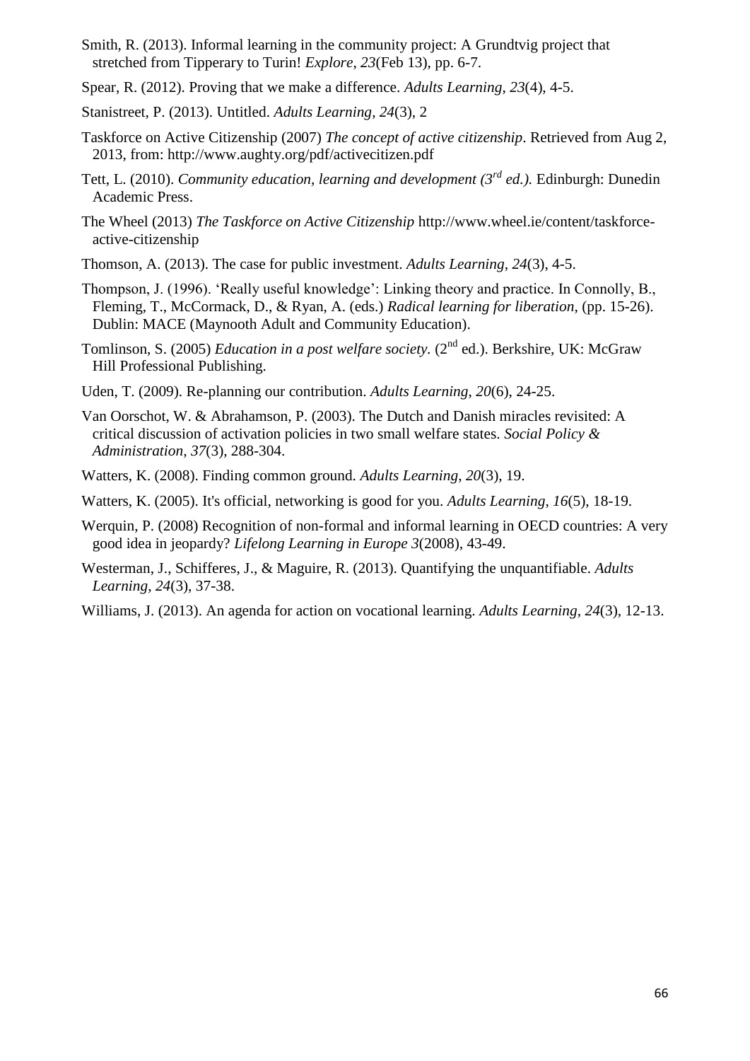Smith, R. (2013). Informal learning in the community project: A Grundtvig project that stretched from Tipperary to Turin! *Explore*, *23*(Feb 13), pp. 6-7.

Spear, R. (2012). Proving that we make a difference. *Adults Learning*, *23*(4), 4-5.

Stanistreet, P. (2013). Untitled. *Adults Learning*, *24*(3), 2

Taskforce on Active Citizenship (2007) *The concept of active citizenship*. Retrieved from Aug 2, 2013, from: http://www.aughty.org/pdf/activecitizen.pdf

Tett, L. (2010). *Community education, learning and development (3rd ed.).* Edinburgh: Dunedin Academic Press.

The Wheel (2013) *The Taskforce on Active Citizenship* http://www.wheel.ie/content/taskforce-active-citizenship

Thomson, A. (2013). The case for public investment. *Adults Learning*, *24*(3), 4-5.

Thompson, J. (1996). 'Really useful knowledge': Linking theory and practice. In Connolly, B., Fleming, T., McCormack, D., & Ryan, A. (eds.) *Radical learning for liberation*, (pp. 15-26). Dublin: MACE (Maynooth Adult and Community Education).

Tomlinson, S. (2005) *Education in a post welfare society.* (2nd ed.). Berkshire, UK: McGraw Hill Professional Publishing.

Uden, T. (2009). Re-planning our contribution. *Adults Learning*, *20*(6), 24-25.

Van Oorschot, W. & Abrahamson, P. (2003). The Dutch and Danish miracles revisited: A critical discussion of activation policies in two small welfare states. *Social Policy & Administration, 37*(3), 288-304.

Watters, K. (2008). Finding common ground. *Adults Learning*, *20*(3), 19.

Watters, K. (2005). It's official, networking is good for you. *Adults Learning*, *16*(5), 18-19.

Werquin, P. (2008) Recognition of non-formal and informal learning in OECD countries: A very good idea in jeopardy? *Lifelong Learning in Europe 3*(2008), 43-49.

Westerman, J., Schifferes, J., & Maguire, R. (2013). Quantifying the unquantifiable. *Adults Learning*, *24*(3), 37-38.

Williams, J. (2013). An agenda for action on vocational learning. *Adults Learning*, *24*(3), 12-13.